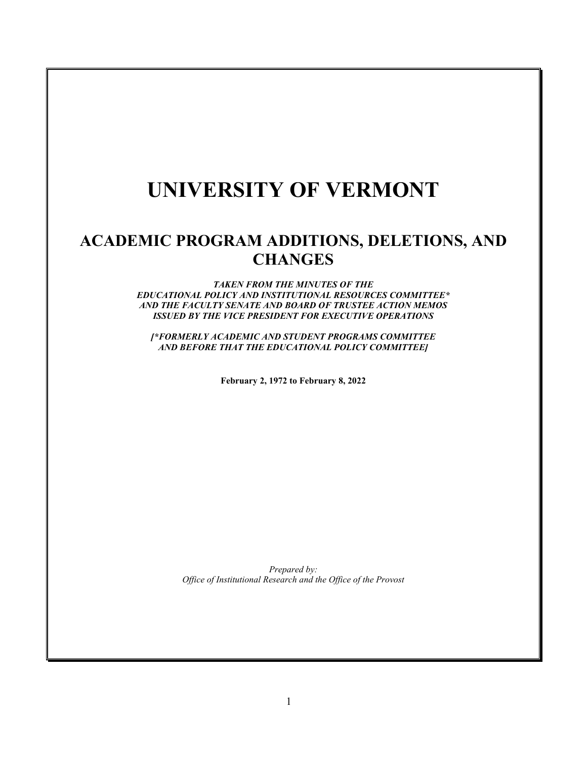# UNIVERSITY OF VERMONT

## ACADEMIC PROGRAM ADDITIONS, DELETIONS, AND CHANGES

***TAKEN FROM THE MINUTES OF THE EDUCATIONAL POLICY AND INSTITUTIONAL RESOURCES COMMITTEE* AND THE FACULTY SENATE AND BOARD OF TRUSTEE ACTION MEMOS ISSUED BY THE VICE PRESIDENT FOR EXECUTIVE OPERATIONS***

***[*FORMERLY ACADEMIC AND STUDENT PROGRAMS COMMITTEE AND BEFORE THAT THE EDUCATIONAL POLICY COMMITTEE]***

**February 2, 1972 to February 8, 2022**

*Prepared by:*
*Office of Institutional Research and the Office of the Provost*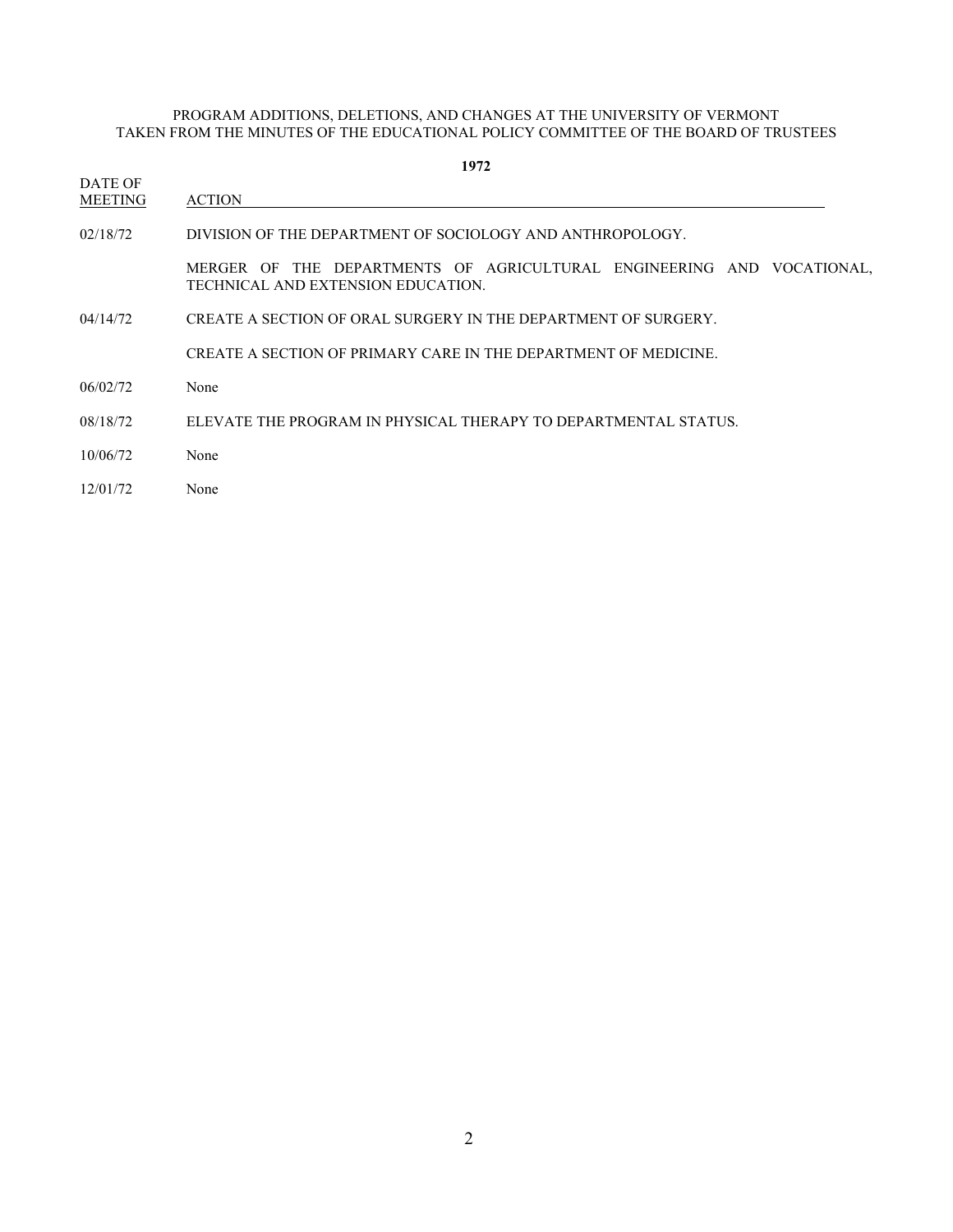PROGRAM ADDITIONS, DELETIONS, AND CHANGES AT THE UNIVERSITY OF VERMONT
TAKEN FROM THE MINUTES OF THE EDUCATIONAL POLICY COMMITTEE OF THE BOARD OF TRUSTEES

**1972**

| DATE OF MEETING | ACTION |
|---|---|
| 02/18/72 | DIVISION OF THE DEPARTMENT OF SOCIOLOGY AND ANTHROPOLOGY. |
| | MERGER OF THE DEPARTMENTS OF AGRICULTURAL ENGINEERING AND VOCATIONAL, TECHNICAL AND EXTENSION EDUCATION. |
| 04/14/72 | CREATE A SECTION OF ORAL SURGERY IN THE DEPARTMENT OF SURGERY. |
| | CREATE A SECTION OF PRIMARY CARE IN THE DEPARTMENT OF MEDICINE. |
| 06/02/72 | None |
| 08/18/72 | ELEVATE THE PROGRAM IN PHYSICAL THERAPY TO DEPARTMENTAL STATUS. |
| 10/06/72 | None |
| 12/01/72 | None |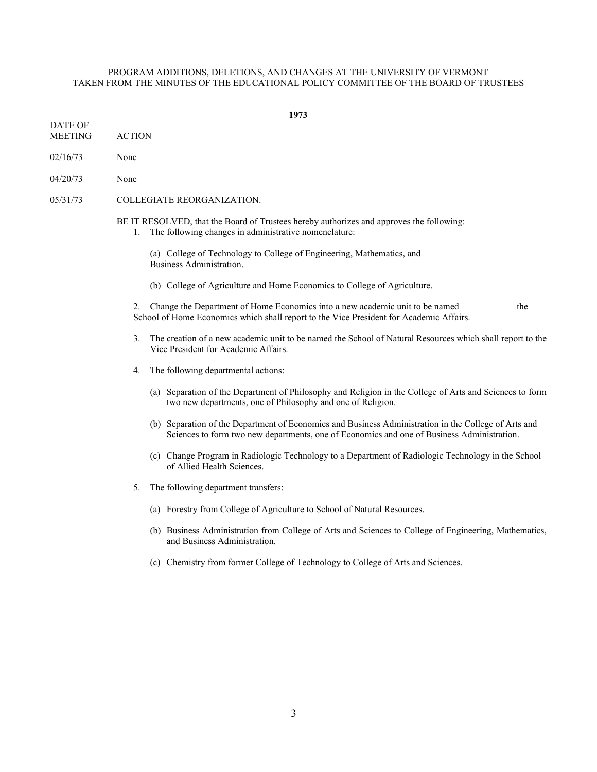PROGRAM ADDITIONS, DELETIONS, AND CHANGES AT THE UNIVERSITY OF VERMONT
TAKEN FROM THE MINUTES OF THE EDUCATIONAL POLICY COMMITTEE OF THE BOARD OF TRUSTEES

**1973**

| DATE OF MEETING | ACTION |
|---|---|
| 02/16/73 | None |
| 04/20/73 | None |
| 05/31/73 | COLLEGIATE REORGANIZATION. |

BE IT RESOLVED, that the Board of Trustees hereby authorizes and approves the following:

1. The following changes in administrative nomenclature:

   (a) College of Technology to College of Engineering, Mathematics, and Business Administration.

   (b) College of Agriculture and Home Economics to College of Agriculture.

2. Change the Department of Home Economics into a new academic unit to be named the School of Home Economics which shall report to the Vice President for Academic Affairs.

3. The creation of a new academic unit to be named the School of Natural Resources which shall report to the Vice President for Academic Affairs.

4. The following departmental actions:

   (a) Separation of the Department of Philosophy and Religion in the College of Arts and Sciences to form two new departments, one of Philosophy and one of Religion.

   (b) Separation of the Department of Economics and Business Administration in the College of Arts and Sciences to form two new departments, one of Economics and one of Business Administration.

   (c) Change Program in Radiologic Technology to a Department of Radiologic Technology in the School of Allied Health Sciences.

5. The following department transfers:

   (a) Forestry from College of Agriculture to School of Natural Resources.

   (b) Business Administration from College of Arts and Sciences to College of Engineering, Mathematics, and Business Administration.

   (c) Chemistry from former College of Technology to College of Arts and Sciences.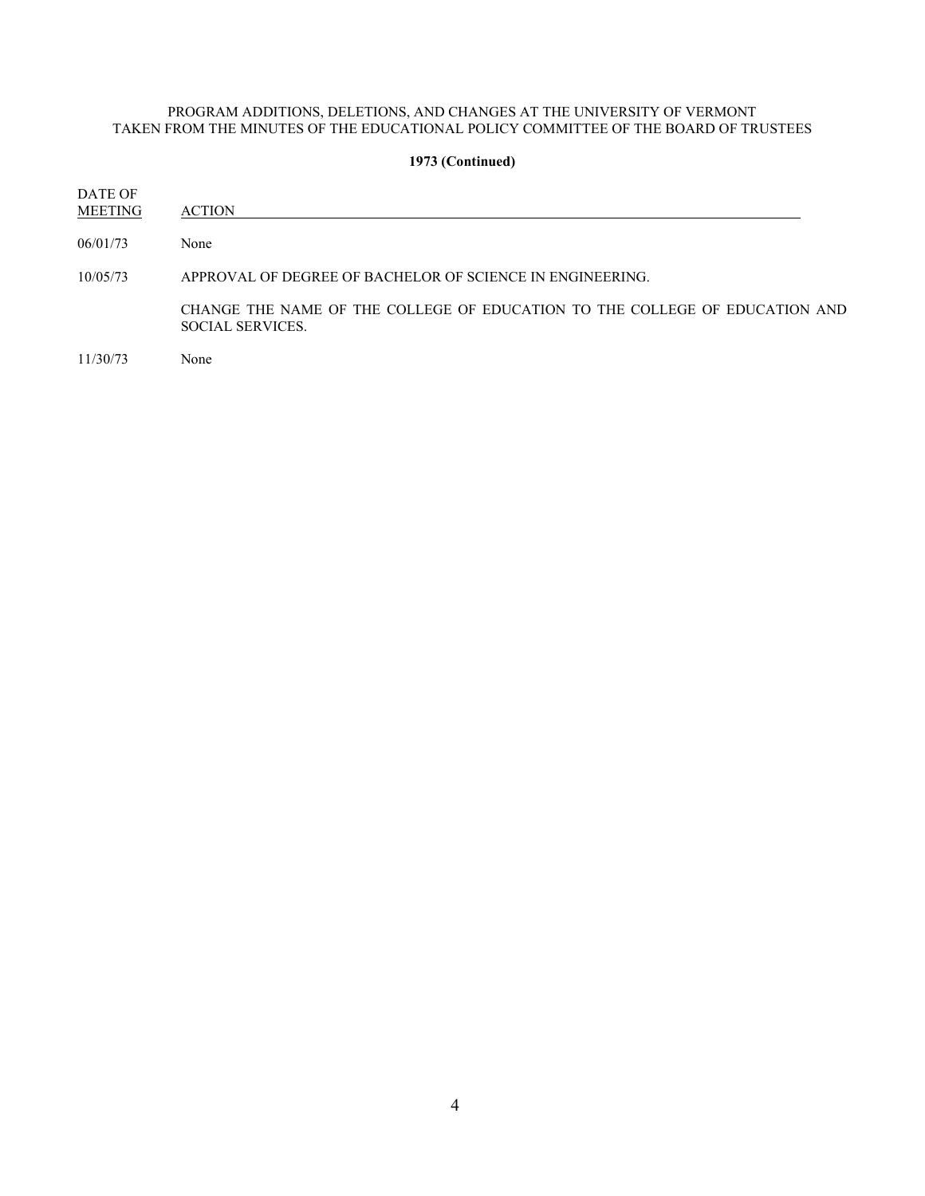PROGRAM ADDITIONS, DELETIONS, AND CHANGES AT THE UNIVERSITY OF VERMONT
TAKEN FROM THE MINUTES OF THE EDUCATIONAL POLICY COMMITTEE OF THE BOARD OF TRUSTEES

**1973 (Continued)**

| DATE OF MEETING | ACTION |
|---|---|
| 06/01/73 | None |
| 10/05/73 | APPROVAL OF DEGREE OF BACHELOR OF SCIENCE IN ENGINEERING. |
| | CHANGE THE NAME OF THE COLLEGE OF EDUCATION TO THE COLLEGE OF EDUCATION AND SOCIAL SERVICES. |
| 11/30/73 | None |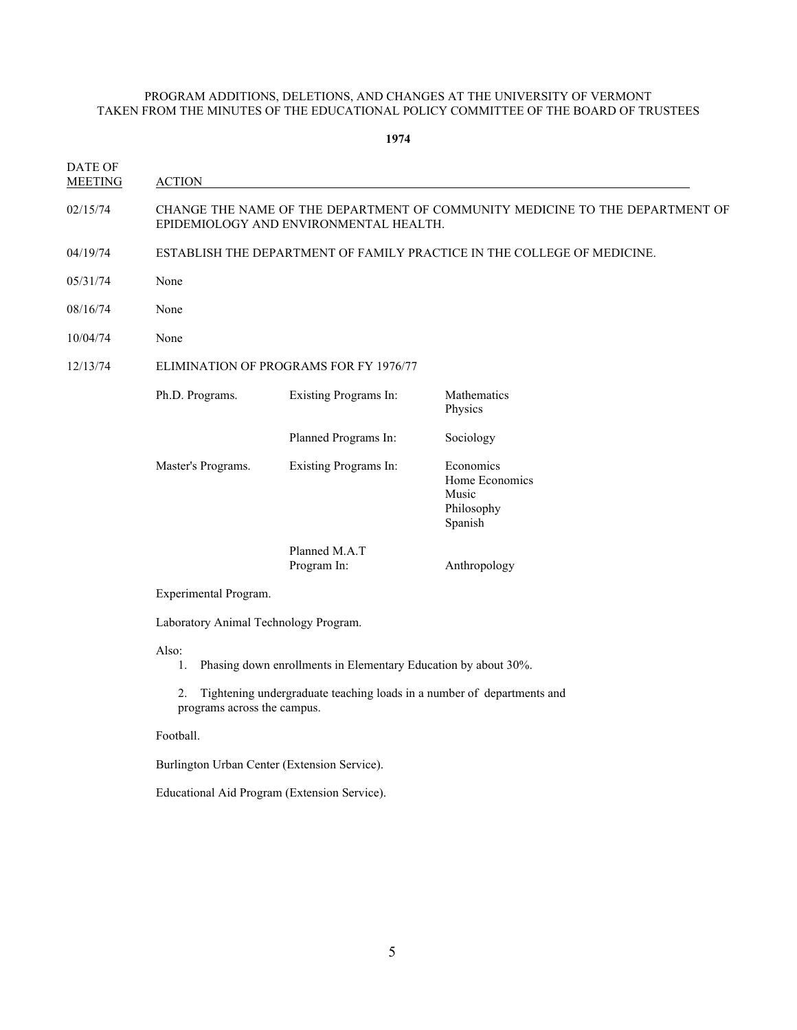PROGRAM ADDITIONS, DELETIONS, AND CHANGES AT THE UNIVERSITY OF VERMONT
TAKEN FROM THE MINUTES OF THE EDUCATIONAL POLICY COMMITTEE OF THE BOARD OF TRUSTEES

**1974**

| DATE OF MEETING | ACTION |
|---|---|
| 02/15/74 | CHANGE THE NAME OF THE DEPARTMENT OF COMMUNITY MEDICINE TO THE DEPARTMENT OF EPIDEMIOLOGY AND ENVIRONMENTAL HEALTH. |
| 04/19/74 | ESTABLISH THE DEPARTMENT OF FAMILY PRACTICE IN THE COLLEGE OF MEDICINE. |
| 05/31/74 | None |
| 08/16/74 | None |
| 10/04/74 | None |
| 12/13/74 | ELIMINATION OF PROGRAMS FOR FY 1976/77 |

| | | |
|---|---|---|
| Ph.D. Programs. | Existing Programs In: | Mathematics<br>Physics |
| | Planned Programs In: | Sociology |
| Master's Programs. | Existing Programs In: | Economics<br>Home Economics<br>Music<br>Philosophy<br>Spanish |
| | Planned M.A.T Program In: | Anthropology |

Experimental Program.

Laboratory Animal Technology Program.

Also:

1. Phasing down enrollments in Elementary Education by about 30%.
2. Tightening undergraduate teaching loads in a number of departments and programs across the campus.

Football.

Burlington Urban Center (Extension Service).

Educational Aid Program (Extension Service).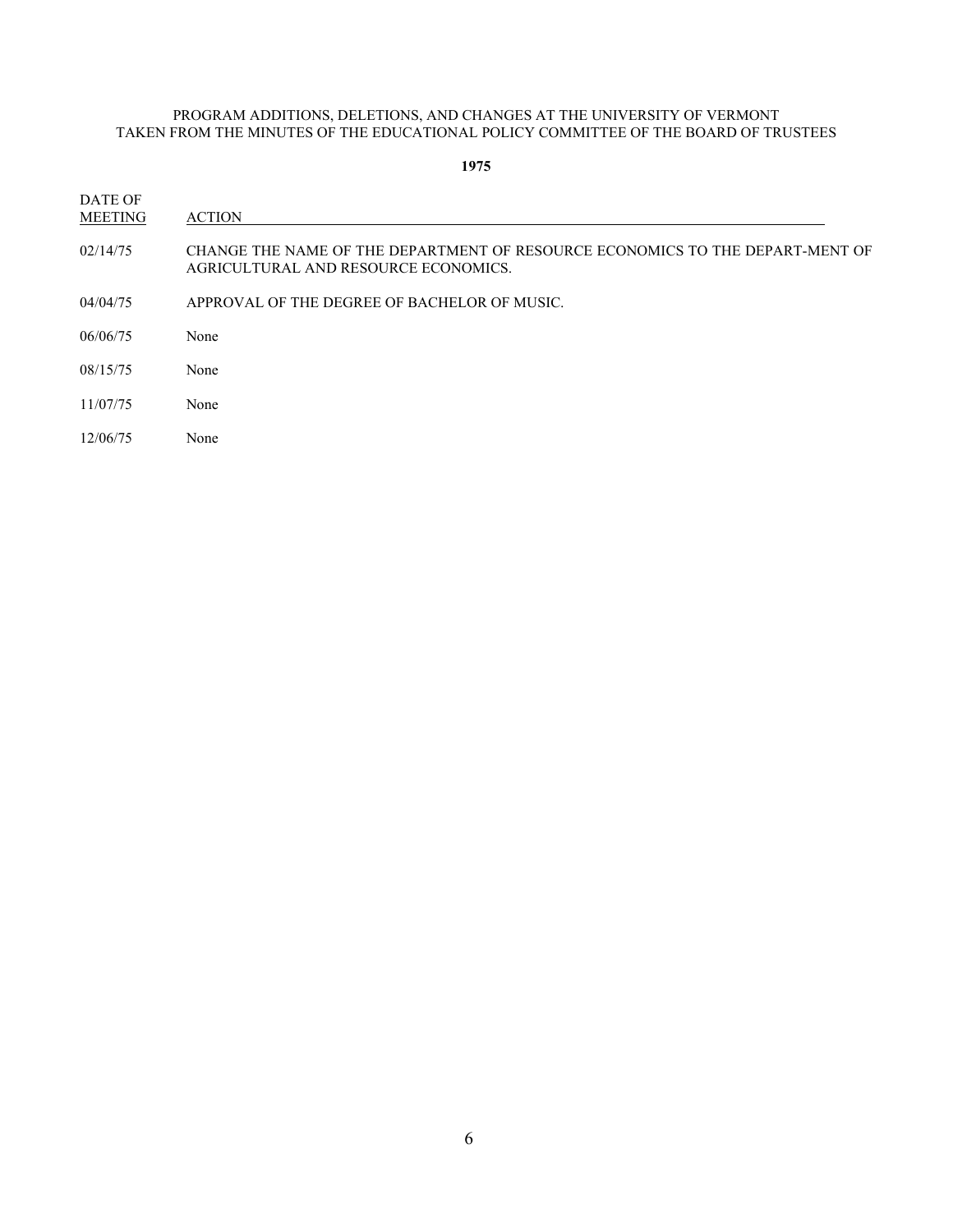PROGRAM ADDITIONS, DELETIONS, AND CHANGES AT THE UNIVERSITY OF VERMONT
TAKEN FROM THE MINUTES OF THE EDUCATIONAL POLICY COMMITTEE OF THE BOARD OF TRUSTEES

**1975**

| DATE OF MEETING | ACTION |
|---|---|
| 02/14/75 | CHANGE THE NAME OF THE DEPARTMENT OF RESOURCE ECONOMICS TO THE DEPART-MENT OF AGRICULTURAL AND RESOURCE ECONOMICS. |
| 04/04/75 | APPROVAL OF THE DEGREE OF BACHELOR OF MUSIC. |
| 06/06/75 | None |
| 08/15/75 | None |
| 11/07/75 | None |
| 12/06/75 | None |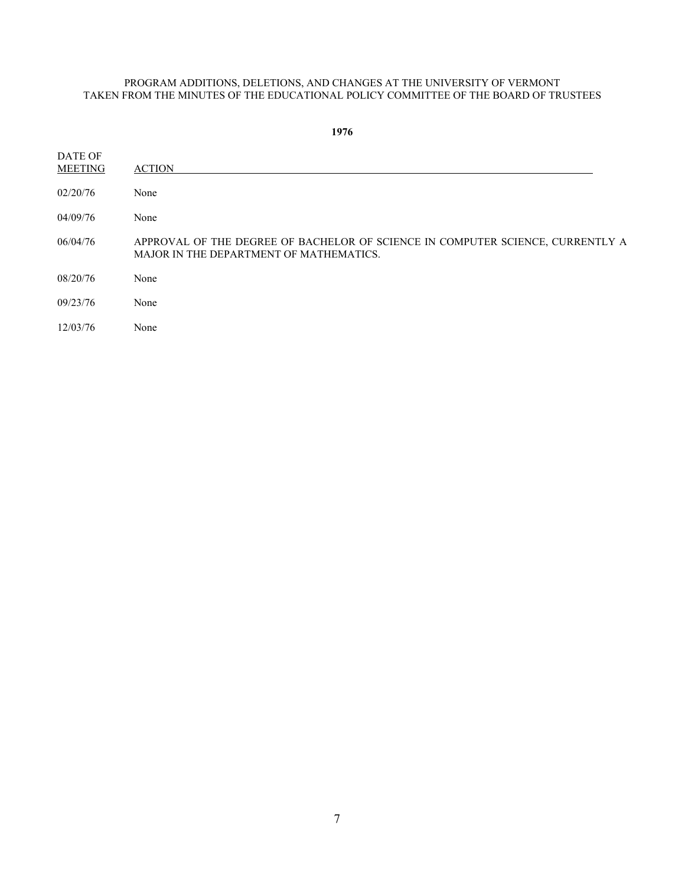PROGRAM ADDITIONS, DELETIONS, AND CHANGES AT THE UNIVERSITY OF VERMONT
TAKEN FROM THE MINUTES OF THE EDUCATIONAL POLICY COMMITTEE OF THE BOARD OF TRUSTEES

## 1976

| DATE OF MEETING | ACTION |
|---|---|
| 02/20/76 | None |
| 04/09/76 | None |
| 06/04/76 | APPROVAL OF THE DEGREE OF BACHELOR OF SCIENCE IN COMPUTER SCIENCE, CURRENTLY A MAJOR IN THE DEPARTMENT OF MATHEMATICS. |
| 08/20/76 | None |
| 09/23/76 | None |
| 12/03/76 | None |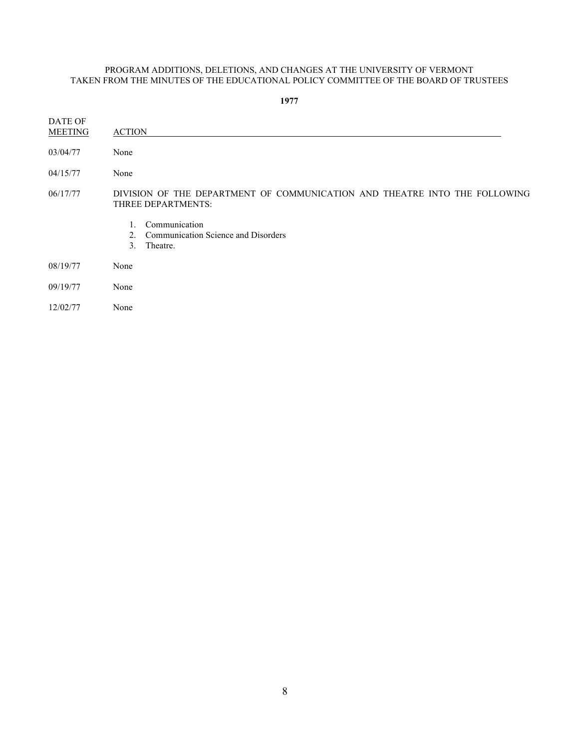PROGRAM ADDITIONS, DELETIONS, AND CHANGES AT THE UNIVERSITY OF VERMONT
TAKEN FROM THE MINUTES OF THE EDUCATIONAL POLICY COMMITTEE OF THE BOARD OF TRUSTEES

**1977**

| DATE OF MEETING | ACTION |
|---|---|
| 03/04/77 | None |
| 04/15/77 | None |
| 06/17/77 | DIVISION OF THE DEPARTMENT OF COMMUNICATION AND THEATRE INTO THE FOLLOWING THREE DEPARTMENTS:<br>1. Communication<br>2. Communication Science and Disorders<br>3. Theatre. |
| 08/19/77 | None |
| 09/19/77 | None |
| 12/02/77 | None |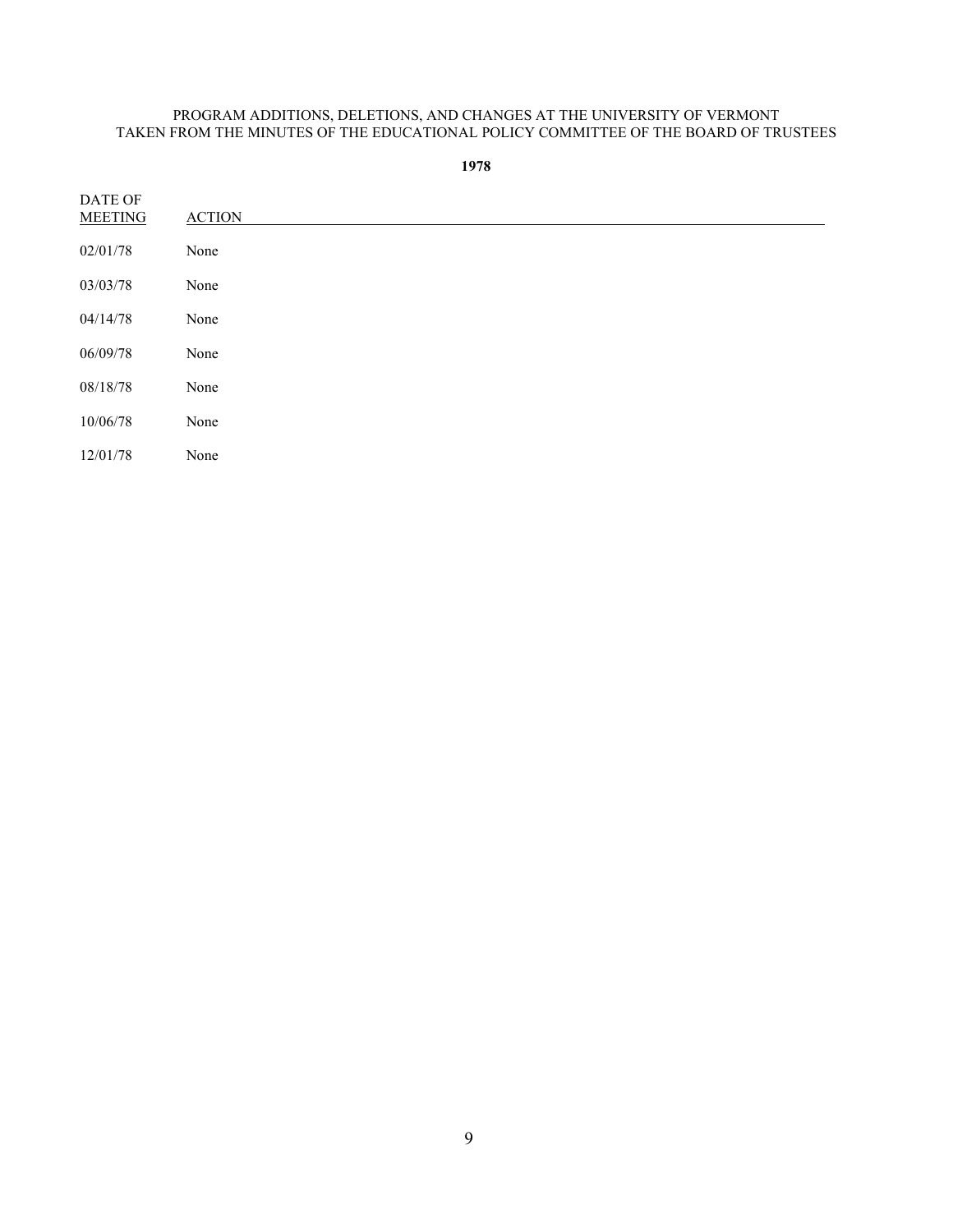PROGRAM ADDITIONS, DELETIONS, AND CHANGES AT THE UNIVERSITY OF VERMONT
TAKEN FROM THE MINUTES OF THE EDUCATIONAL POLICY COMMITTEE OF THE BOARD OF TRUSTEES

**1978**

| DATE OF MEETING | ACTION |
|---|---|
| 02/01/78 | None |
| 03/03/78 | None |
| 04/14/78 | None |
| 06/09/78 | None |
| 08/18/78 | None |
| 10/06/78 | None |
| 12/01/78 | None |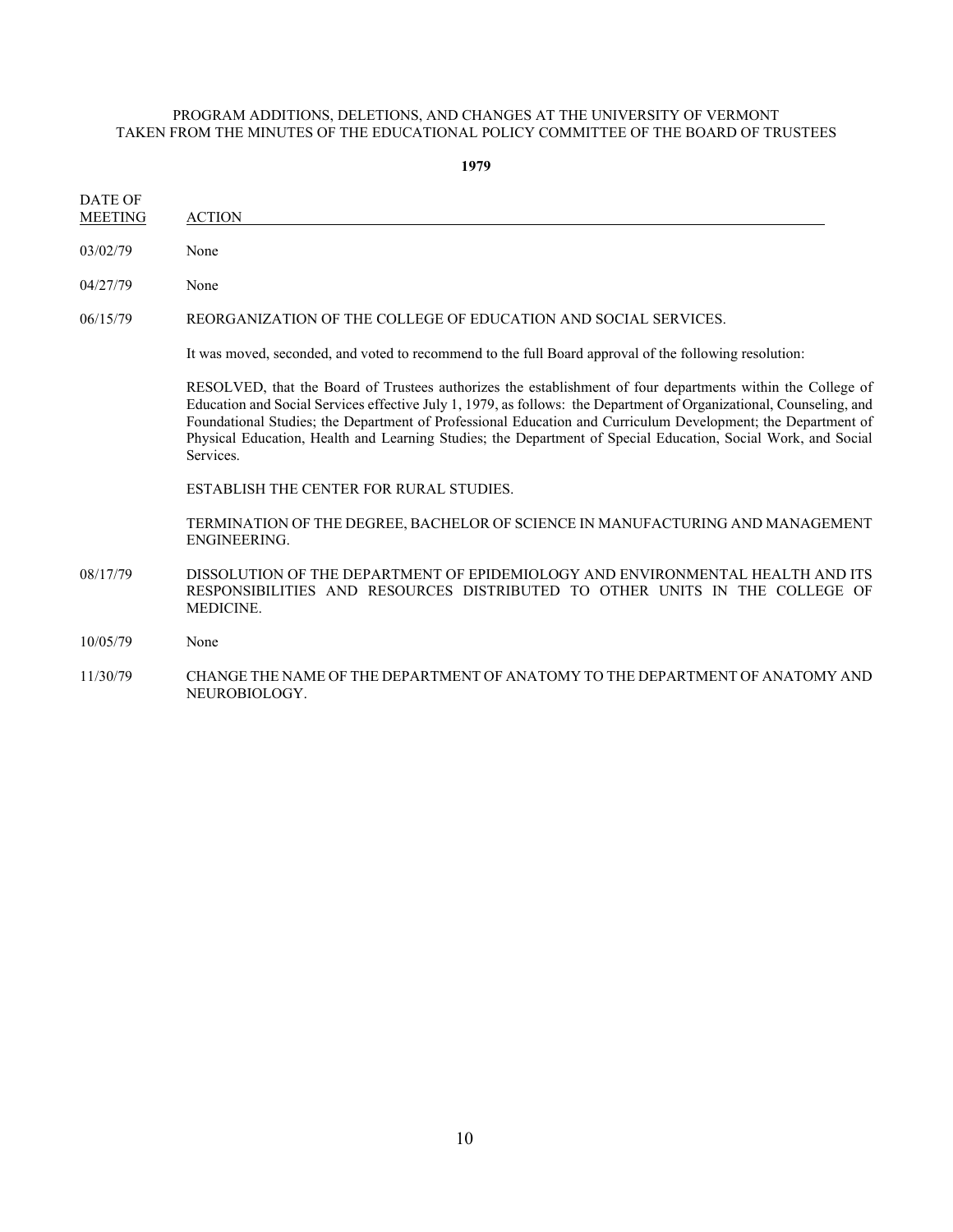PROGRAM ADDITIONS, DELETIONS, AND CHANGES AT THE UNIVERSITY OF VERMONT
TAKEN FROM THE MINUTES OF THE EDUCATIONAL POLICY COMMITTEE OF THE BOARD OF TRUSTEES

**1979**

| DATE OF MEETING | ACTION |
| --- | --- |
| 03/02/79 | None |
| 04/27/79 | None |
| 06/15/79 | REORGANIZATION OF THE COLLEGE OF EDUCATION AND SOCIAL SERVICES.<br><br>It was moved, seconded, and voted to recommend to the full Board approval of the following resolution:<br><br>RESOLVED, that the Board of Trustees authorizes the establishment of four departments within the College of Education and Social Services effective July 1, 1979, as follows: the Department of Organizational, Counseling, and Foundational Studies; the Department of Professional Education and Curriculum Development; the Department of Physical Education, Health and Learning Studies; the Department of Special Education, Social Work, and Social Services.<br><br>ESTABLISH THE CENTER FOR RURAL STUDIES.<br><br>TERMINATION OF THE DEGREE, BACHELOR OF SCIENCE IN MANUFACTURING AND MANAGEMENT ENGINEERING. |
| 08/17/79 | DISSOLUTION OF THE DEPARTMENT OF EPIDEMIOLOGY AND ENVIRONMENTAL HEALTH AND ITS RESPONSIBILITIES AND RESOURCES DISTRIBUTED TO OTHER UNITS IN THE COLLEGE OF MEDICINE. |
| 10/05/79 | None |
| 11/30/79 | CHANGE THE NAME OF THE DEPARTMENT OF ANATOMY TO THE DEPARTMENT OF ANATOMY AND NEUROBIOLOGY. |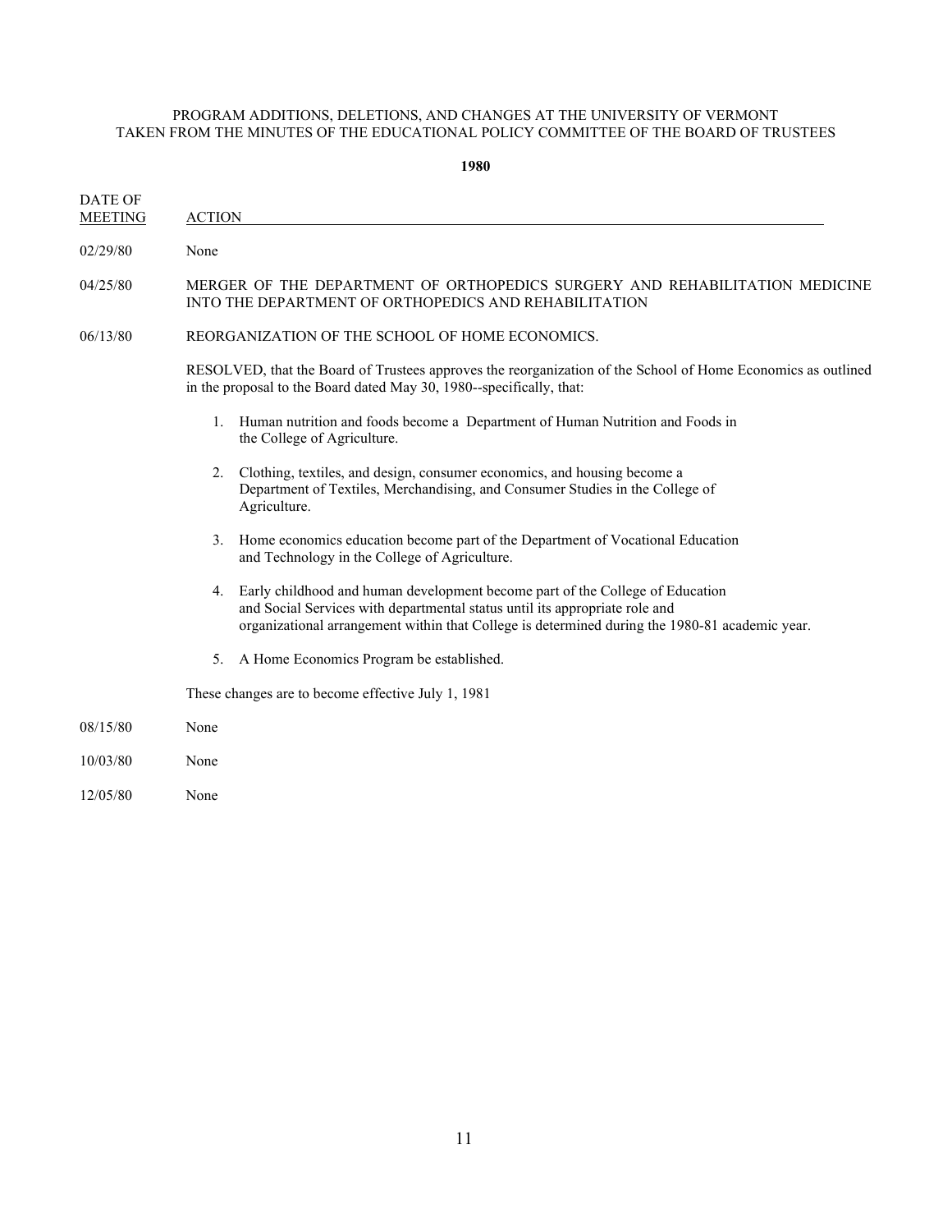PROGRAM ADDITIONS, DELETIONS, AND CHANGES AT THE UNIVERSITY OF VERMONT
TAKEN FROM THE MINUTES OF THE EDUCATIONAL POLICY COMMITTEE OF THE BOARD OF TRUSTEES

**1980**

| DATE OF MEETING | ACTION |
|---|---|
| 02/29/80 | None |
| 04/25/80 | MERGER OF THE DEPARTMENT OF ORTHOPEDICS SURGERY AND REHABILITATION MEDICINE INTO THE DEPARTMENT OF ORTHOPEDICS AND REHABILITATION |
| 06/13/80 | REORGANIZATION OF THE SCHOOL OF HOME ECONOMICS. |

RESOLVED, that the Board of Trustees approves the reorganization of the School of Home Economics as outlined in the proposal to the Board dated May 30, 1980--specifically, that:

1. Human nutrition and foods become a Department of Human Nutrition and Foods in the College of Agriculture.
2. Clothing, textiles, and design, consumer economics, and housing become a Department of Textiles, Merchandising, and Consumer Studies in the College of Agriculture.
3. Home economics education become part of the Department of Vocational Education and Technology in the College of Agriculture.
4. Early childhood and human development become part of the College of Education and Social Services with departmental status until its appropriate role and organizational arrangement within that College is determined during the 1980-81 academic year.
5. A Home Economics Program be established.

These changes are to become effective July 1, 1981

| DATE OF MEETING | ACTION |
|---|---|
| 08/15/80 | None |
| 10/03/80 | None |
| 12/05/80 | None |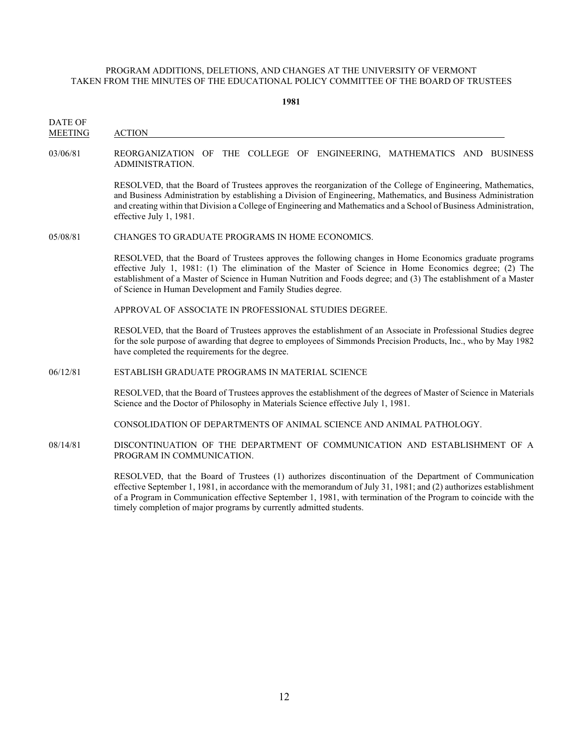PROGRAM ADDITIONS, DELETIONS, AND CHANGES AT THE UNIVERSITY OF VERMONT
TAKEN FROM THE MINUTES OF THE EDUCATIONAL POLICY COMMITTEE OF THE BOARD OF TRUSTEES

**1981**

| DATE OF MEETING | ACTION |
|---|---|
| 03/06/81 | REORGANIZATION OF THE COLLEGE OF ENGINEERING, MATHEMATICS AND BUSINESS ADMINISTRATION. |
| | RESOLVED, that the Board of Trustees approves the reorganization of the College of Engineering, Mathematics, and Business Administration by establishing a Division of Engineering, Mathematics, and Business Administration and creating within that Division a College of Engineering and Mathematics and a School of Business Administration, effective July 1, 1981. |
| 05/08/81 | CHANGES TO GRADUATE PROGRAMS IN HOME ECONOMICS. |
| | RESOLVED, that the Board of Trustees approves the following changes in Home Economics graduate programs effective July 1, 1981: (1) The elimination of the Master of Science in Home Economics degree; (2) The establishment of a Master of Science in Human Nutrition and Foods degree; and (3) The establishment of a Master of Science in Human Development and Family Studies degree. |
| | APPROVAL OF ASSOCIATE IN PROFESSIONAL STUDIES DEGREE. |
| | RESOLVED, that the Board of Trustees approves the establishment of an Associate in Professional Studies degree for the sole purpose of awarding that degree to employees of Simmonds Precision Products, Inc., who by May 1982 have completed the requirements for the degree. |
| 06/12/81 | ESTABLISH GRADUATE PROGRAMS IN MATERIAL SCIENCE |
| | RESOLVED, that the Board of Trustees approves the establishment of the degrees of Master of Science in Materials Science and the Doctor of Philosophy in Materials Science effective July 1, 1981. |
| | CONSOLIDATION OF DEPARTMENTS OF ANIMAL SCIENCE AND ANIMAL PATHOLOGY. |
| 08/14/81 | DISCONTINUATION OF THE DEPARTMENT OF COMMUNICATION AND ESTABLISHMENT OF A PROGRAM IN COMMUNICATION. |
| | RESOLVED, that the Board of Trustees (1) authorizes discontinuation of the Department of Communication effective September 1, 1981, in accordance with the memorandum of July 31, 1981; and (2) authorizes establishment of a Program in Communication effective September 1, 1981, with termination of the Program to coincide with the timely completion of major programs by currently admitted students. |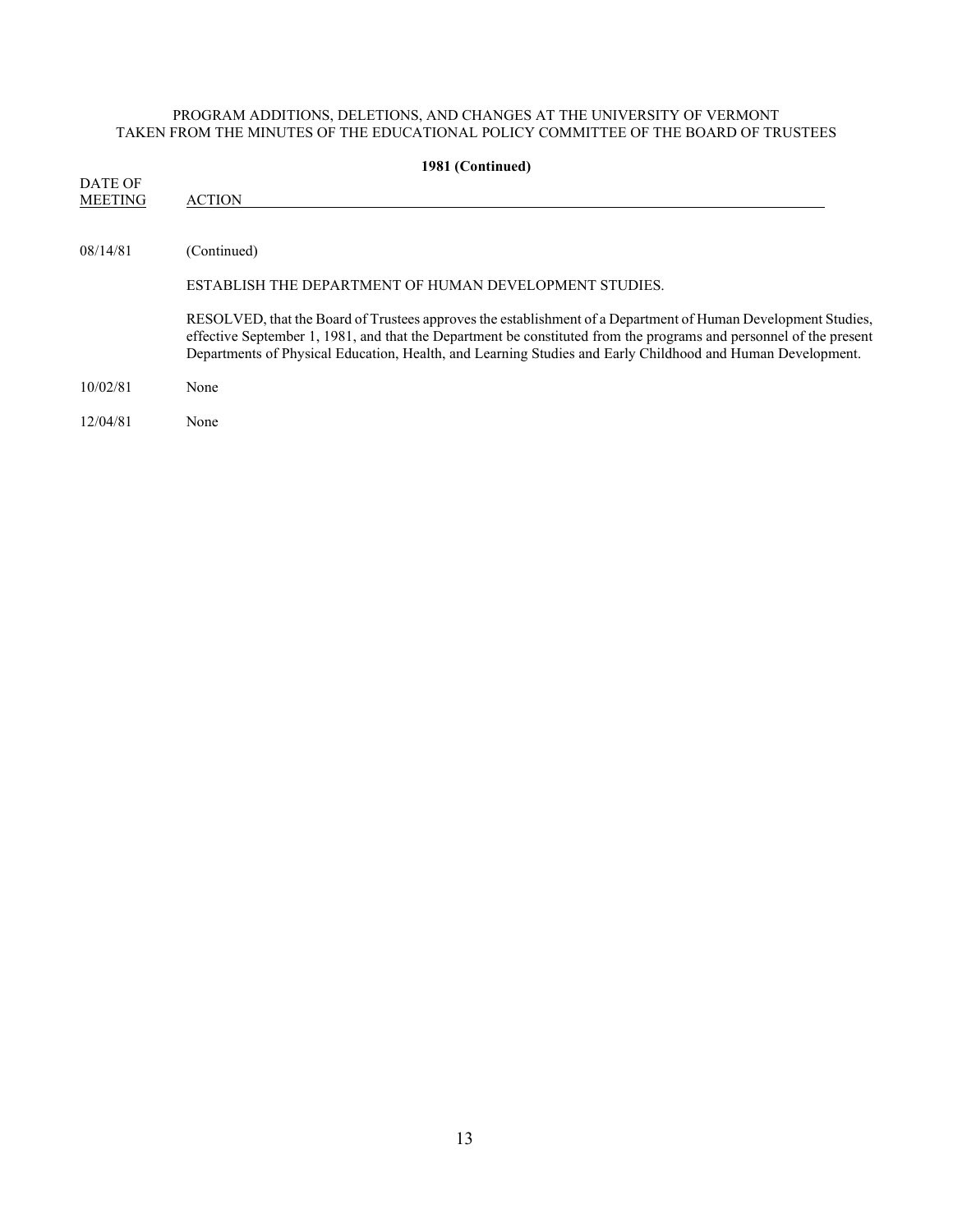PROGRAM ADDITIONS, DELETIONS, AND CHANGES AT THE UNIVERSITY OF VERMONT
TAKEN FROM THE MINUTES OF THE EDUCATIONAL POLICY COMMITTEE OF THE BOARD OF TRUSTEES

**1981 (Continued)**

| DATE OF MEETING | ACTION |
|---|---|
| 08/14/81 | (Continued)<br><br>ESTABLISH THE DEPARTMENT OF HUMAN DEVELOPMENT STUDIES.<br><br>RESOLVED, that the Board of Trustees approves the establishment of a Department of Human Development Studies, effective September 1, 1981, and that the Department be constituted from the programs and personnel of the present Departments of Physical Education, Health, and Learning Studies and Early Childhood and Human Development. |
| 10/02/81 | None |
| 12/04/81 | None |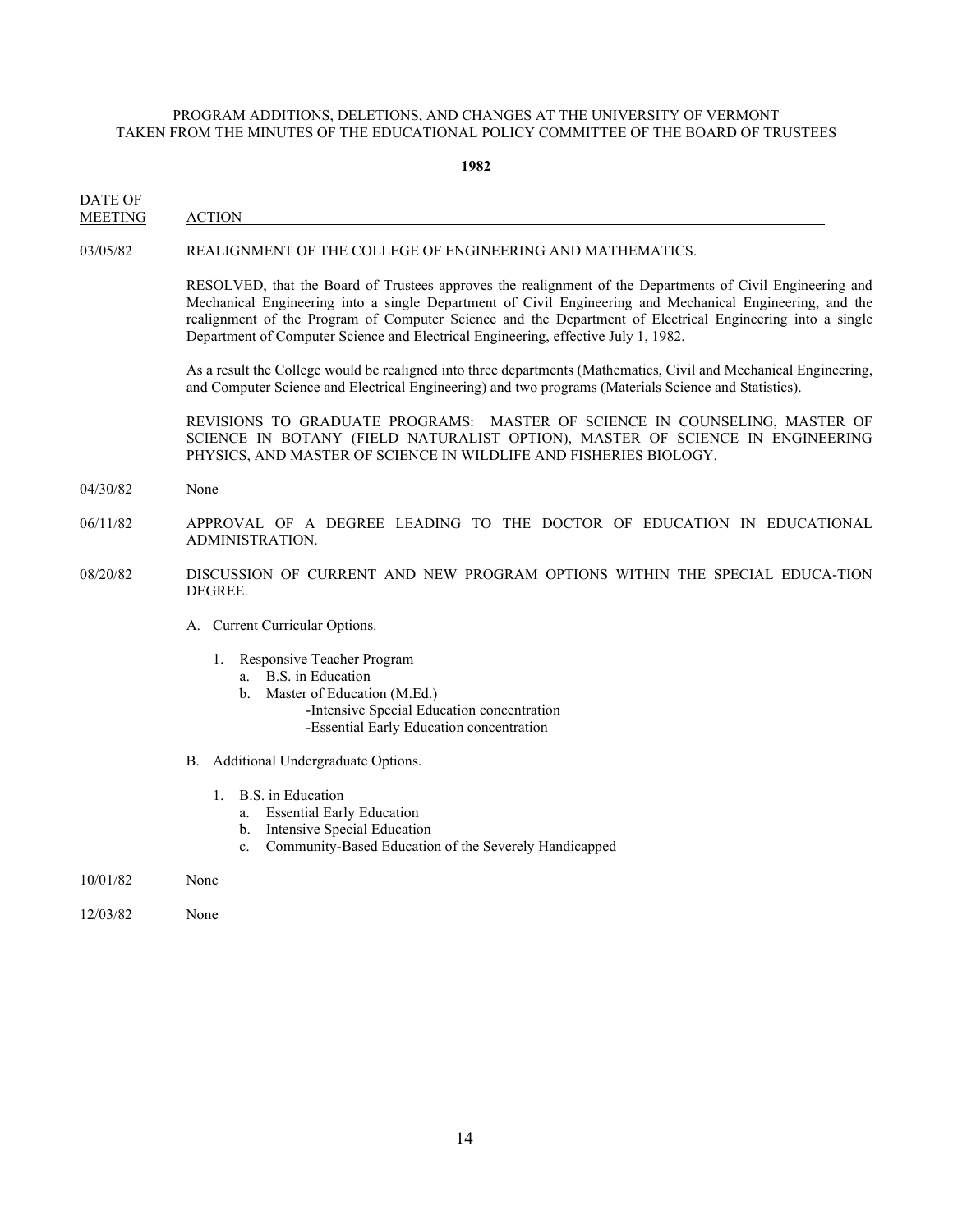PROGRAM ADDITIONS, DELETIONS, AND CHANGES AT THE UNIVERSITY OF VERMONT
TAKEN FROM THE MINUTES OF THE EDUCATIONAL POLICY COMMITTEE OF THE BOARD OF TRUSTEES

## 1982

| DATE OF MEETING | ACTION |
|---|---|
| 03/05/82 | REALIGNMENT OF THE COLLEGE OF ENGINEERING AND MATHEMATICS. |

RESOLVED, that the Board of Trustees approves the realignment of the Departments of Civil Engineering and Mechanical Engineering into a single Department of Civil Engineering and Mechanical Engineering, and the realignment of the Program of Computer Science and the Department of Electrical Engineering into a single Department of Computer Science and Electrical Engineering, effective July 1, 1982.

As a result the College would be realigned into three departments (Mathematics, Civil and Mechanical Engineering, and Computer Science and Electrical Engineering) and two programs (Materials Science and Statistics).

REVISIONS TO GRADUATE PROGRAMS: MASTER OF SCIENCE IN COUNSELING, MASTER OF SCIENCE IN BOTANY (FIELD NATURALIST OPTION), MASTER OF SCIENCE IN ENGINEERING PHYSICS, AND MASTER OF SCIENCE IN WILDLIFE AND FISHERIES BIOLOGY.

04/30/82 None

06/11/82 APPROVAL OF A DEGREE LEADING TO THE DOCTOR OF EDUCATION IN EDUCATIONAL ADMINISTRATION.

08/20/82 DISCUSSION OF CURRENT AND NEW PROGRAM OPTIONS WITHIN THE SPECIAL EDUCA-TION DEGREE.

A. Current Curricular Options.

1. Responsive Teacher Program
   a. B.S. in Education
   b. Master of Education (M.Ed.)
      - Intensive Special Education concentration
      - Essential Early Education concentration

B. Additional Undergraduate Options.

1. B.S. in Education
   a. Essential Early Education
   b. Intensive Special Education
   c. Community-Based Education of the Severely Handicapped

10/01/82 None

12/03/82 None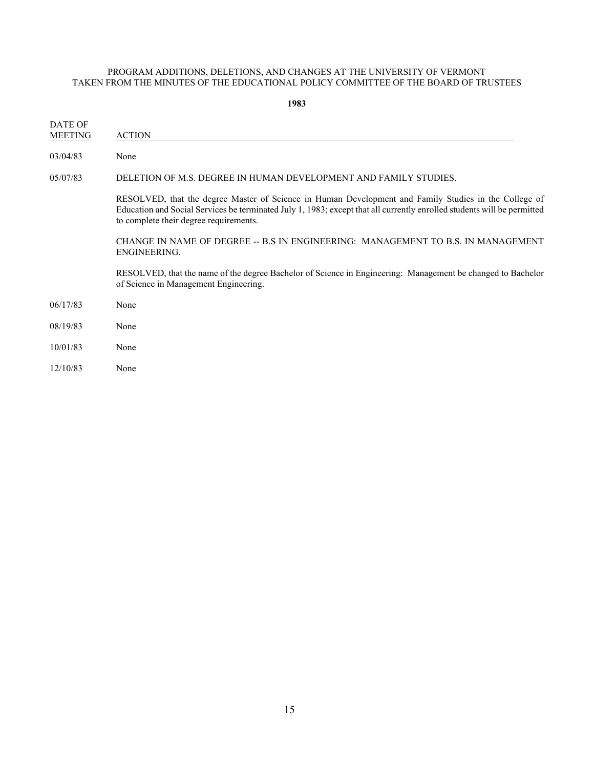PROGRAM ADDITIONS, DELETIONS, AND CHANGES AT THE UNIVERSITY OF VERMONT
TAKEN FROM THE MINUTES OF THE EDUCATIONAL POLICY COMMITTEE OF THE BOARD OF TRUSTEES

**1983**

| DATE OF MEETING | ACTION |
|---|---|
| 03/04/83 | None |
| 05/07/83 | DELETION OF M.S. DEGREE IN HUMAN DEVELOPMENT AND FAMILY STUDIES.<br><br>RESOLVED, that the degree Master of Science in Human Development and Family Studies in the College of Education and Social Services be terminated July 1, 1983; except that all currently enrolled students will be permitted to complete their degree requirements.<br><br>CHANGE IN NAME OF DEGREE -- B.S IN ENGINEERING: MANAGEMENT TO B.S. IN MANAGEMENT ENGINEERING.<br><br>RESOLVED, that the name of the degree Bachelor of Science in Engineering: Management be changed to Bachelor of Science in Management Engineering. |
| 06/17/83 | None |
| 08/19/83 | None |
| 10/01/83 | None |
| 12/10/83 | None |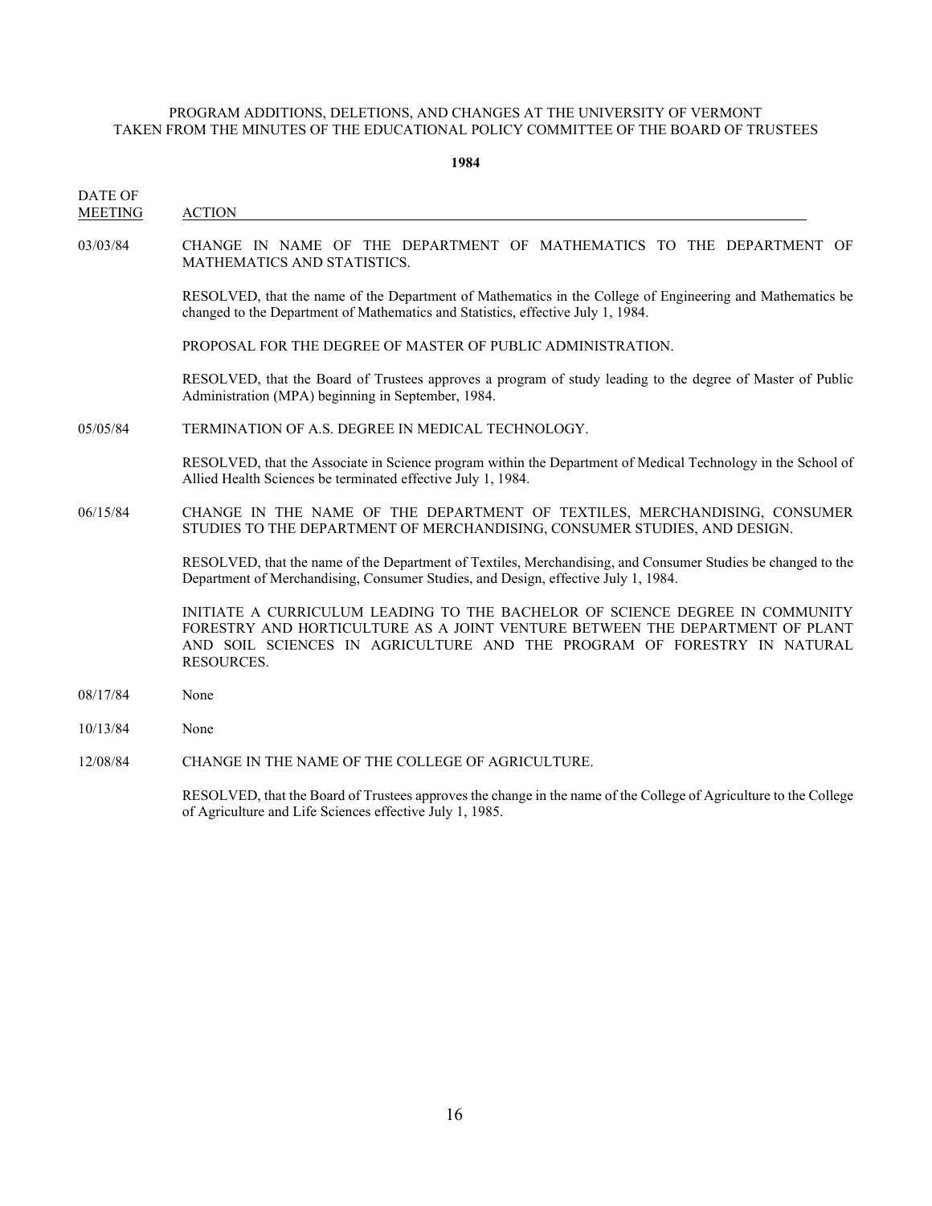PROGRAM ADDITIONS, DELETIONS, AND CHANGES AT THE UNIVERSITY OF VERMONT
TAKEN FROM THE MINUTES OF THE EDUCATIONAL POLICY COMMITTEE OF THE BOARD OF TRUSTEES

**1984**

| DATE OF MEETING | ACTION |
|---|---|
| 03/03/84 | CHANGE IN NAME OF THE DEPARTMENT OF MATHEMATICS TO THE DEPARTMENT OF MATHEMATICS AND STATISTICS. |
| | RESOLVED, that the name of the Department of Mathematics in the College of Engineering and Mathematics be changed to the Department of Mathematics and Statistics, effective July 1, 1984. |
| | PROPOSAL FOR THE DEGREE OF MASTER OF PUBLIC ADMINISTRATION. |
| | RESOLVED, that the Board of Trustees approves a program of study leading to the degree of Master of Public Administration (MPA) beginning in September, 1984. |
| 05/05/84 | TERMINATION OF A.S. DEGREE IN MEDICAL TECHNOLOGY. |
| | RESOLVED, that the Associate in Science program within the Department of Medical Technology in the School of Allied Health Sciences be terminated effective July 1, 1984. |
| 06/15/84 | CHANGE IN THE NAME OF THE DEPARTMENT OF TEXTILES, MERCHANDISING, CONSUMER STUDIES TO THE DEPARTMENT OF MERCHANDISING, CONSUMER STUDIES, AND DESIGN. |
| | RESOLVED, that the name of the Department of Textiles, Merchandising, and Consumer Studies be changed to the Department of Merchandising, Consumer Studies, and Design, effective July 1, 1984. |
| | INITIATE A CURRICULUM LEADING TO THE BACHELOR OF SCIENCE DEGREE IN COMMUNITY FORESTRY AND HORTICULTURE AS A JOINT VENTURE BETWEEN THE DEPARTMENT OF PLANT AND SOIL SCIENCES IN AGRICULTURE AND THE PROGRAM OF FORESTRY IN NATURAL RESOURCES. |
| 08/17/84 | None |
| 10/13/84 | None |
| 12/08/84 | CHANGE IN THE NAME OF THE COLLEGE OF AGRICULTURE. |
| | RESOLVED, that the Board of Trustees approves the change in the name of the College of Agriculture to the College of Agriculture and Life Sciences effective July 1, 1985. |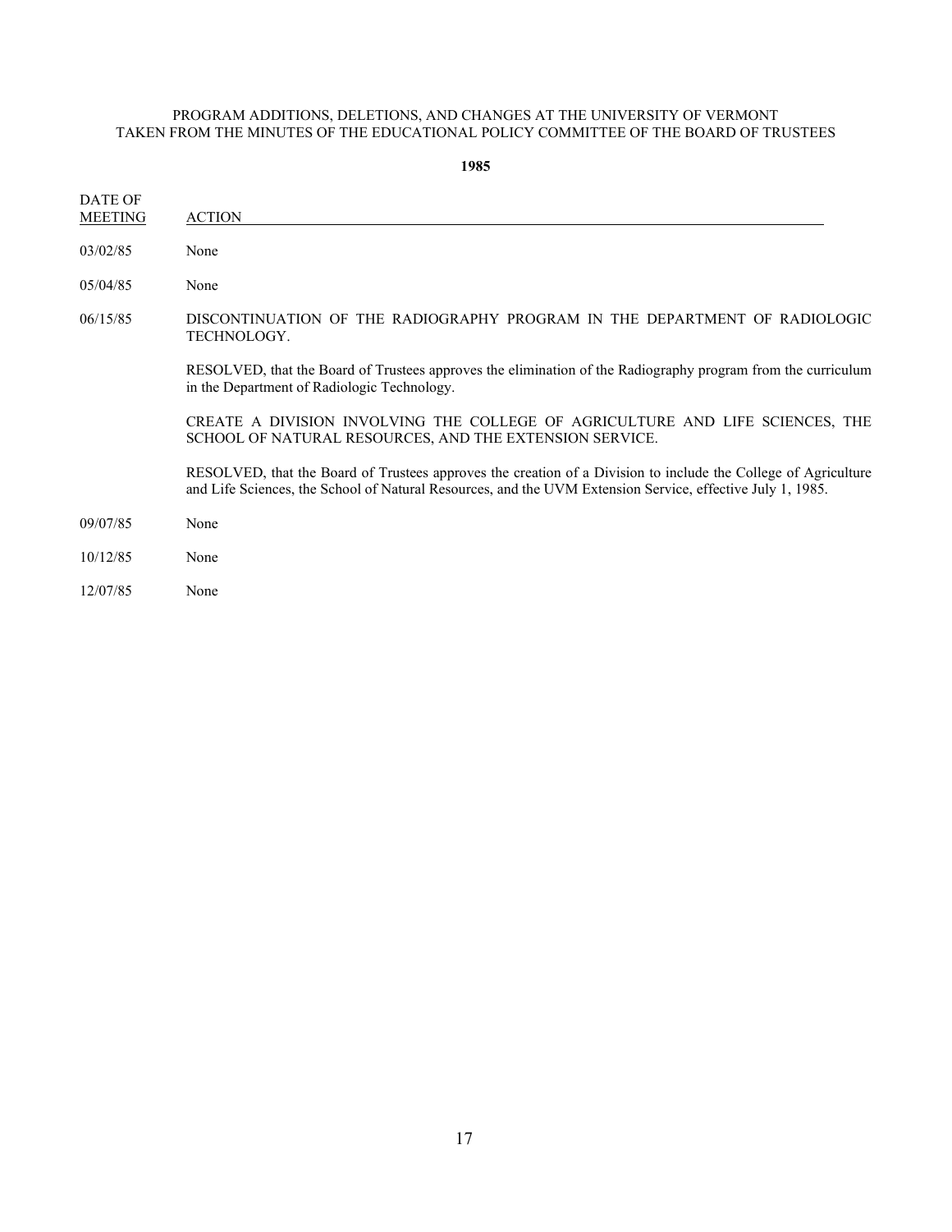PROGRAM ADDITIONS, DELETIONS, AND CHANGES AT THE UNIVERSITY OF VERMONT
TAKEN FROM THE MINUTES OF THE EDUCATIONAL POLICY COMMITTEE OF THE BOARD OF TRUSTEES

**1985**

| DATE OF MEETING | ACTION |
|---|---|
| 03/02/85 | None |
| 05/04/85 | None |
| 06/15/85 | DISCONTINUATION OF THE RADIOGRAPHY PROGRAM IN THE DEPARTMENT OF RADIOLOGIC TECHNOLOGY. |
| | RESOLVED, that the Board of Trustees approves the elimination of the Radiography program from the curriculum in the Department of Radiologic Technology. |
| | CREATE A DIVISION INVOLVING THE COLLEGE OF AGRICULTURE AND LIFE SCIENCES, THE SCHOOL OF NATURAL RESOURCES, AND THE EXTENSION SERVICE. |
| | RESOLVED, that the Board of Trustees approves the creation of a Division to include the College of Agriculture and Life Sciences, the School of Natural Resources, and the UVM Extension Service, effective July 1, 1985. |
| 09/07/85 | None |
| 10/12/85 | None |
| 12/07/85 | None |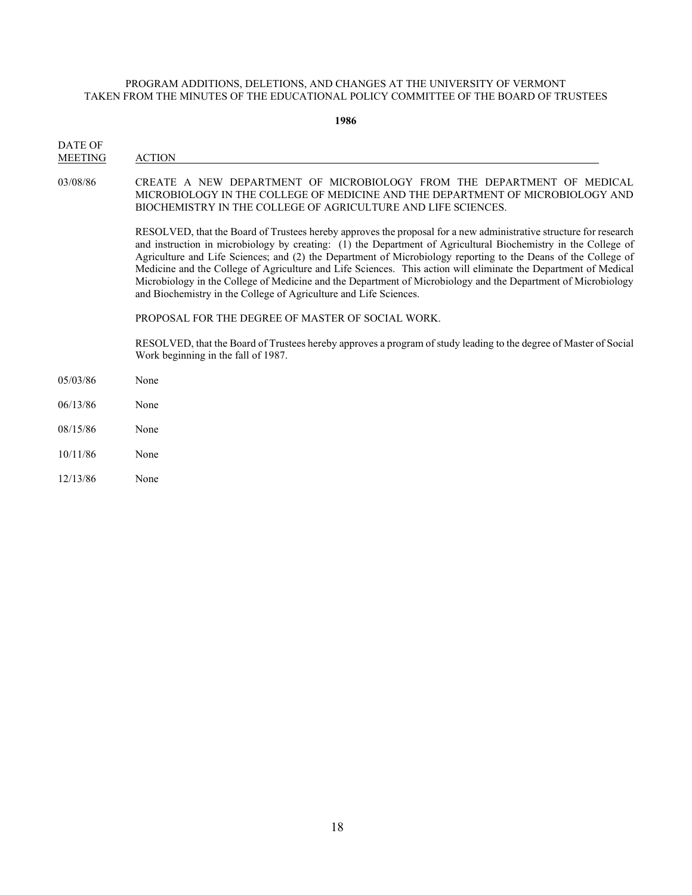PROGRAM ADDITIONS, DELETIONS, AND CHANGES AT THE UNIVERSITY OF VERMONT
TAKEN FROM THE MINUTES OF THE EDUCATIONAL POLICY COMMITTEE OF THE BOARD OF TRUSTEES

**1986**

| DATE OF MEETING | ACTION |
|---|---|
| 03/08/86 | CREATE A NEW DEPARTMENT OF MICROBIOLOGY FROM THE DEPARTMENT OF MEDICAL MICROBIOLOGY IN THE COLLEGE OF MEDICINE AND THE DEPARTMENT OF MICROBIOLOGY AND BIOCHEMISTRY IN THE COLLEGE OF AGRICULTURE AND LIFE SCIENCES.<br><br>RESOLVED, that the Board of Trustees hereby approves the proposal for a new administrative structure for research and instruction in microbiology by creating: (1) the Department of Agricultural Biochemistry in the College of Agriculture and Life Sciences; and (2) the Department of Microbiology reporting to the Deans of the College of Medicine and the College of Agriculture and Life Sciences. This action will eliminate the Department of Medical Microbiology in the College of Medicine and the Department of Microbiology and the Department of Microbiology and Biochemistry in the College of Agriculture and Life Sciences.<br><br>PROPOSAL FOR THE DEGREE OF MASTER OF SOCIAL WORK.<br><br>RESOLVED, that the Board of Trustees hereby approves a program of study leading to the degree of Master of Social Work beginning in the fall of 1987. |
| 05/03/86 | None |
| 06/13/86 | None |
| 08/15/86 | None |
| 10/11/86 | None |
| 12/13/86 | None |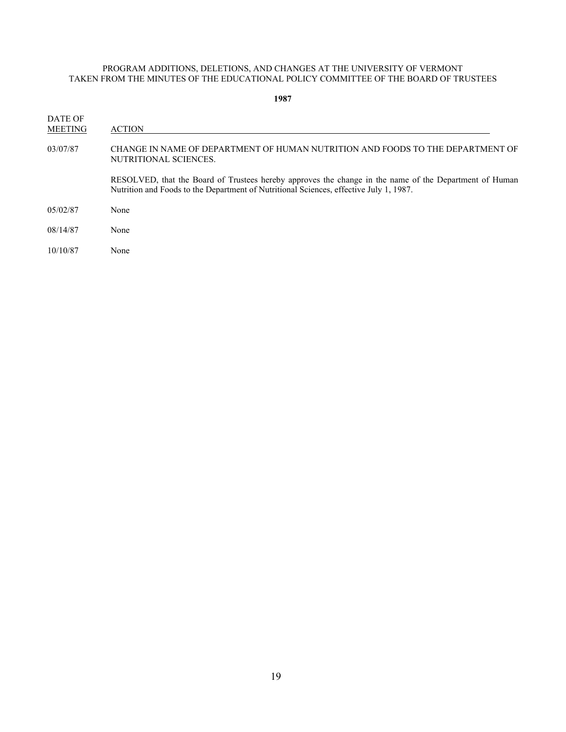PROGRAM ADDITIONS, DELETIONS, AND CHANGES AT THE UNIVERSITY OF VERMONT
TAKEN FROM THE MINUTES OF THE EDUCATIONAL POLICY COMMITTEE OF THE BOARD OF TRUSTEES

**1987**

| DATE OF MEETING | ACTION |
|---|---|
| 03/07/87 | CHANGE IN NAME OF DEPARTMENT OF HUMAN NUTRITION AND FOODS TO THE DEPARTMENT OF NUTRITIONAL SCIENCES.<br><br>RESOLVED, that the Board of Trustees hereby approves the change in the name of the Department of Human Nutrition and Foods to the Department of Nutritional Sciences, effective July 1, 1987. |
| 05/02/87 | None |
| 08/14/87 | None |
| 10/10/87 | None |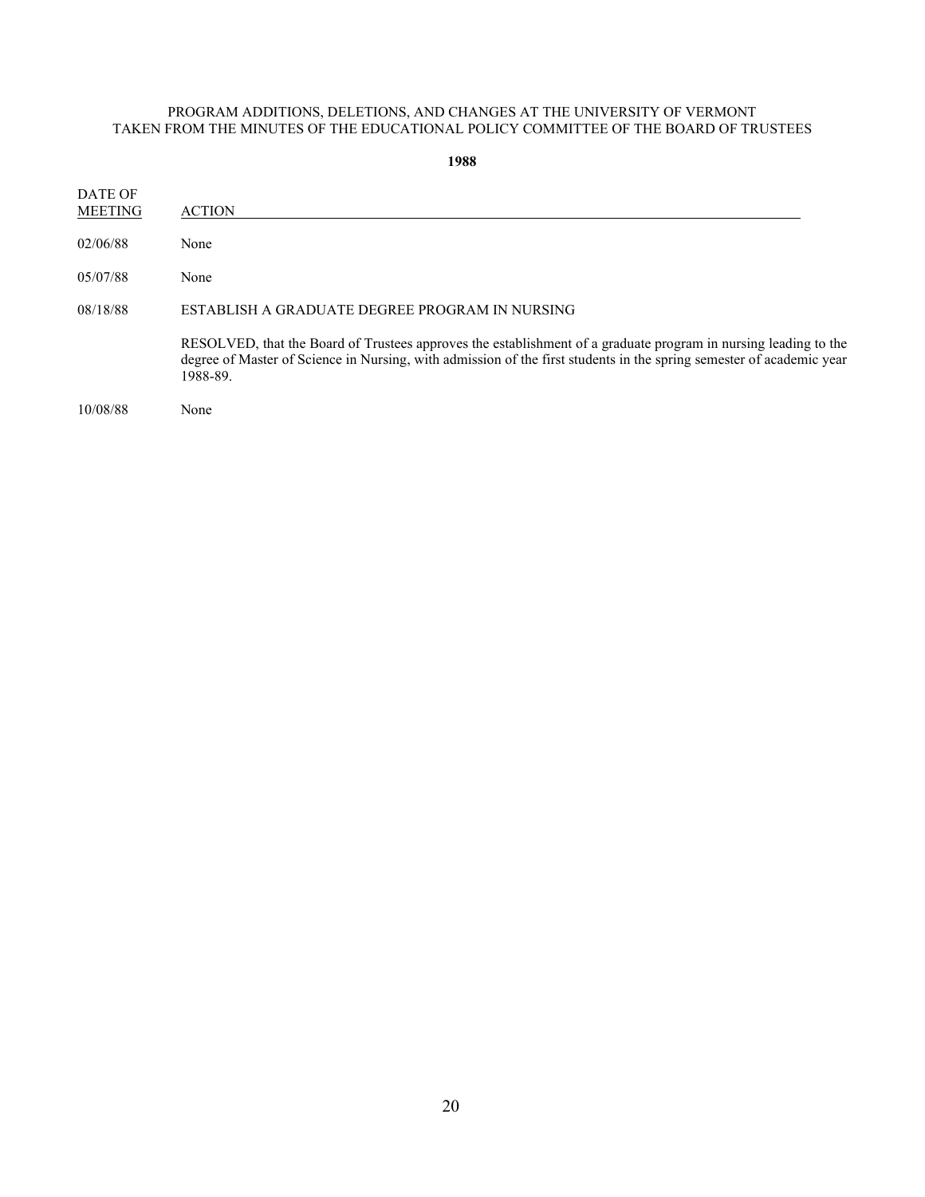PROGRAM ADDITIONS, DELETIONS, AND CHANGES AT THE UNIVERSITY OF VERMONT
TAKEN FROM THE MINUTES OF THE EDUCATIONAL POLICY COMMITTEE OF THE BOARD OF TRUSTEES

**1988**

| DATE OF MEETING | ACTION |
|---|---|
| 02/06/88 | None |
| 05/07/88 | None |
| 08/18/88 | ESTABLISH A GRADUATE DEGREE PROGRAM IN NURSING<br><br>RESOLVED, that the Board of Trustees approves the establishment of a graduate program in nursing leading to the degree of Master of Science in Nursing, with admission of the first students in the spring semester of academic year 1988-89. |
| 10/08/88 | None |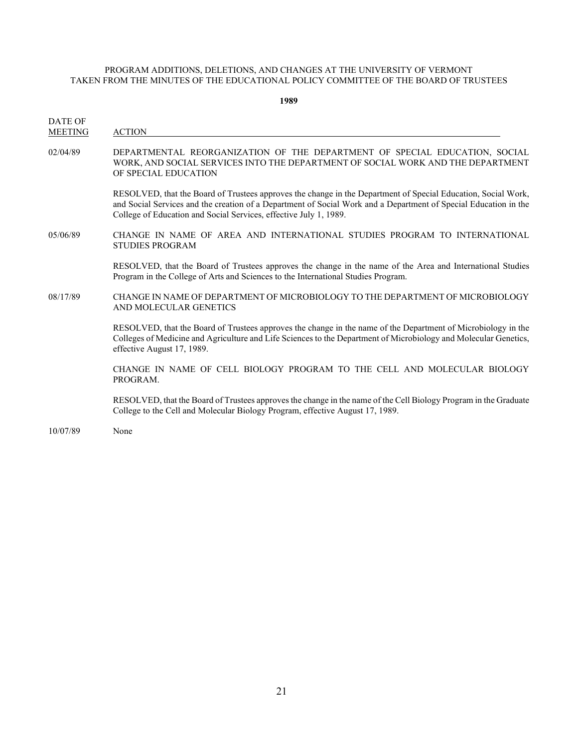PROGRAM ADDITIONS, DELETIONS, AND CHANGES AT THE UNIVERSITY OF VERMONT
TAKEN FROM THE MINUTES OF THE EDUCATIONAL POLICY COMMITTEE OF THE BOARD OF TRUSTEES

**1989**

| DATE OF MEETING | ACTION |
|---|---|
| 02/04/89 | DEPARTMENTAL REORGANIZATION OF THE DEPARTMENT OF SPECIAL EDUCATION, SOCIAL WORK, AND SOCIAL SERVICES INTO THE DEPARTMENT OF SOCIAL WORK AND THE DEPARTMENT OF SPECIAL EDUCATION<br><br>RESOLVED, that the Board of Trustees approves the change in the Department of Special Education, Social Work, and Social Services and the creation of a Department of Social Work and a Department of Special Education in the College of Education and Social Services, effective July 1, 1989. |
| 05/06/89 | CHANGE IN NAME OF AREA AND INTERNATIONAL STUDIES PROGRAM TO INTERNATIONAL STUDIES PROGRAM<br><br>RESOLVED, that the Board of Trustees approves the change in the name of the Area and International Studies Program in the College of Arts and Sciences to the International Studies Program. |
| 08/17/89 | CHANGE IN NAME OF DEPARTMENT OF MICROBIOLOGY TO THE DEPARTMENT OF MICROBIOLOGY AND MOLECULAR GENETICS<br><br>RESOLVED, that the Board of Trustees approves the change in the name of the Department of Microbiology in the Colleges of Medicine and Agriculture and Life Sciences to the Department of Microbiology and Molecular Genetics, effective August 17, 1989.<br><br>CHANGE IN NAME OF CELL BIOLOGY PROGRAM TO THE CELL AND MOLECULAR BIOLOGY PROGRAM.<br><br>RESOLVED, that the Board of Trustees approves the change in the name of the Cell Biology Program in the Graduate College to the Cell and Molecular Biology Program, effective August 17, 1989. |
| 10/07/89 | None |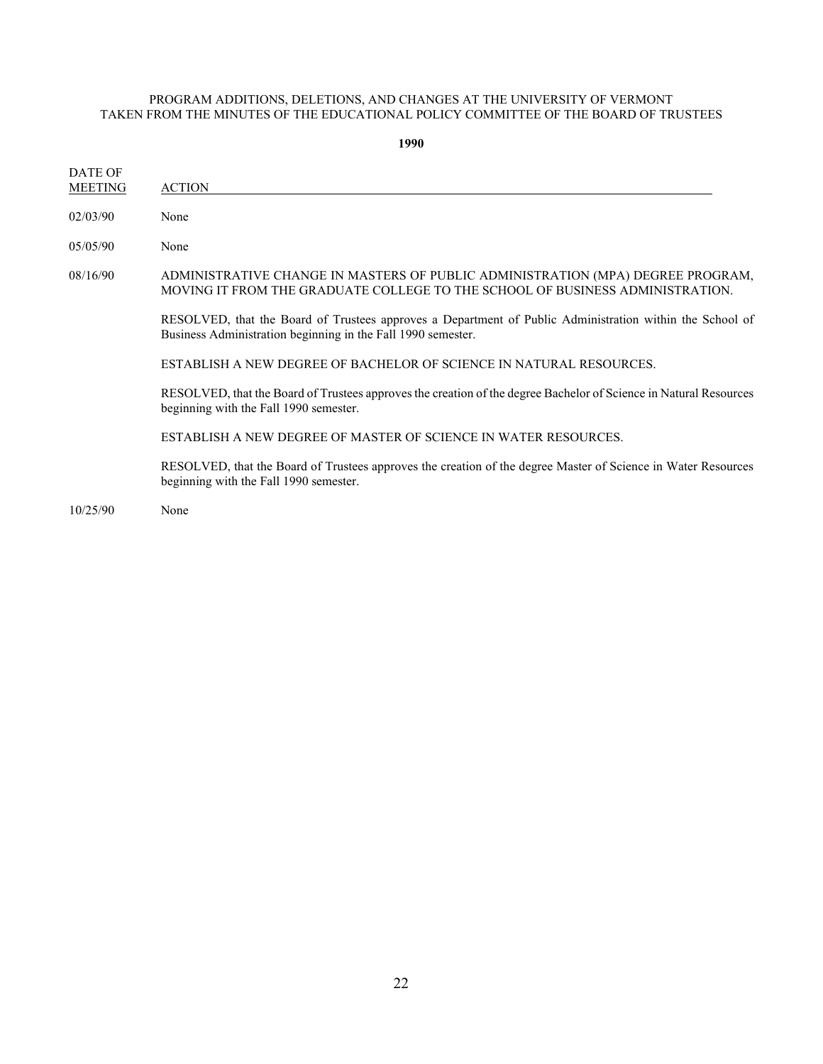PROGRAM ADDITIONS, DELETIONS, AND CHANGES AT THE UNIVERSITY OF VERMONT
TAKEN FROM THE MINUTES OF THE EDUCATIONAL POLICY COMMITTEE OF THE BOARD OF TRUSTEES

**1990**

| DATE OF MEETING | ACTION |
|---|---|
| 02/03/90 | None |
| 05/05/90 | None |
| 08/16/90 | ADMINISTRATIVE CHANGE IN MASTERS OF PUBLIC ADMINISTRATION (MPA) DEGREE PROGRAM, MOVING IT FROM THE GRADUATE COLLEGE TO THE SCHOOL OF BUSINESS ADMINISTRATION. |
| | RESOLVED, that the Board of Trustees approves a Department of Public Administration within the School of Business Administration beginning in the Fall 1990 semester. |
| | ESTABLISH A NEW DEGREE OF BACHELOR OF SCIENCE IN NATURAL RESOURCES. |
| | RESOLVED, that the Board of Trustees approves the creation of the degree Bachelor of Science in Natural Resources beginning with the Fall 1990 semester. |
| | ESTABLISH A NEW DEGREE OF MASTER OF SCIENCE IN WATER RESOURCES. |
| | RESOLVED, that the Board of Trustees approves the creation of the degree Master of Science in Water Resources beginning with the Fall 1990 semester. |
| 10/25/90 | None |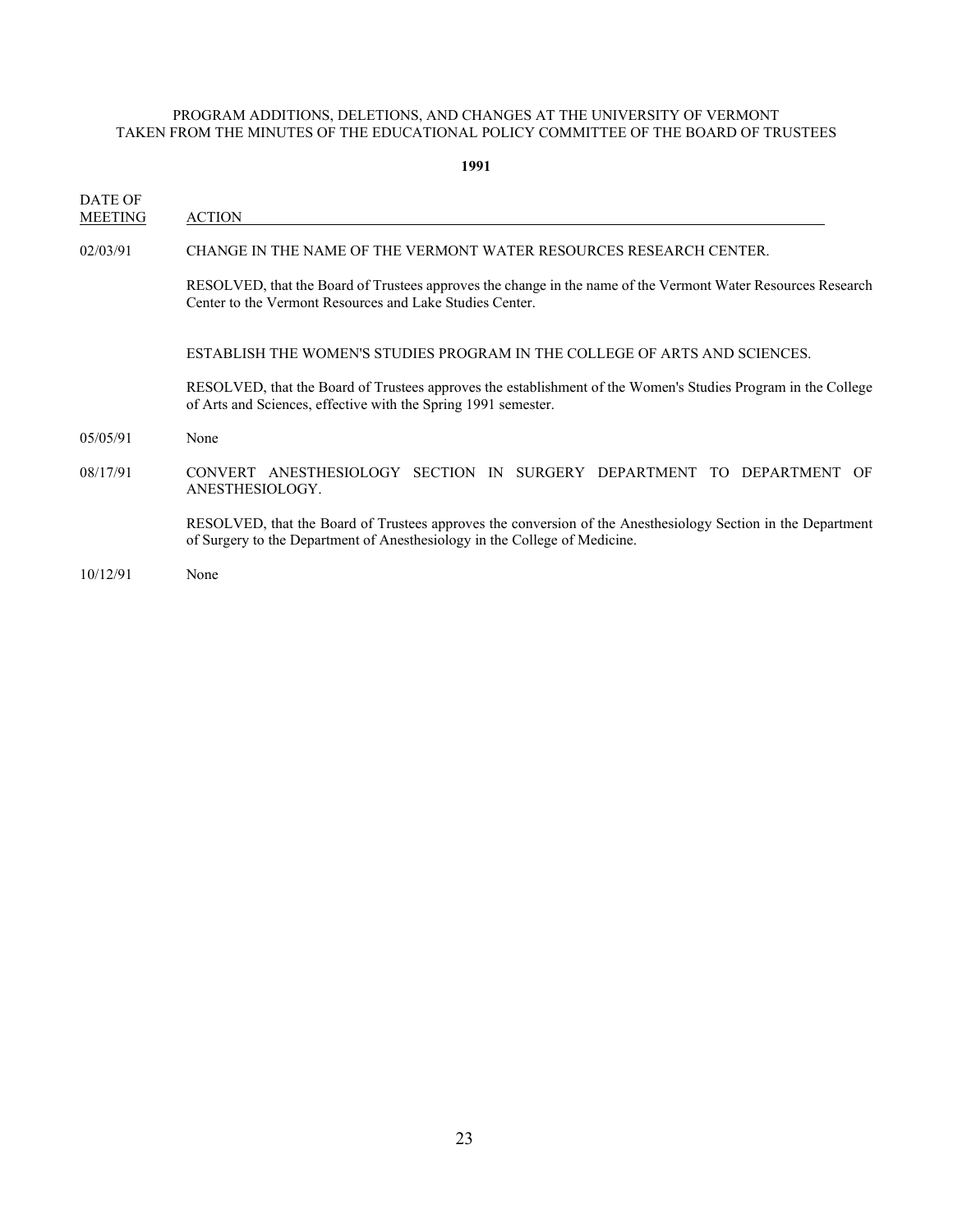PROGRAM ADDITIONS, DELETIONS, AND CHANGES AT THE UNIVERSITY OF VERMONT
TAKEN FROM THE MINUTES OF THE EDUCATIONAL POLICY COMMITTEE OF THE BOARD OF TRUSTEES

**1991**

| DATE OF MEETING | ACTION |
|---|---|
| 02/03/91 | CHANGE IN THE NAME OF THE VERMONT WATER RESOURCES RESEARCH CENTER. |
| | RESOLVED, that the Board of Trustees approves the change in the name of the Vermont Water Resources Research Center to the Vermont Resources and Lake Studies Center. |
| | ESTABLISH THE WOMEN'S STUDIES PROGRAM IN THE COLLEGE OF ARTS AND SCIENCES. |
| | RESOLVED, that the Board of Trustees approves the establishment of the Women's Studies Program in the College of Arts and Sciences, effective with the Spring 1991 semester. |
| 05/05/91 | None |
| 08/17/91 | CONVERT ANESTHESIOLOGY SECTION IN SURGERY DEPARTMENT TO DEPARTMENT OF ANESTHESIOLOGY. |
| | RESOLVED, that the Board of Trustees approves the conversion of the Anesthesiology Section in the Department of Surgery to the Department of Anesthesiology in the College of Medicine. |
| 10/12/91 | None |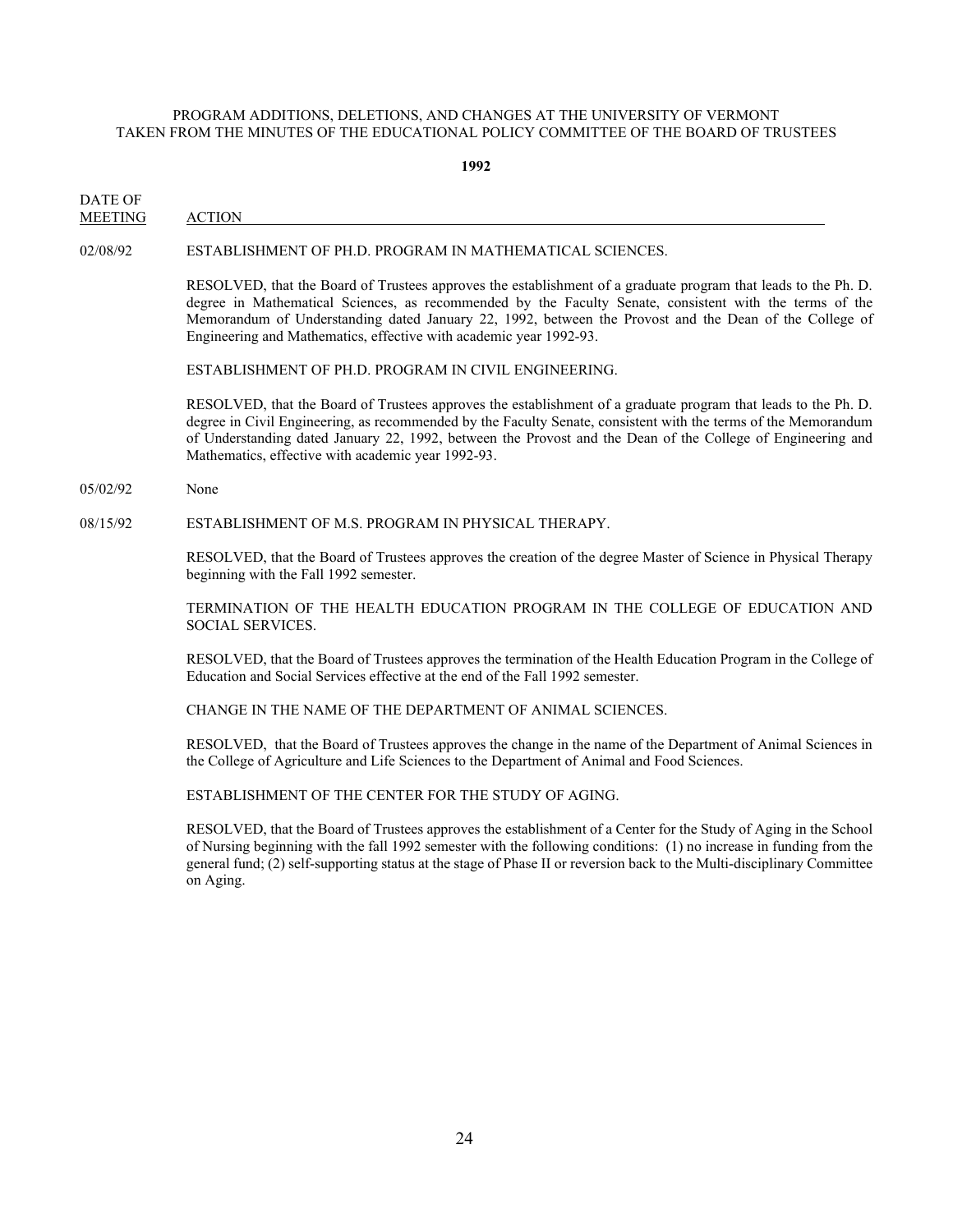PROGRAM ADDITIONS, DELETIONS, AND CHANGES AT THE UNIVERSITY OF VERMONT
TAKEN FROM THE MINUTES OF THE EDUCATIONAL POLICY COMMITTEE OF THE BOARD OF TRUSTEES

**1992**

| DATE OF MEETING | ACTION |
|---|---|
| 02/08/92 | ESTABLISHMENT OF PH.D. PROGRAM IN MATHEMATICAL SCIENCES.<br><br>RESOLVED, that the Board of Trustees approves the establishment of a graduate program that leads to the Ph. D. degree in Mathematical Sciences, as recommended by the Faculty Senate, consistent with the terms of the Memorandum of Understanding dated January 22, 1992, between the Provost and the Dean of the College of Engineering and Mathematics, effective with academic year 1992-93.<br><br>ESTABLISHMENT OF PH.D. PROGRAM IN CIVIL ENGINEERING.<br><br>RESOLVED, that the Board of Trustees approves the establishment of a graduate program that leads to the Ph. D. degree in Civil Engineering, as recommended by the Faculty Senate, consistent with the terms of the Memorandum of Understanding dated January 22, 1992, between the Provost and the Dean of the College of Engineering and Mathematics, effective with academic year 1992-93. |
| 05/02/92 | None |
| 08/15/92 | ESTABLISHMENT OF M.S. PROGRAM IN PHYSICAL THERAPY.<br><br>RESOLVED, that the Board of Trustees approves the creation of the degree Master of Science in Physical Therapy beginning with the Fall 1992 semester.<br><br>TERMINATION OF THE HEALTH EDUCATION PROGRAM IN THE COLLEGE OF EDUCATION AND SOCIAL SERVICES.<br><br>RESOLVED, that the Board of Trustees approves the termination of the Health Education Program in the College of Education and Social Services effective at the end of the Fall 1992 semester.<br><br>CHANGE IN THE NAME OF THE DEPARTMENT OF ANIMAL SCIENCES.<br><br>RESOLVED, that the Board of Trustees approves the change in the name of the Department of Animal Sciences in the College of Agriculture and Life Sciences to the Department of Animal and Food Sciences.<br><br>ESTABLISHMENT OF THE CENTER FOR THE STUDY OF AGING.<br><br>RESOLVED, that the Board of Trustees approves the establishment of a Center for the Study of Aging in the School of Nursing beginning with the fall 1992 semester with the following conditions: (1) no increase in funding from the general fund; (2) self-supporting status at the stage of Phase II or reversion back to the Multi-disciplinary Committee on Aging. |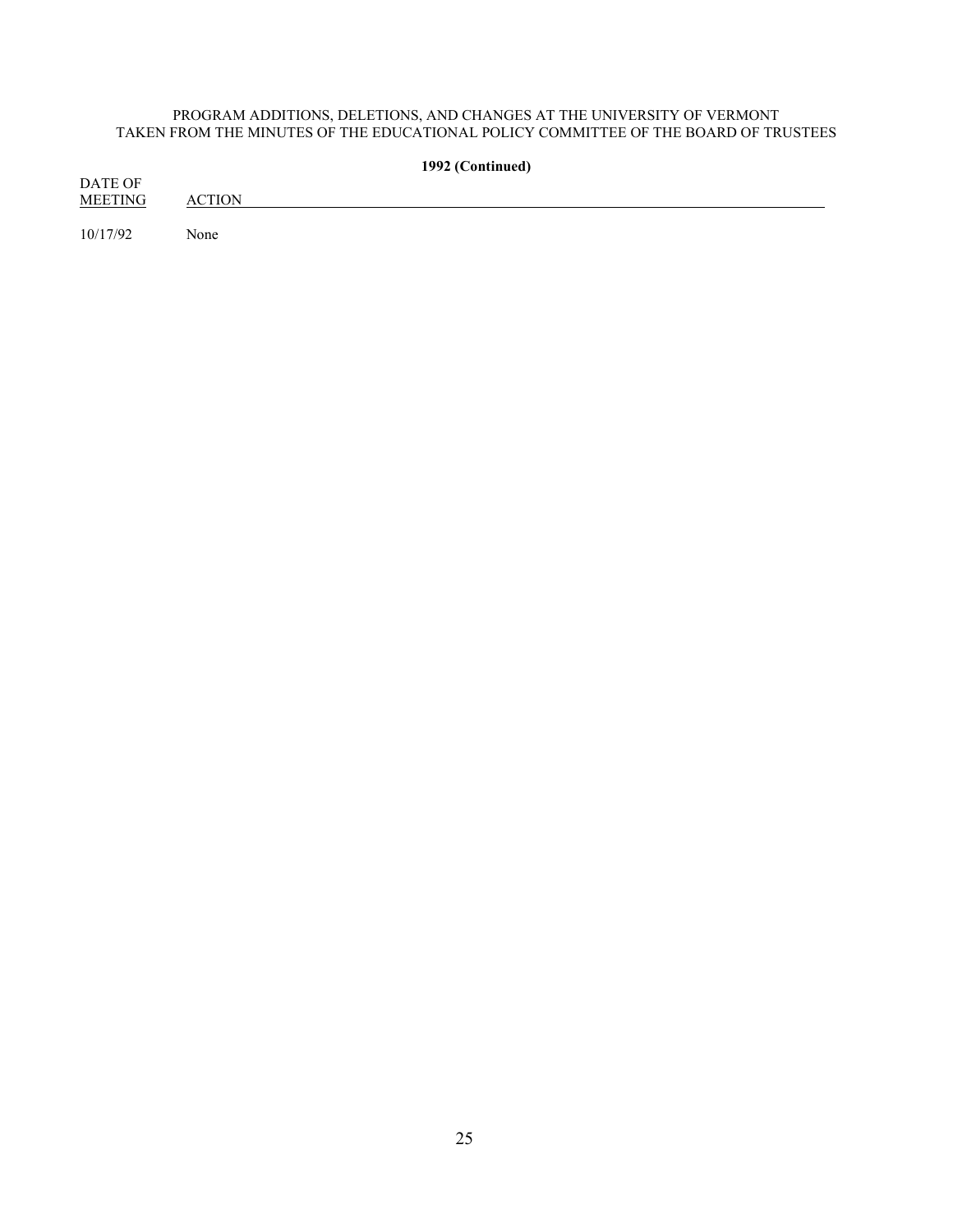PROGRAM ADDITIONS, DELETIONS, AND CHANGES AT THE UNIVERSITY OF VERMONT
TAKEN FROM THE MINUTES OF THE EDUCATIONAL POLICY COMMITTEE OF THE BOARD OF TRUSTEES

**1992 (Continued)**

| DATE OF MEETING | ACTION |
| --- | --- |
| 10/17/92 | None |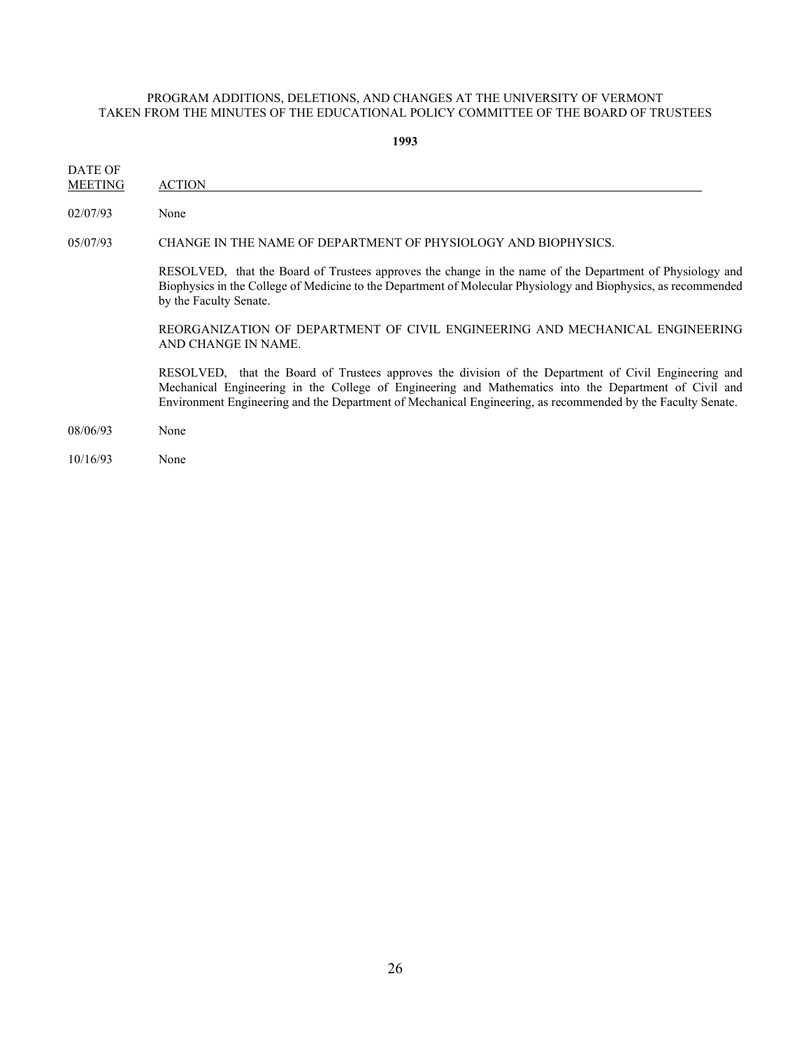PROGRAM ADDITIONS, DELETIONS, AND CHANGES AT THE UNIVERSITY OF VERMONT
TAKEN FROM THE MINUTES OF THE EDUCATIONAL POLICY COMMITTEE OF THE BOARD OF TRUSTEES

**1993**

| DATE OF MEETING | ACTION |
|---|---|
| 02/07/93 | None |
| 05/07/93 | CHANGE IN THE NAME OF DEPARTMENT OF PHYSIOLOGY AND BIOPHYSICS.<br><br>RESOLVED, that the Board of Trustees approves the change in the name of the Department of Physiology and Biophysics in the College of Medicine to the Department of Molecular Physiology and Biophysics, as recommended by the Faculty Senate.<br><br>REORGANIZATION OF DEPARTMENT OF CIVIL ENGINEERING AND MECHANICAL ENGINEERING AND CHANGE IN NAME.<br><br>RESOLVED, that the Board of Trustees approves the division of the Department of Civil Engineering and Mechanical Engineering in the College of Engineering and Mathematics into the Department of Civil and Environment Engineering and the Department of Mechanical Engineering, as recommended by the Faculty Senate. |
| 08/06/93 | None |
| 10/16/93 | None |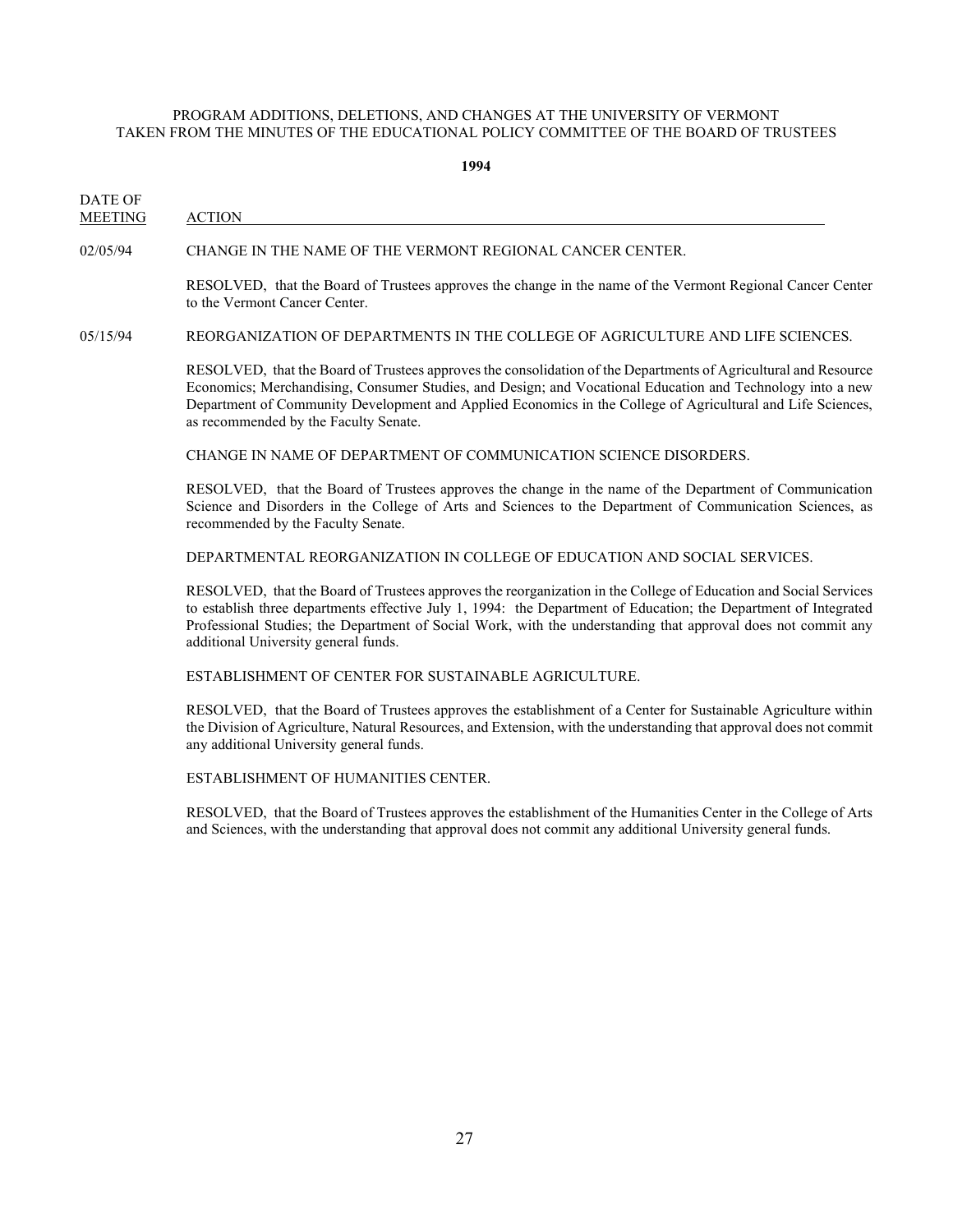PROGRAM ADDITIONS, DELETIONS, AND CHANGES AT THE UNIVERSITY OF VERMONT
TAKEN FROM THE MINUTES OF THE EDUCATIONAL POLICY COMMITTEE OF THE BOARD OF TRUSTEES

**1994**

| DATE OF MEETING | ACTION |
|---|---|
| 02/05/94 | CHANGE IN THE NAME OF THE VERMONT REGIONAL CANCER CENTER. |

RESOLVED, that the Board of Trustees approves the change in the name of the Vermont Regional Cancer Center to the Vermont Cancer Center.

05/15/94 REORGANIZATION OF DEPARTMENTS IN THE COLLEGE OF AGRICULTURE AND LIFE SCIENCES.

RESOLVED, that the Board of Trustees approves the consolidation of the Departments of Agricultural and Resource Economics; Merchandising, Consumer Studies, and Design; and Vocational Education and Technology into a new Department of Community Development and Applied Economics in the College of Agricultural and Life Sciences, as recommended by the Faculty Senate.

CHANGE IN NAME OF DEPARTMENT OF COMMUNICATION SCIENCE DISORDERS.

RESOLVED, that the Board of Trustees approves the change in the name of the Department of Communication Science and Disorders in the College of Arts and Sciences to the Department of Communication Sciences, as recommended by the Faculty Senate.

DEPARTMENTAL REORGANIZATION IN COLLEGE OF EDUCATION AND SOCIAL SERVICES.

RESOLVED, that the Board of Trustees approves the reorganization in the College of Education and Social Services to establish three departments effective July 1, 1994: the Department of Education; the Department of Integrated Professional Studies; the Department of Social Work, with the understanding that approval does not commit any additional University general funds.

ESTABLISHMENT OF CENTER FOR SUSTAINABLE AGRICULTURE.

RESOLVED, that the Board of Trustees approves the establishment of a Center for Sustainable Agriculture within the Division of Agriculture, Natural Resources, and Extension, with the understanding that approval does not commit any additional University general funds.

ESTABLISHMENT OF HUMANITIES CENTER.

RESOLVED, that the Board of Trustees approves the establishment of the Humanities Center in the College of Arts and Sciences, with the understanding that approval does not commit any additional University general funds.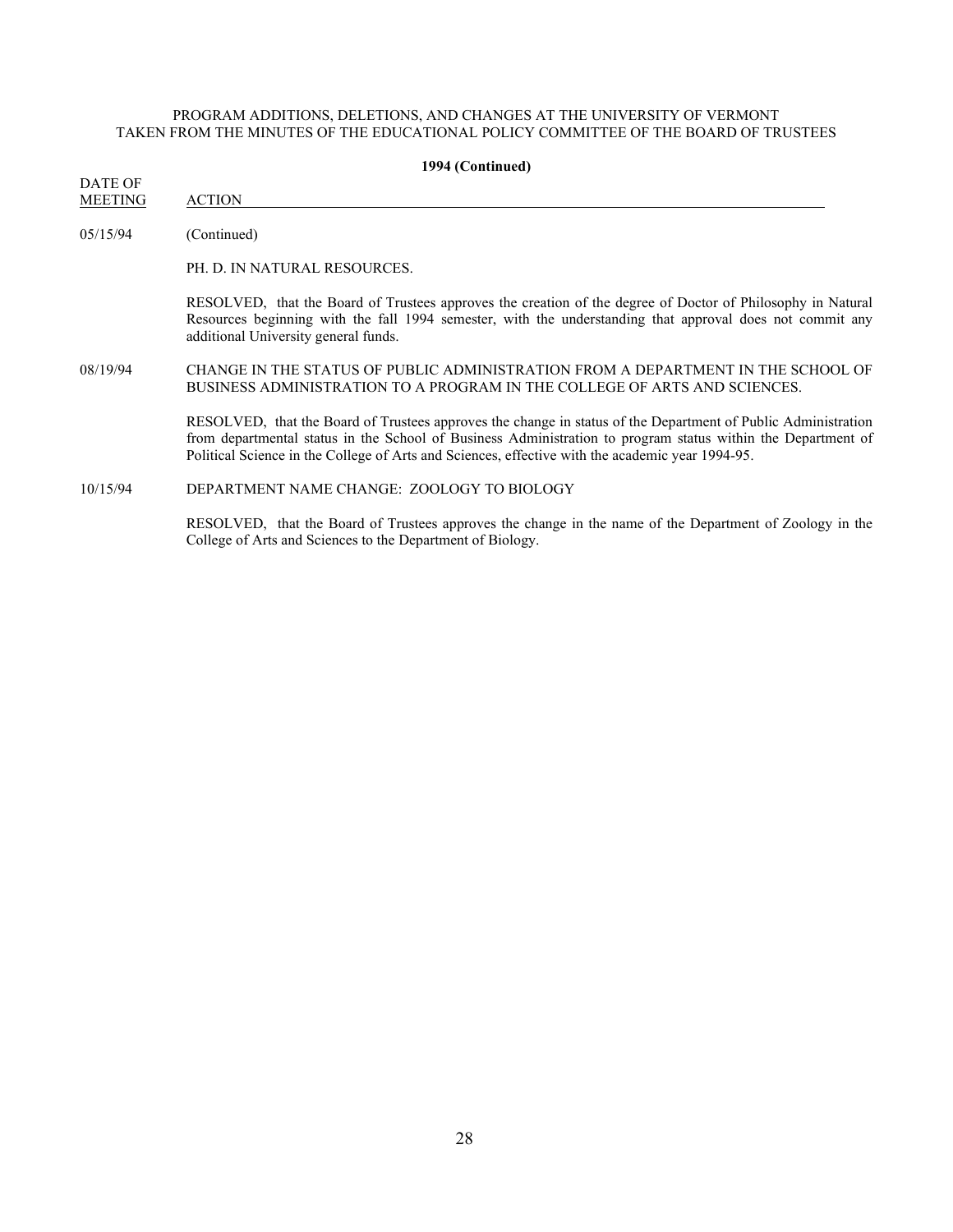PROGRAM ADDITIONS, DELETIONS, AND CHANGES AT THE UNIVERSITY OF VERMONT
TAKEN FROM THE MINUTES OF THE EDUCATIONAL POLICY COMMITTEE OF THE BOARD OF TRUSTEES

**1994 (Continued)**

| DATE OF MEETING | ACTION |
|---|---|
| 05/15/94 | (Continued) |
| | PH. D. IN NATURAL RESOURCES. |
| | RESOLVED, that the Board of Trustees approves the creation of the degree of Doctor of Philosophy in Natural Resources beginning with the fall 1994 semester, with the understanding that approval does not commit any additional University general funds. |
| 08/19/94 | CHANGE IN THE STATUS OF PUBLIC ADMINISTRATION FROM A DEPARTMENT IN THE SCHOOL OF BUSINESS ADMINISTRATION TO A PROGRAM IN THE COLLEGE OF ARTS AND SCIENCES. |
| | RESOLVED, that the Board of Trustees approves the change in status of the Department of Public Administration from departmental status in the School of Business Administration to program status within the Department of Political Science in the College of Arts and Sciences, effective with the academic year 1994-95. |
| 10/15/94 | DEPARTMENT NAME CHANGE: ZOOLOGY TO BIOLOGY |
| | RESOLVED, that the Board of Trustees approves the change in the name of the Department of Zoology in the College of Arts and Sciences to the Department of Biology. |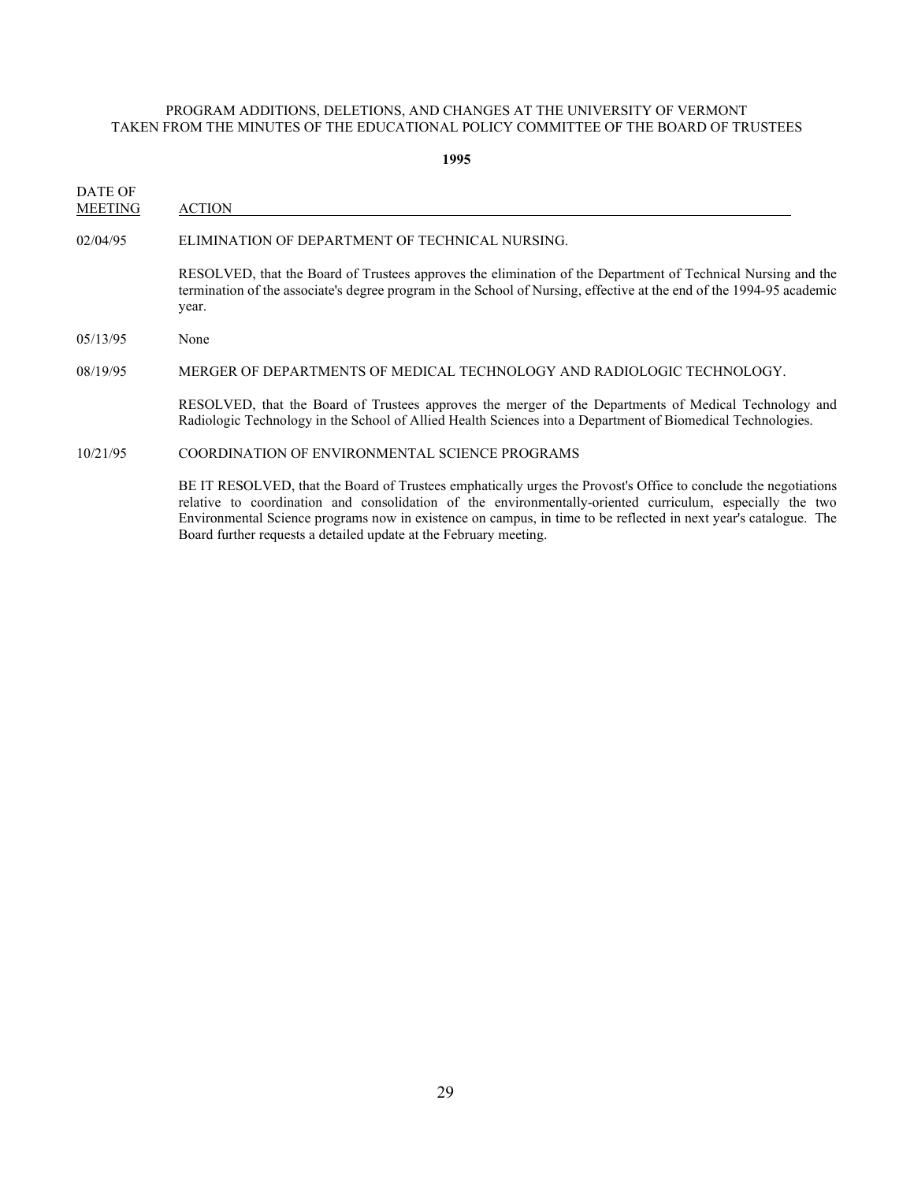PROGRAM ADDITIONS, DELETIONS, AND CHANGES AT THE UNIVERSITY OF VERMONT
TAKEN FROM THE MINUTES OF THE EDUCATIONAL POLICY COMMITTEE OF THE BOARD OF TRUSTEES

**1995**

| DATE OF MEETING | ACTION |
|---|---|
| 02/04/95 | ELIMINATION OF DEPARTMENT OF TECHNICAL NURSING.<br><br>RESOLVED, that the Board of Trustees approves the elimination of the Department of Technical Nursing and the termination of the associate's degree program in the School of Nursing, effective at the end of the 1994-95 academic year. |
| 05/13/95 | None |
| 08/19/95 | MERGER OF DEPARTMENTS OF MEDICAL TECHNOLOGY AND RADIOLOGIC TECHNOLOGY.<br><br>RESOLVED, that the Board of Trustees approves the merger of the Departments of Medical Technology and Radiologic Technology in the School of Allied Health Sciences into a Department of Biomedical Technologies. |
| 10/21/95 | COORDINATION OF ENVIRONMENTAL SCIENCE PROGRAMS<br><br>BE IT RESOLVED, that the Board of Trustees emphatically urges the Provost's Office to conclude the negotiations relative to coordination and consolidation of the environmentally-oriented curriculum, especially the two Environmental Science programs now in existence on campus, in time to be reflected in next year's catalogue. The Board further requests a detailed update at the February meeting. |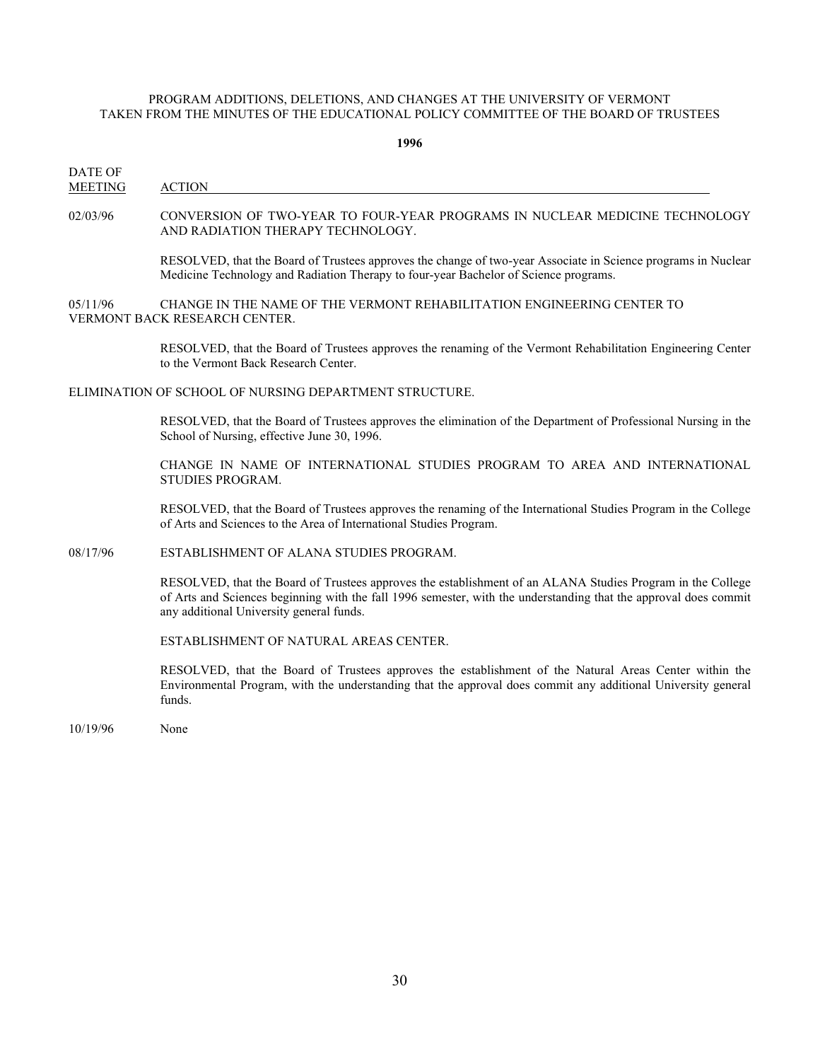PROGRAM ADDITIONS, DELETIONS, AND CHANGES AT THE UNIVERSITY OF VERMONT
TAKEN FROM THE MINUTES OF THE EDUCATIONAL POLICY COMMITTEE OF THE BOARD OF TRUSTEES

**1996**

| DATE OF MEETING | ACTION |
|---|---|
| 02/03/96 | CONVERSION OF TWO-YEAR TO FOUR-YEAR PROGRAMS IN NUCLEAR MEDICINE TECHNOLOGY AND RADIATION THERAPY TECHNOLOGY. |
| | RESOLVED, that the Board of Trustees approves the change of two-year Associate in Science programs in Nuclear Medicine Technology and Radiation Therapy to four-year Bachelor of Science programs. |
| 05/11/96 | CHANGE IN THE NAME OF THE VERMONT REHABILITATION ENGINEERING CENTER TO VERMONT BACK RESEARCH CENTER. |
| | RESOLVED, that the Board of Trustees approves the renaming of the Vermont Rehabilitation Engineering Center to the Vermont Back Research Center. |
| | ELIMINATION OF SCHOOL OF NURSING DEPARTMENT STRUCTURE. |
| | RESOLVED, that the Board of Trustees approves the elimination of the Department of Professional Nursing in the School of Nursing, effective June 30, 1996. |
| | CHANGE IN NAME OF INTERNATIONAL STUDIES PROGRAM TO AREA AND INTERNATIONAL STUDIES PROGRAM. |
| | RESOLVED, that the Board of Trustees approves the renaming of the International Studies Program in the College of Arts and Sciences to the Area of International Studies Program. |
| 08/17/96 | ESTABLISHMENT OF ALANA STUDIES PROGRAM. |
| | RESOLVED, that the Board of Trustees approves the establishment of an ALANA Studies Program in the College of Arts and Sciences beginning with the fall 1996 semester, with the understanding that the approval does commit any additional University general funds. |
| | ESTABLISHMENT OF NATURAL AREAS CENTER. |
| | RESOLVED, that the Board of Trustees approves the establishment of the Natural Areas Center within the Environmental Program, with the understanding that the approval does commit any additional University general funds. |
| 10/19/96 | None |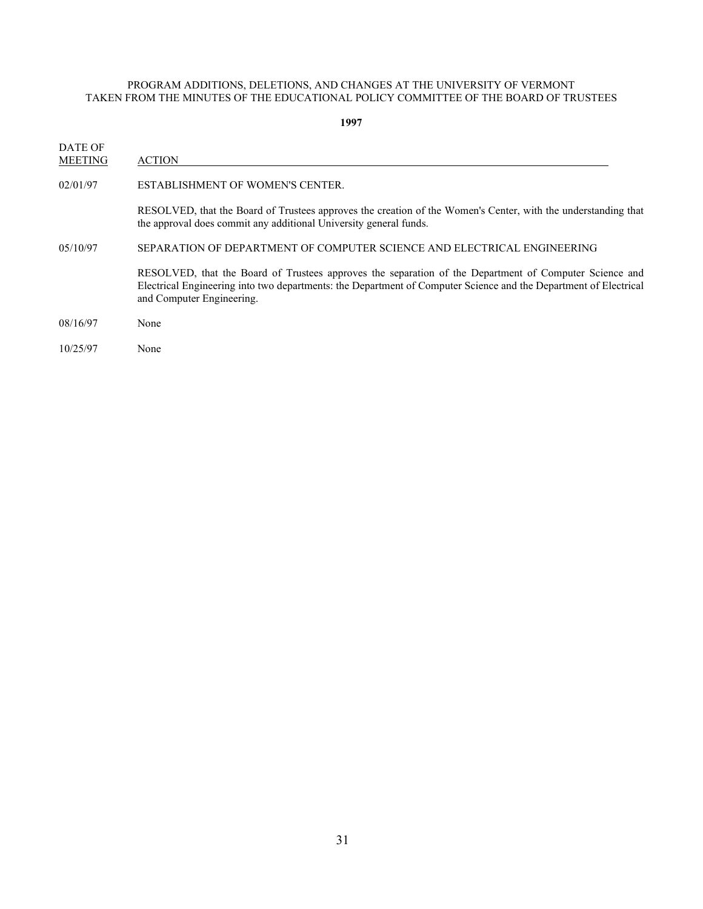PROGRAM ADDITIONS, DELETIONS, AND CHANGES AT THE UNIVERSITY OF VERMONT
TAKEN FROM THE MINUTES OF THE EDUCATIONAL POLICY COMMITTEE OF THE BOARD OF TRUSTEES

**1997**

| DATE OF MEETING | ACTION |
|---|---|
| 02/01/97 | ESTABLISHMENT OF WOMEN'S CENTER.<br><br>RESOLVED, that the Board of Trustees approves the creation of the Women's Center, with the understanding that the approval does commit any additional University general funds. |
| 05/10/97 | SEPARATION OF DEPARTMENT OF COMPUTER SCIENCE AND ELECTRICAL ENGINEERING<br><br>RESOLVED, that the Board of Trustees approves the separation of the Department of Computer Science and Electrical Engineering into two departments: the Department of Computer Science and the Department of Electrical and Computer Engineering. |
| 08/16/97 | None |
| 10/25/97 | None |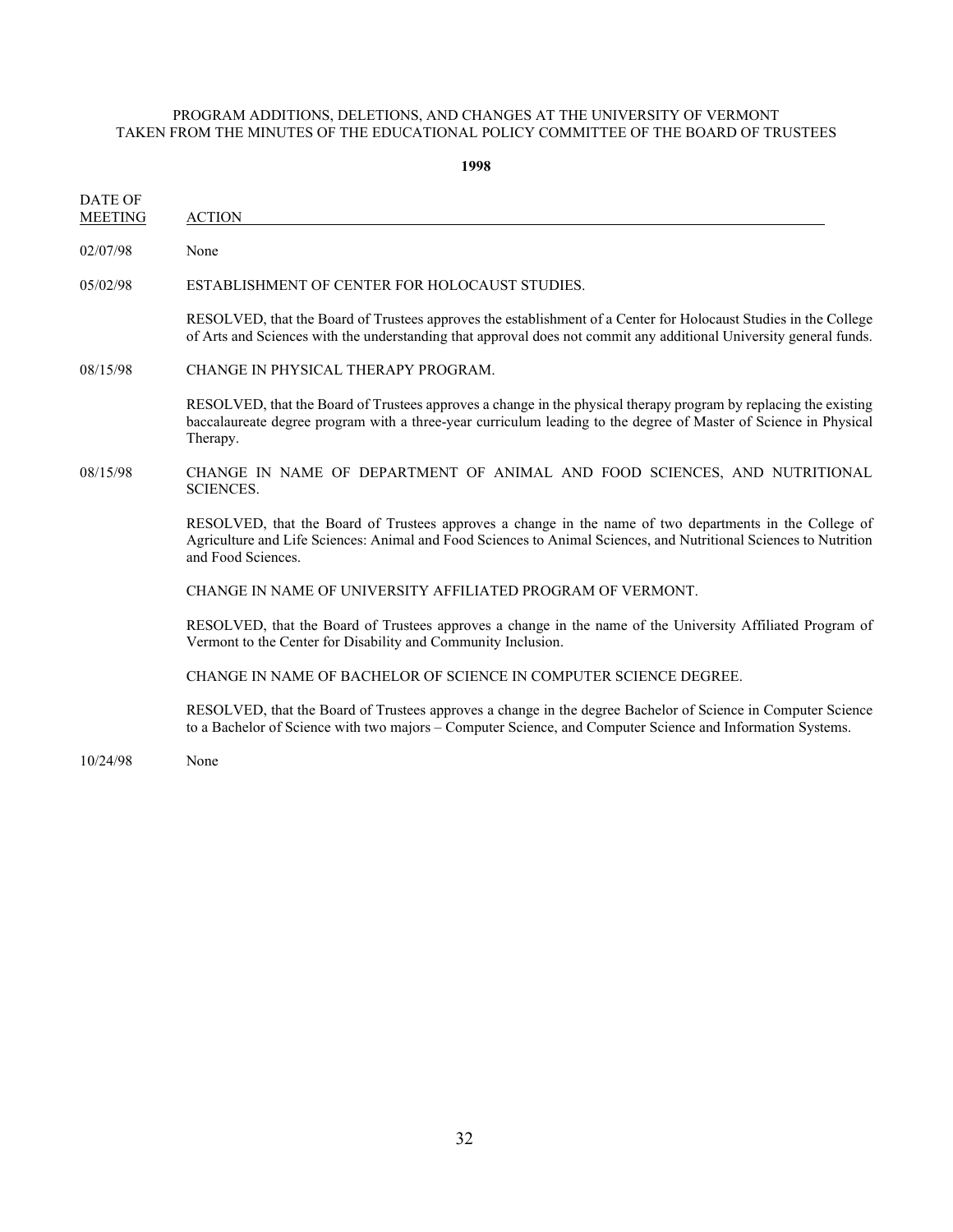PROGRAM ADDITIONS, DELETIONS, AND CHANGES AT THE UNIVERSITY OF VERMONT
TAKEN FROM THE MINUTES OF THE EDUCATIONAL POLICY COMMITTEE OF THE BOARD OF TRUSTEES

**1998**

| DATE OF MEETING | ACTION |
|---|---|
| 02/07/98 | None |
| 05/02/98 | ESTABLISHMENT OF CENTER FOR HOLOCAUST STUDIES.<br><br>RESOLVED, that the Board of Trustees approves the establishment of a Center for Holocaust Studies in the College of Arts and Sciences with the understanding that approval does not commit any additional University general funds. |
| 08/15/98 | CHANGE IN PHYSICAL THERAPY PROGRAM.<br><br>RESOLVED, that the Board of Trustees approves a change in the physical therapy program by replacing the existing baccalaureate degree program with a three-year curriculum leading to the degree of Master of Science in Physical Therapy. |
| 08/15/98 | CHANGE IN NAME OF DEPARTMENT OF ANIMAL AND FOOD SCIENCES, AND NUTRITIONAL SCIENCES.<br><br>RESOLVED, that the Board of Trustees approves a change in the name of two departments in the College of Agriculture and Life Sciences: Animal and Food Sciences to Animal Sciences, and Nutritional Sciences to Nutrition and Food Sciences.<br><br>CHANGE IN NAME OF UNIVERSITY AFFILIATED PROGRAM OF VERMONT.<br><br>RESOLVED, that the Board of Trustees approves a change in the name of the University Affiliated Program of Vermont to the Center for Disability and Community Inclusion.<br><br>CHANGE IN NAME OF BACHELOR OF SCIENCE IN COMPUTER SCIENCE DEGREE.<br><br>RESOLVED, that the Board of Trustees approves a change in the degree Bachelor of Science in Computer Science to a Bachelor of Science with two majors – Computer Science, and Computer Science and Information Systems. |
| 10/24/98 | None |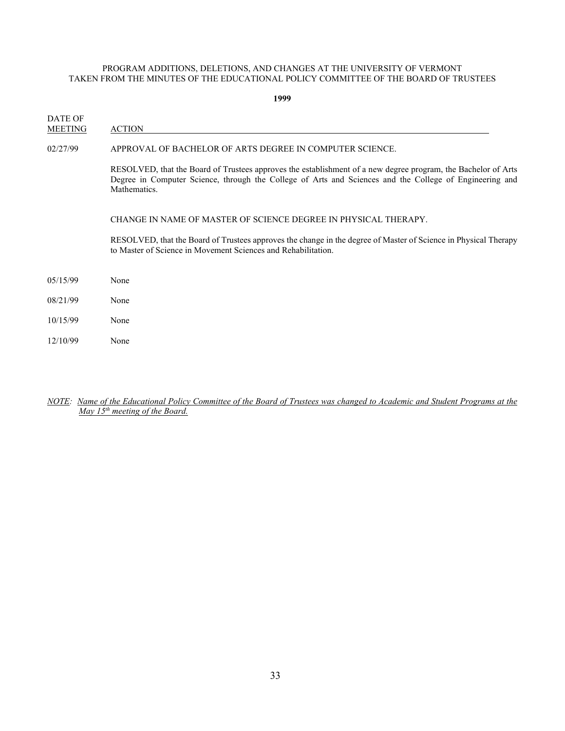PROGRAM ADDITIONS, DELETIONS, AND CHANGES AT THE UNIVERSITY OF VERMONT
TAKEN FROM THE MINUTES OF THE EDUCATIONAL POLICY COMMITTEE OF THE BOARD OF TRUSTEES

**1999**

| DATE OF MEETING | ACTION |
| --- | --- |
| 02/27/99 | APPROVAL OF BACHELOR OF ARTS DEGREE IN COMPUTER SCIENCE.<br><br>RESOLVED, that the Board of Trustees approves the establishment of a new degree program, the Bachelor of Arts Degree in Computer Science, through the College of Arts and Sciences and the College of Engineering and Mathematics.<br><br>CHANGE IN NAME OF MASTER OF SCIENCE DEGREE IN PHYSICAL THERAPY.<br><br>RESOLVED, that the Board of Trustees approves the change in the degree of Master of Science in Physical Therapy to Master of Science in Movement Sciences and Rehabilitation. |
| 05/15/99 | None |
| 08/21/99 | None |
| 10/15/99 | None |
| 12/10/99 | None |

*NOTE: Name of the Educational Policy Committee of the Board of Trustees was changed to Academic and Student Programs at the May 15th meeting of the Board.*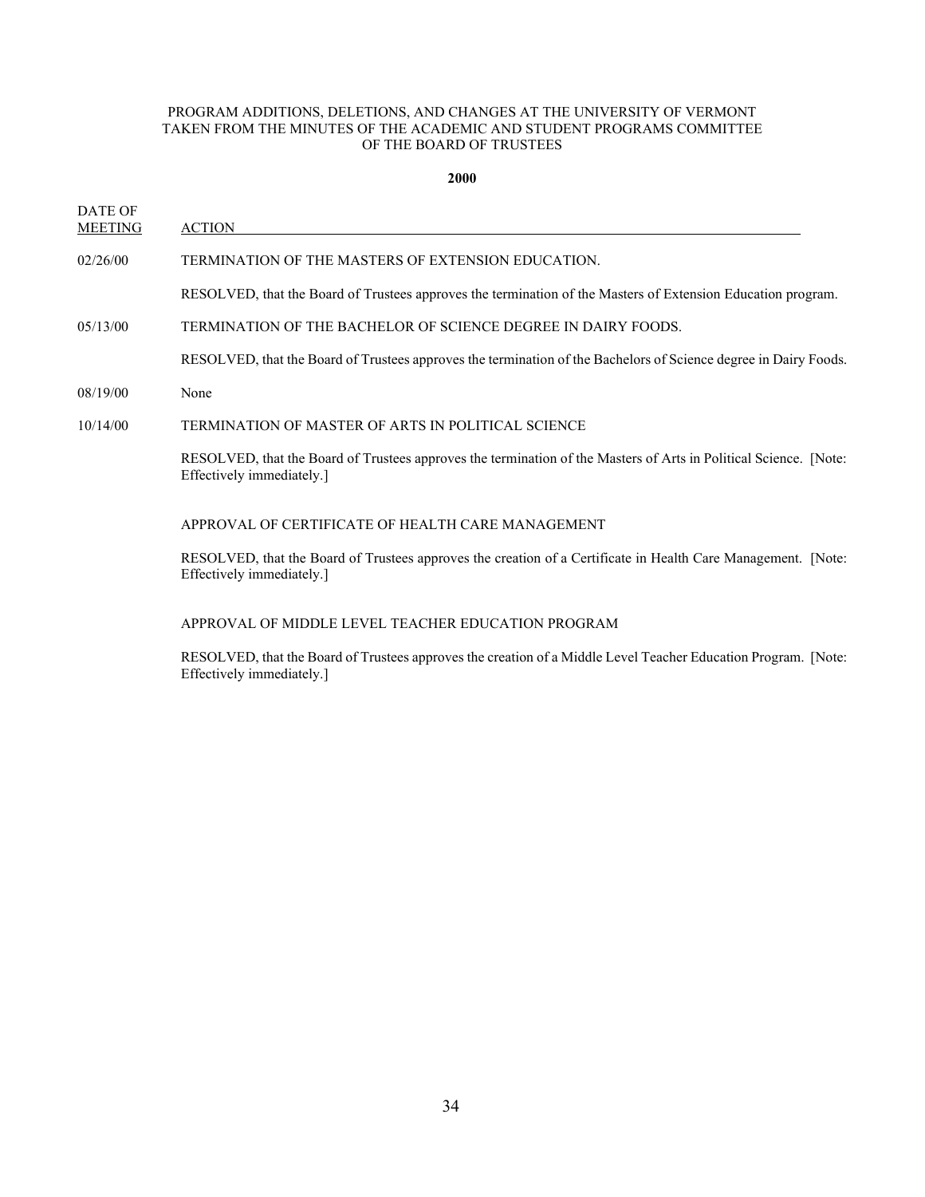PROGRAM ADDITIONS, DELETIONS, AND CHANGES AT THE UNIVERSITY OF VERMONT
TAKEN FROM THE MINUTES OF THE ACADEMIC AND STUDENT PROGRAMS COMMITTEE
OF THE BOARD OF TRUSTEES

**2000**

| DATE OF MEETING | ACTION |
|---|---|
| 02/26/00 | TERMINATION OF THE MASTERS OF EXTENSION EDUCATION. |
| | RESOLVED, that the Board of Trustees approves the termination of the Masters of Extension Education program. |
| 05/13/00 | TERMINATION OF THE BACHELOR OF SCIENCE DEGREE IN DAIRY FOODS. |
| | RESOLVED, that the Board of Trustees approves the termination of the Bachelors of Science degree in Dairy Foods. |
| 08/19/00 | None |
| 10/14/00 | TERMINATION OF MASTER OF ARTS IN POLITICAL SCIENCE |
| | RESOLVED, that the Board of Trustees approves the termination of the Masters of Arts in Political Science. [Note: Effectively immediately.] |
| | APPROVAL OF CERTIFICATE OF HEALTH CARE MANAGEMENT |
| | RESOLVED, that the Board of Trustees approves the creation of a Certificate in Health Care Management. [Note: Effectively immediately.] |
| | APPROVAL OF MIDDLE LEVEL TEACHER EDUCATION PROGRAM |
| | RESOLVED, that the Board of Trustees approves the creation of a Middle Level Teacher Education Program. [Note: Effectively immediately.] |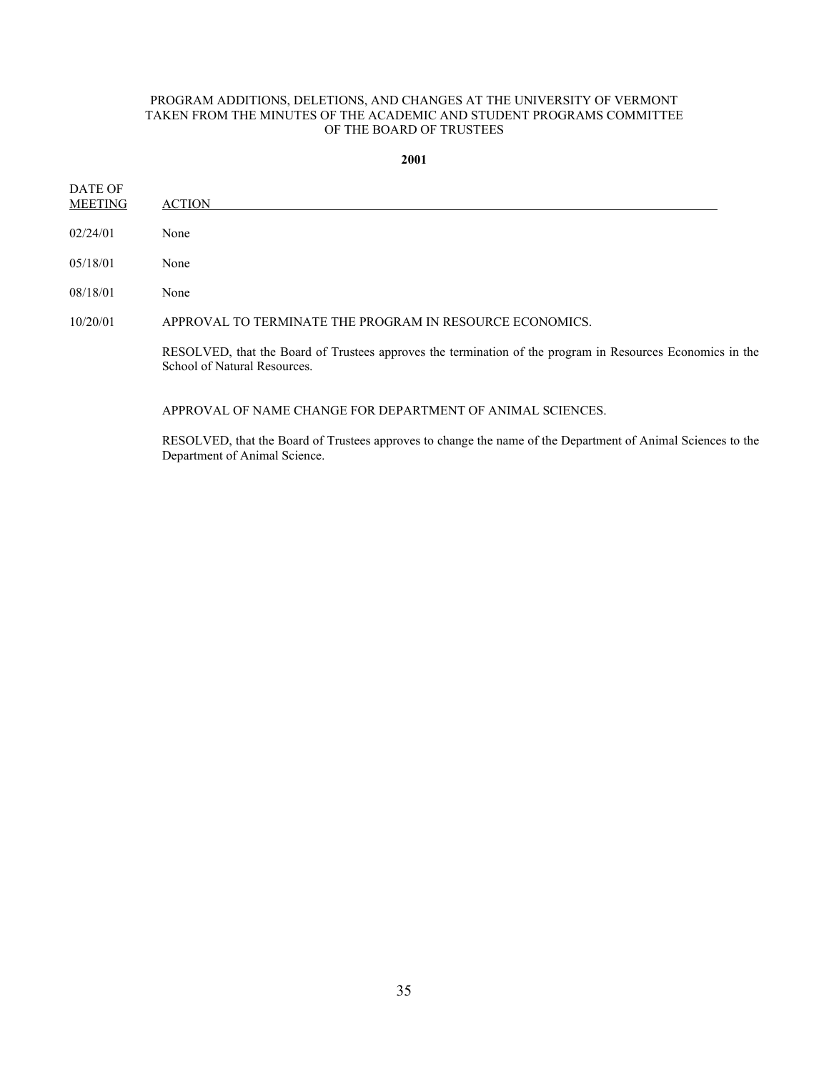PROGRAM ADDITIONS, DELETIONS, AND CHANGES AT THE UNIVERSITY OF VERMONT
TAKEN FROM THE MINUTES OF THE ACADEMIC AND STUDENT PROGRAMS COMMITTEE
OF THE BOARD OF TRUSTEES

**2001**

| DATE OF MEETING | ACTION |
|---|---|
| 02/24/01 | None |
| 05/18/01 | None |
| 08/18/01 | None |
| 10/20/01 | APPROVAL TO TERMINATE THE PROGRAM IN RESOURCE ECONOMICS.<br><br>RESOLVED, that the Board of Trustees approves the termination of the program in Resources Economics in the School of Natural Resources.<br><br>APPROVAL OF NAME CHANGE FOR DEPARTMENT OF ANIMAL SCIENCES.<br><br>RESOLVED, that the Board of Trustees approves to change the name of the Department of Animal Sciences to the Department of Animal Science. |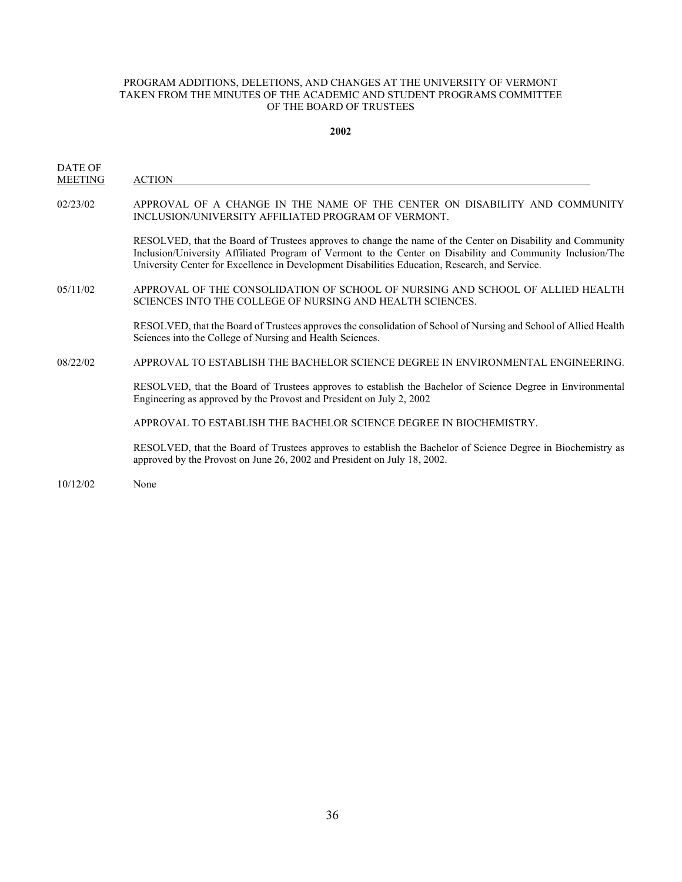PROGRAM ADDITIONS, DELETIONS, AND CHANGES AT THE UNIVERSITY OF VERMONT
TAKEN FROM THE MINUTES OF THE ACADEMIC AND STUDENT PROGRAMS COMMITTEE
OF THE BOARD OF TRUSTEES

**2002**

| DATE OF MEETING | ACTION |
|---|---|
| 02/23/02 | APPROVAL OF A CHANGE IN THE NAME OF THE CENTER ON DISABILITY AND COMMUNITY INCLUSION/UNIVERSITY AFFILIATED PROGRAM OF VERMONT.<br><br>RESOLVED, that the Board of Trustees approves to change the name of the Center on Disability and Community Inclusion/University Affiliated Program of Vermont to the Center on Disability and Community Inclusion/The University Center for Excellence in Development Disabilities Education, Research, and Service. |
| 05/11/02 | APPROVAL OF THE CONSOLIDATION OF SCHOOL OF NURSING AND SCHOOL OF ALLIED HEALTH SCIENCES INTO THE COLLEGE OF NURSING AND HEALTH SCIENCES.<br><br>RESOLVED, that the Board of Trustees approves the consolidation of School of Nursing and School of Allied Health Sciences into the College of Nursing and Health Sciences. |
| 08/22/02 | APPROVAL TO ESTABLISH THE BACHELOR SCIENCE DEGREE IN ENVIRONMENTAL ENGINEERING.<br><br>RESOLVED, that the Board of Trustees approves to establish the Bachelor of Science Degree in Environmental Engineering as approved by the Provost and President on July 2, 2002<br><br>APPROVAL TO ESTABLISH THE BACHELOR SCIENCE DEGREE IN BIOCHEMISTRY.<br><br>RESOLVED, that the Board of Trustees approves to establish the Bachelor of Science Degree in Biochemistry as approved by the Provost on June 26, 2002 and President on July 18, 2002. |
| 10/12/02 | None |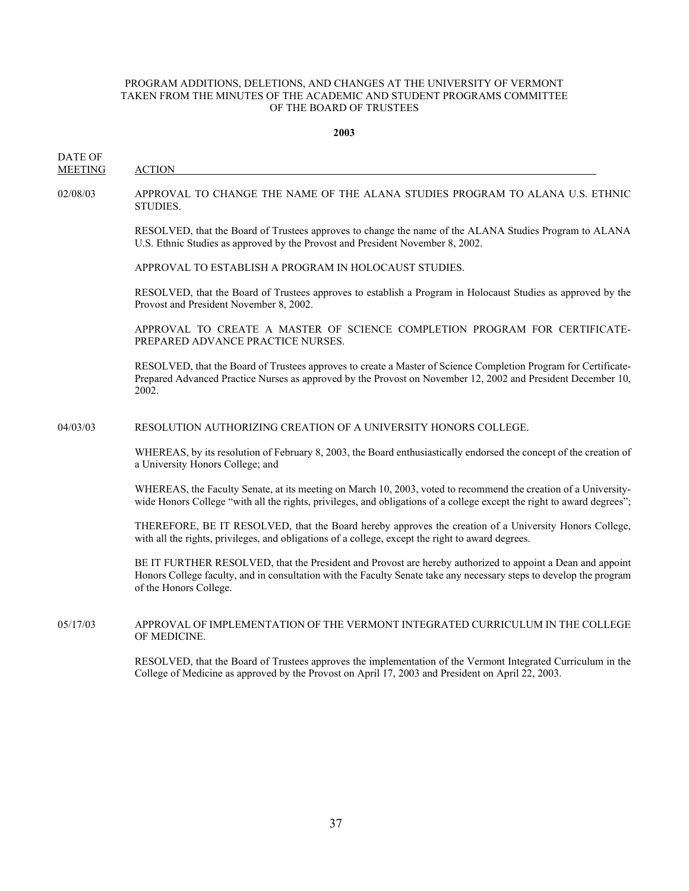PROGRAM ADDITIONS, DELETIONS, AND CHANGES AT THE UNIVERSITY OF VERMONT
TAKEN FROM THE MINUTES OF THE ACADEMIC AND STUDENT PROGRAMS COMMITTEE
OF THE BOARD OF TRUSTEES

**2003**

| DATE OF MEETING | ACTION |
|---|---|
| 02/08/03 | APPROVAL TO CHANGE THE NAME OF THE ALANA STUDIES PROGRAM TO ALANA U.S. ETHNIC STUDIES. |
| | RESOLVED, that the Board of Trustees approves to change the name of the ALANA Studies Program to ALANA U.S. Ethnic Studies as approved by the Provost and President November 8, 2002. |
| | APPROVAL TO ESTABLISH A PROGRAM IN HOLOCAUST STUDIES. |
| | RESOLVED, that the Board of Trustees approves to establish a Program in Holocaust Studies as approved by the Provost and President November 8, 2002. |
| | APPROVAL TO CREATE A MASTER OF SCIENCE COMPLETION PROGRAM FOR CERTIFICATE-PREPARED ADVANCE PRACTICE NURSES. |
| | RESOLVED, that the Board of Trustees approves to create a Master of Science Completion Program for Certificate-Prepared Advanced Practice Nurses as approved by the Provost on November 12, 2002 and President December 10, 2002. |
| 04/03/03 | RESOLUTION AUTHORIZING CREATION OF A UNIVERSITY HONORS COLLEGE. |
| | WHEREAS, by its resolution of February 8, 2003, the Board enthusiastically endorsed the concept of the creation of a University Honors College; and |
| | WHEREAS, the Faculty Senate, at its meeting on March 10, 2003, voted to recommend the creation of a University-wide Honors College "with all the rights, privileges, and obligations of a college except the right to award degrees"; |
| | THEREFORE, BE IT RESOLVED, that the Board hereby approves the creation of a University Honors College, with all the rights, privileges, and obligations of a college, except the right to award degrees. |
| | BE IT FURTHER RESOLVED, that the President and Provost are hereby authorized to appoint a Dean and appoint Honors College faculty, and in consultation with the Faculty Senate take any necessary steps to develop the program of the Honors College. |
| 05/17/03 | APPROVAL OF IMPLEMENTATION OF THE VERMONT INTEGRATED CURRICULUM IN THE COLLEGE OF MEDICINE. |
| | RESOLVED, that the Board of Trustees approves the implementation of the Vermont Integrated Curriculum in the College of Medicine as approved by the Provost on April 17, 2003 and President on April 22, 2003. |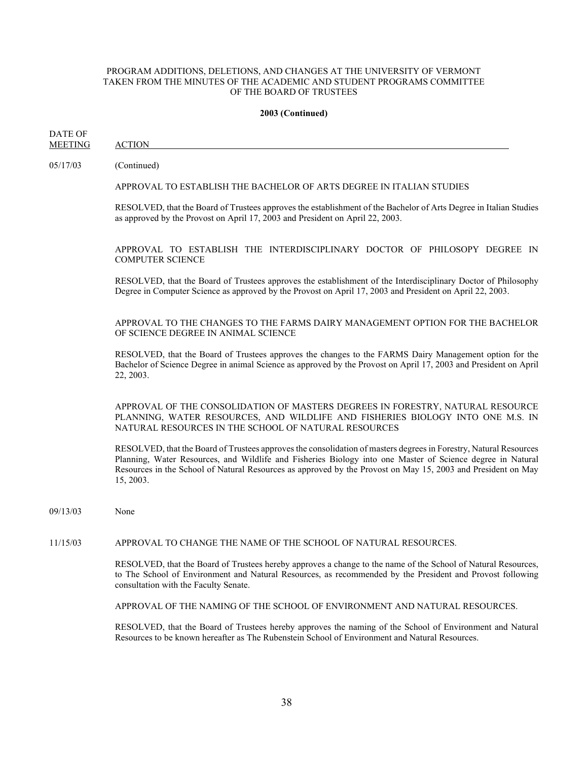PROGRAM ADDITIONS, DELETIONS, AND CHANGES AT THE UNIVERSITY OF VERMONT
TAKEN FROM THE MINUTES OF THE ACADEMIC AND STUDENT PROGRAMS COMMITTEE
OF THE BOARD OF TRUSTEES

**2003 (Continued)**

| DATE OF MEETING | ACTION |
|---|---|
| 05/17/03 | (Continued) |

APPROVAL TO ESTABLISH THE BACHELOR OF ARTS DEGREE IN ITALIAN STUDIES

RESOLVED, that the Board of Trustees approves the establishment of the Bachelor of Arts Degree in Italian Studies as approved by the Provost on April 17, 2003 and President on April 22, 2003.

APPROVAL TO ESTABLISH THE INTERDISCIPLINARY DOCTOR OF PHILOSOPY DEGREE IN COMPUTER SCIENCE

RESOLVED, that the Board of Trustees approves the establishment of the Interdisciplinary Doctor of Philosophy Degree in Computer Science as approved by the Provost on April 17, 2003 and President on April 22, 2003.

APPROVAL TO THE CHANGES TO THE FARMS DAIRY MANAGEMENT OPTION FOR THE BACHELOR OF SCIENCE DEGREE IN ANIMAL SCIENCE

RESOLVED, that the Board of Trustees approves the changes to the FARMS Dairy Management option for the Bachelor of Science Degree in animal Science as approved by the Provost on April 17, 2003 and President on April 22, 2003.

APPROVAL OF THE CONSOLIDATION OF MASTERS DEGREES IN FORESTRY, NATURAL RESOURCE PLANNING, WATER RESOURCES, AND WILDLIFE AND FISHERIES BIOLOGY INTO ONE M.S. IN NATURAL RESOURCES IN THE SCHOOL OF NATURAL RESOURCES

RESOLVED, that the Board of Trustees approves the consolidation of masters degrees in Forestry, Natural Resources Planning, Water Resources, and Wildlife and Fisheries Biology into one Master of Science degree in Natural Resources in the School of Natural Resources as approved by the Provost on May 15, 2003 and President on May 15, 2003.

09/13/03 None

11/15/03 APPROVAL TO CHANGE THE NAME OF THE SCHOOL OF NATURAL RESOURCES.

RESOLVED, that the Board of Trustees hereby approves a change to the name of the School of Natural Resources, to The School of Environment and Natural Resources, as recommended by the President and Provost following consultation with the Faculty Senate.

APPROVAL OF THE NAMING OF THE SCHOOL OF ENVIRONMENT AND NATURAL RESOURCES.

RESOLVED, that the Board of Trustees hereby approves the naming of the School of Environment and Natural Resources to be known hereafter as The Rubenstein School of Environment and Natural Resources.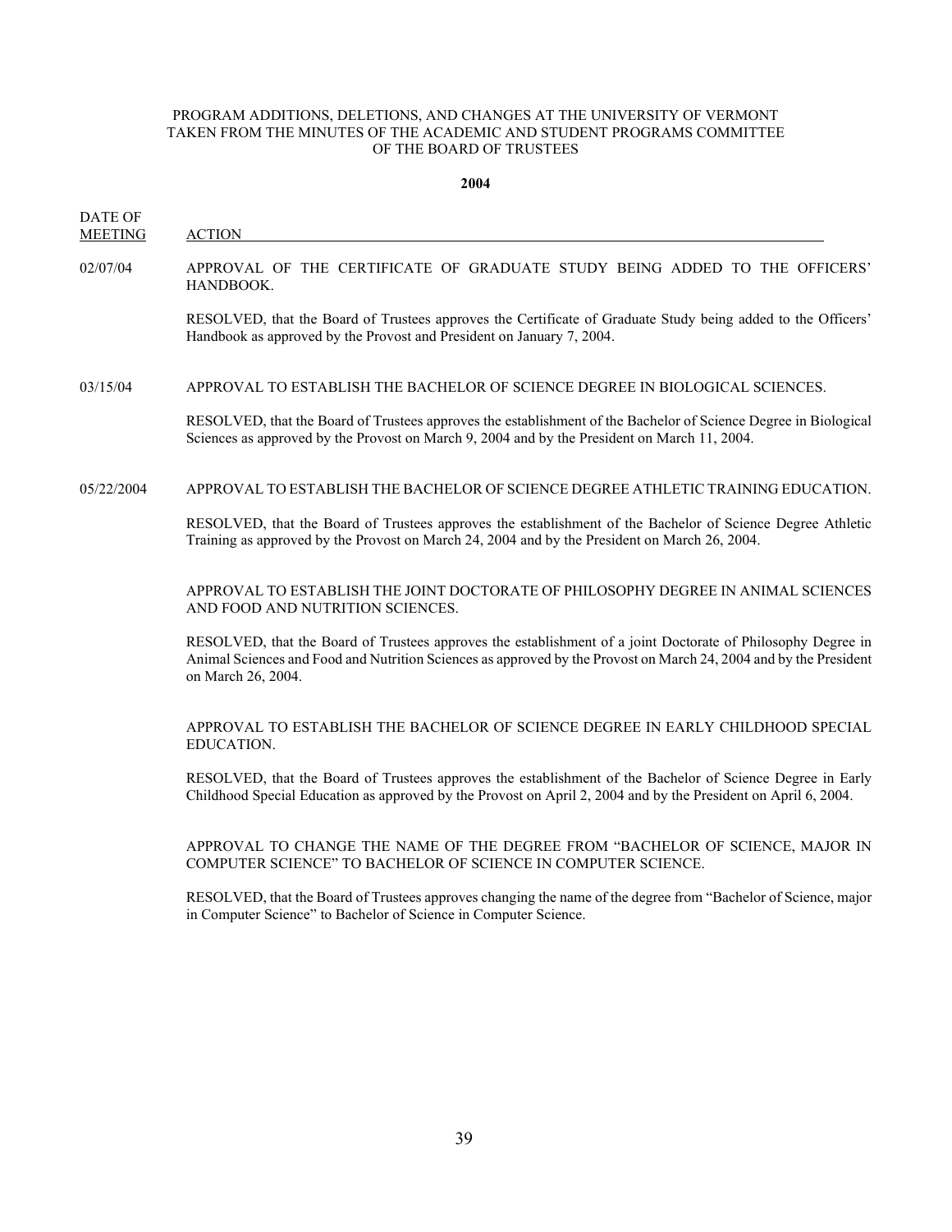PROGRAM ADDITIONS, DELETIONS, AND CHANGES AT THE UNIVERSITY OF VERMONT
TAKEN FROM THE MINUTES OF THE ACADEMIC AND STUDENT PROGRAMS COMMITTEE
OF THE BOARD OF TRUSTEES

**2004**

| DATE OF MEETING | ACTION |
|---|---|
| 02/07/04 | APPROVAL OF THE CERTIFICATE OF GRADUATE STUDY BEING ADDED TO THE OFFICERS' HANDBOOK.<br><br>RESOLVED, that the Board of Trustees approves the Certificate of Graduate Study being added to the Officers' Handbook as approved by the Provost and President on January 7, 2004. |
| 03/15/04 | APPROVAL TO ESTABLISH THE BACHELOR OF SCIENCE DEGREE IN BIOLOGICAL SCIENCES.<br><br>RESOLVED, that the Board of Trustees approves the establishment of the Bachelor of Science Degree in Biological Sciences as approved by the Provost on March 9, 2004 and by the President on March 11, 2004. |
| 05/22/2004 | APPROVAL TO ESTABLISH THE BACHELOR OF SCIENCE DEGREE ATHLETIC TRAINING EDUCATION.<br><br>RESOLVED, that the Board of Trustees approves the establishment of the Bachelor of Science Degree Athletic Training as approved by the Provost on March 24, 2004 and by the President on March 26, 2004.<br><br>APPROVAL TO ESTABLISH THE JOINT DOCTORATE OF PHILOSOPHY DEGREE IN ANIMAL SCIENCES AND FOOD AND NUTRITION SCIENCES.<br><br>RESOLVED, that the Board of Trustees approves the establishment of a joint Doctorate of Philosophy Degree in Animal Sciences and Food and Nutrition Sciences as approved by the Provost on March 24, 2004 and by the President on March 26, 2004.<br><br>APPROVAL TO ESTABLISH THE BACHELOR OF SCIENCE DEGREE IN EARLY CHILDHOOD SPECIAL EDUCATION.<br><br>RESOLVED, that the Board of Trustees approves the establishment of the Bachelor of Science Degree in Early Childhood Special Education as approved by the Provost on April 2, 2004 and by the President on April 6, 2004.<br><br>APPROVAL TO CHANGE THE NAME OF THE DEGREE FROM "BACHELOR OF SCIENCE, MAJOR IN COMPUTER SCIENCE" TO BACHELOR OF SCIENCE IN COMPUTER SCIENCE.<br><br>RESOLVED, that the Board of Trustees approves changing the name of the degree from "Bachelor of Science, major in Computer Science" to Bachelor of Science in Computer Science. |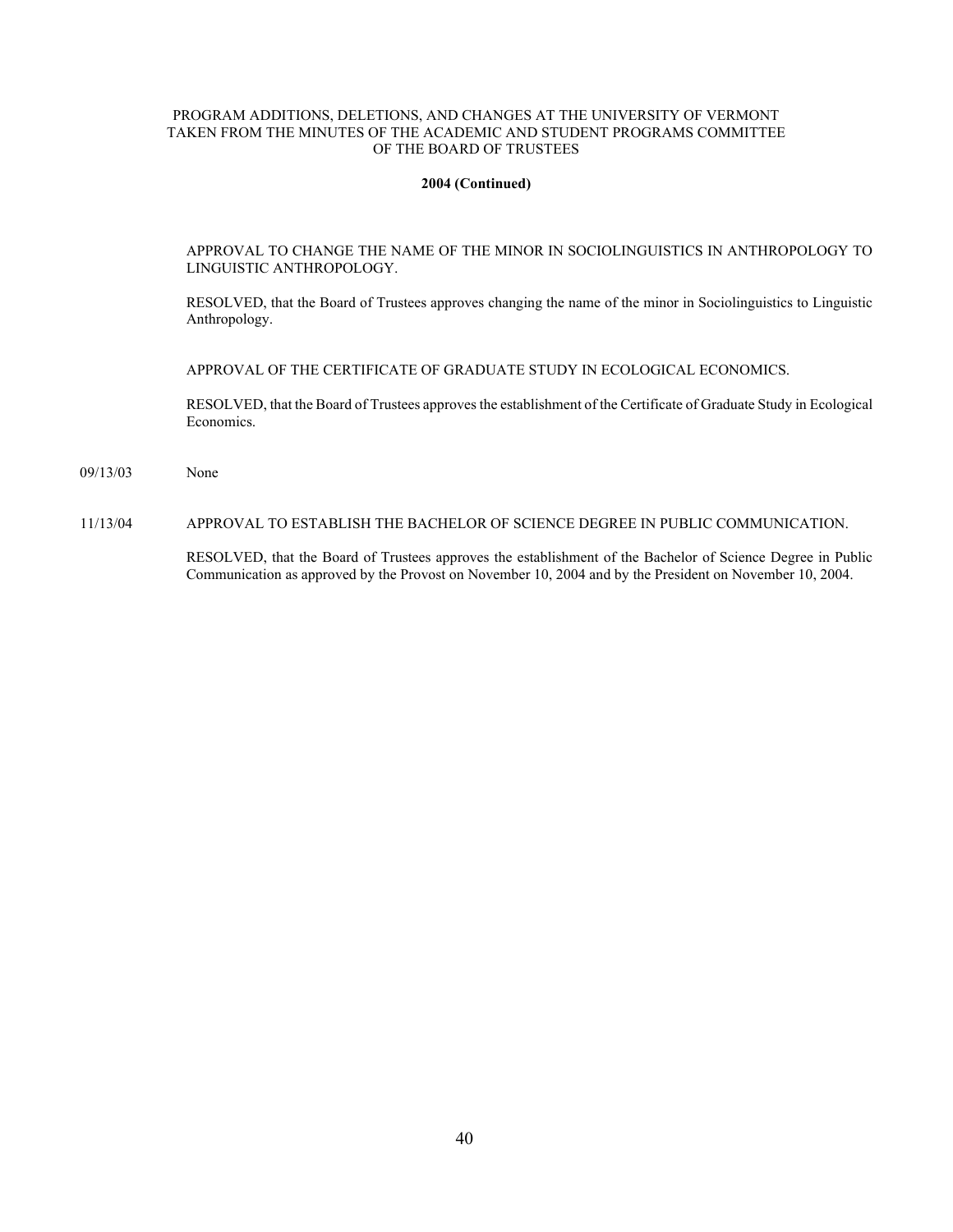PROGRAM ADDITIONS, DELETIONS, AND CHANGES AT THE UNIVERSITY OF VERMONT
TAKEN FROM THE MINUTES OF THE ACADEMIC AND STUDENT PROGRAMS COMMITTEE
OF THE BOARD OF TRUSTEES

**2004 (Continued)**

APPROVAL TO CHANGE THE NAME OF THE MINOR IN SOCIOLINGUISTICS IN ANTHROPOLOGY TO LINGUISTIC ANTHROPOLOGY.

RESOLVED, that the Board of Trustees approves changing the name of the minor in Sociolinguistics to Linguistic Anthropology.

APPROVAL OF THE CERTIFICATE OF GRADUATE STUDY IN ECOLOGICAL ECONOMICS.

RESOLVED, that the Board of Trustees approves the establishment of the Certificate of Graduate Study in Ecological Economics.

09/13/03 None

11/13/04 APPROVAL TO ESTABLISH THE BACHELOR OF SCIENCE DEGREE IN PUBLIC COMMUNICATION.

RESOLVED, that the Board of Trustees approves the establishment of the Bachelor of Science Degree in Public Communication as approved by the Provost on November 10, 2004 and by the President on November 10, 2004.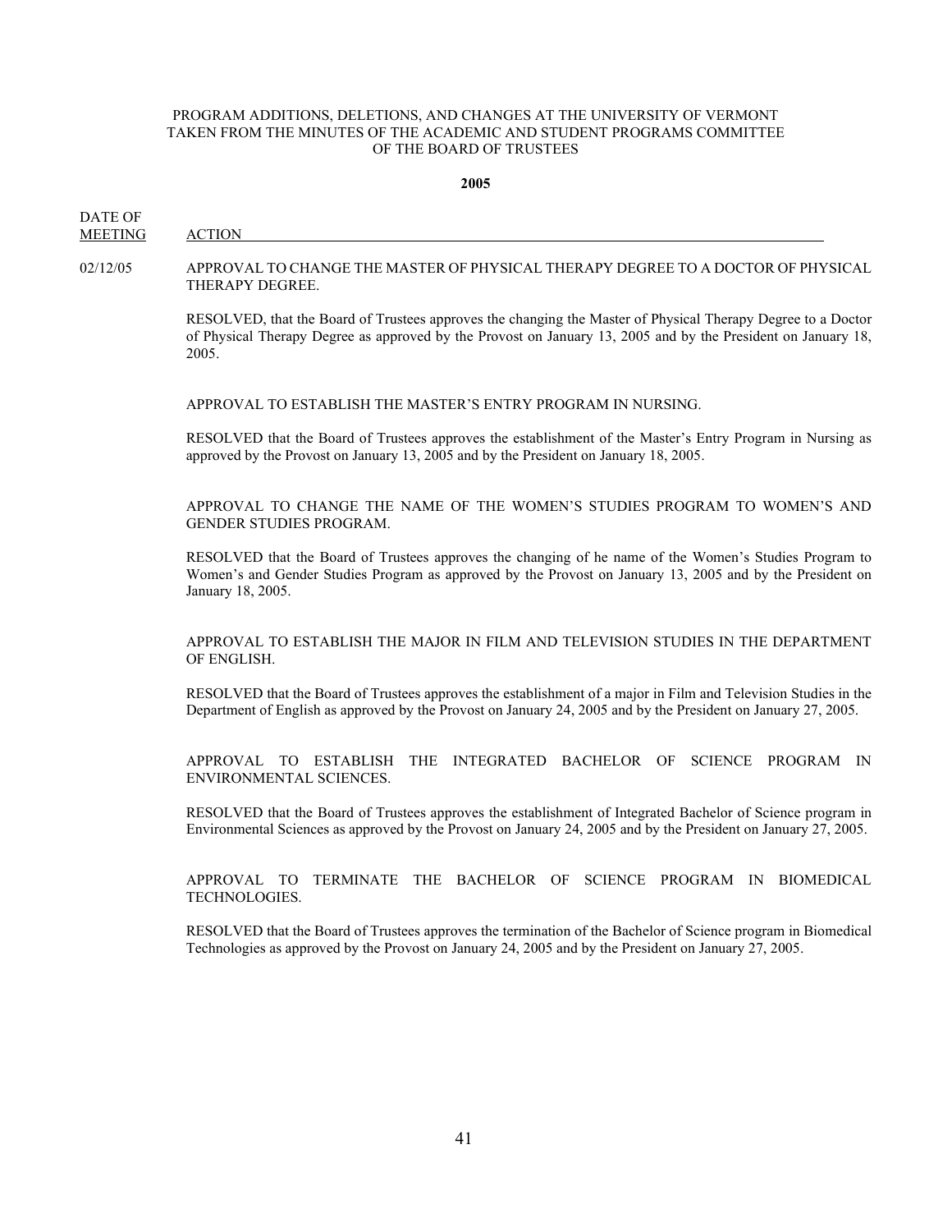PROGRAM ADDITIONS, DELETIONS, AND CHANGES AT THE UNIVERSITY OF VERMONT
TAKEN FROM THE MINUTES OF THE ACADEMIC AND STUDENT PROGRAMS COMMITTEE
OF THE BOARD OF TRUSTEES

**2005**

| DATE OF MEETING | ACTION |
|---|---|
| 02/12/05 | APPROVAL TO CHANGE THE MASTER OF PHYSICAL THERAPY DEGREE TO A DOCTOR OF PHYSICAL THERAPY DEGREE. |

RESOLVED, that the Board of Trustees approves the changing the Master of Physical Therapy Degree to a Doctor of Physical Therapy Degree as approved by the Provost on January 13, 2005 and by the President on January 18, 2005.

APPROVAL TO ESTABLISH THE MASTER'S ENTRY PROGRAM IN NURSING.

RESOLVED that the Board of Trustees approves the establishment of the Master's Entry Program in Nursing as approved by the Provost on January 13, 2005 and by the President on January 18, 2005.

APPROVAL TO CHANGE THE NAME OF THE WOMEN'S STUDIES PROGRAM TO WOMEN'S AND GENDER STUDIES PROGRAM.

RESOLVED that the Board of Trustees approves the changing of he name of the Women's Studies Program to Women's and Gender Studies Program as approved by the Provost on January 13, 2005 and by the President on January 18, 2005.

APPROVAL TO ESTABLISH THE MAJOR IN FILM AND TELEVISION STUDIES IN THE DEPARTMENT OF ENGLISH.

RESOLVED that the Board of Trustees approves the establishment of a major in Film and Television Studies in the Department of English as approved by the Provost on January 24, 2005 and by the President on January 27, 2005.

APPROVAL TO ESTABLISH THE INTEGRATED BACHELOR OF SCIENCE PROGRAM IN ENVIRONMENTAL SCIENCES.

RESOLVED that the Board of Trustees approves the establishment of Integrated Bachelor of Science program in Environmental Sciences as approved by the Provost on January 24, 2005 and by the President on January 27, 2005.

APPROVAL TO TERMINATE THE BACHELOR OF SCIENCE PROGRAM IN BIOMEDICAL TECHNOLOGIES.

RESOLVED that the Board of Trustees approves the termination of the Bachelor of Science program in Biomedical Technologies as approved by the Provost on January 24, 2005 and by the President on January 27, 2005.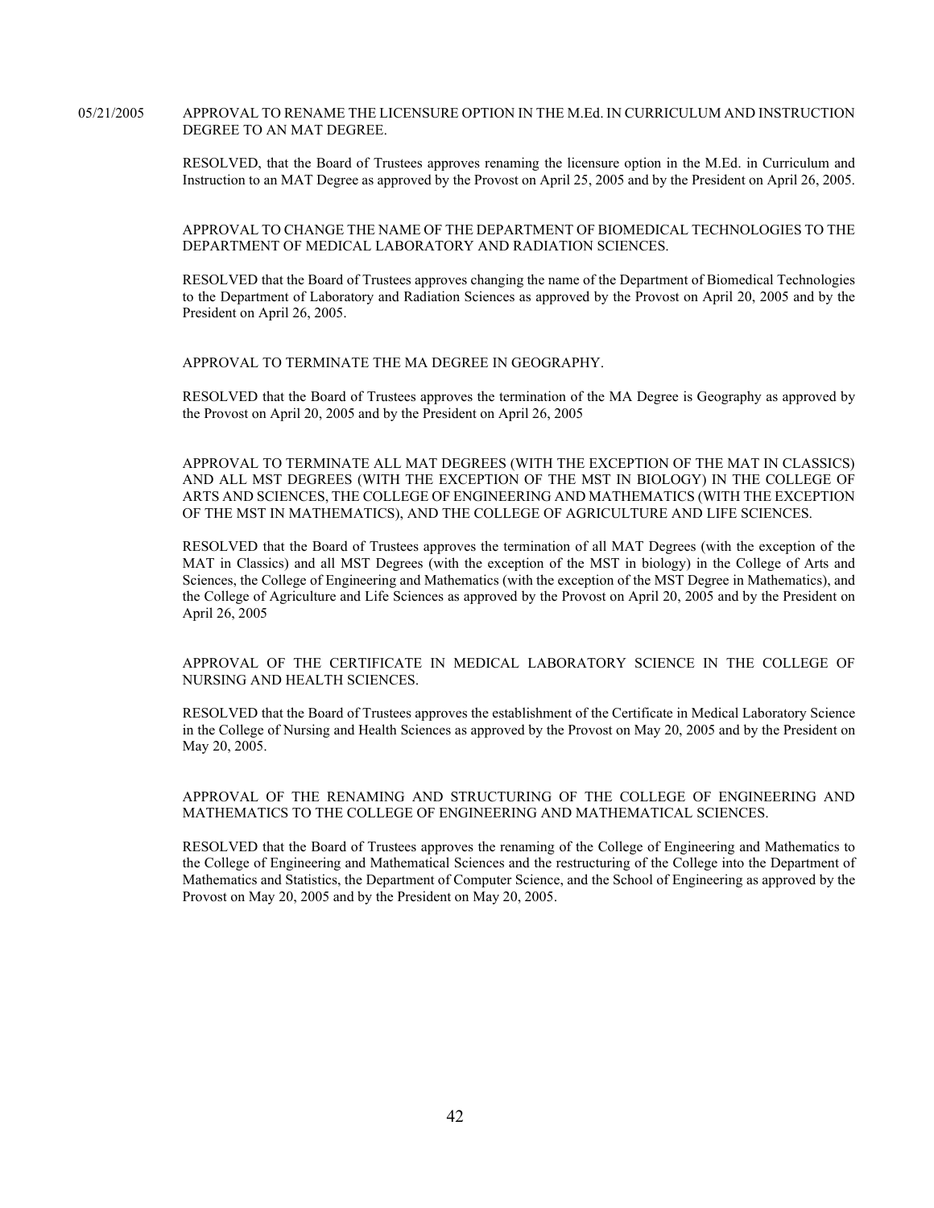05/21/2005 APPROVAL TO RENAME THE LICENSURE OPTION IN THE M.Ed. IN CURRICULUM AND INSTRUCTION DEGREE TO AN MAT DEGREE.

RESOLVED, that the Board of Trustees approves renaming the licensure option in the M.Ed. in Curriculum and Instruction to an MAT Degree as approved by the Provost on April 25, 2005 and by the President on April 26, 2005.

APPROVAL TO CHANGE THE NAME OF THE DEPARTMENT OF BIOMEDICAL TECHNOLOGIES TO THE DEPARTMENT OF MEDICAL LABORATORY AND RADIATION SCIENCES.

RESOLVED that the Board of Trustees approves changing the name of the Department of Biomedical Technologies to the Department of Laboratory and Radiation Sciences as approved by the Provost on April 20, 2005 and by the President on April 26, 2005.

APPROVAL TO TERMINATE THE MA DEGREE IN GEOGRAPHY.

RESOLVED that the Board of Trustees approves the termination of the MA Degree is Geography as approved by the Provost on April 20, 2005 and by the President on April 26, 2005

APPROVAL TO TERMINATE ALL MAT DEGREES (WITH THE EXCEPTION OF THE MAT IN CLASSICS) AND ALL MST DEGREES (WITH THE EXCEPTION OF THE MST IN BIOLOGY) IN THE COLLEGE OF ARTS AND SCIENCES, THE COLLEGE OF ENGINEERING AND MATHEMATICS (WITH THE EXCEPTION OF THE MST IN MATHEMATICS), AND THE COLLEGE OF AGRICULTURE AND LIFE SCIENCES.

RESOLVED that the Board of Trustees approves the termination of all MAT Degrees (with the exception of the MAT in Classics) and all MST Degrees (with the exception of the MST in biology) in the College of Arts and Sciences, the College of Engineering and Mathematics (with the exception of the MST Degree in Mathematics), and the College of Agriculture and Life Sciences as approved by the Provost on April 20, 2005 and by the President on April 26, 2005

APPROVAL OF THE CERTIFICATE IN MEDICAL LABORATORY SCIENCE IN THE COLLEGE OF NURSING AND HEALTH SCIENCES.

RESOLVED that the Board of Trustees approves the establishment of the Certificate in Medical Laboratory Science in the College of Nursing and Health Sciences as approved by the Provost on May 20, 2005 and by the President on May 20, 2005.

APPROVAL OF THE RENAMING AND STRUCTURING OF THE COLLEGE OF ENGINEERING AND MATHEMATICS TO THE COLLEGE OF ENGINEERING AND MATHEMATICAL SCIENCES.

RESOLVED that the Board of Trustees approves the renaming of the College of Engineering and Mathematics to the College of Engineering and Mathematical Sciences and the restructuring of the College into the Department of Mathematics and Statistics, the Department of Computer Science, and the School of Engineering as approved by the Provost on May 20, 2005 and by the President on May 20, 2005.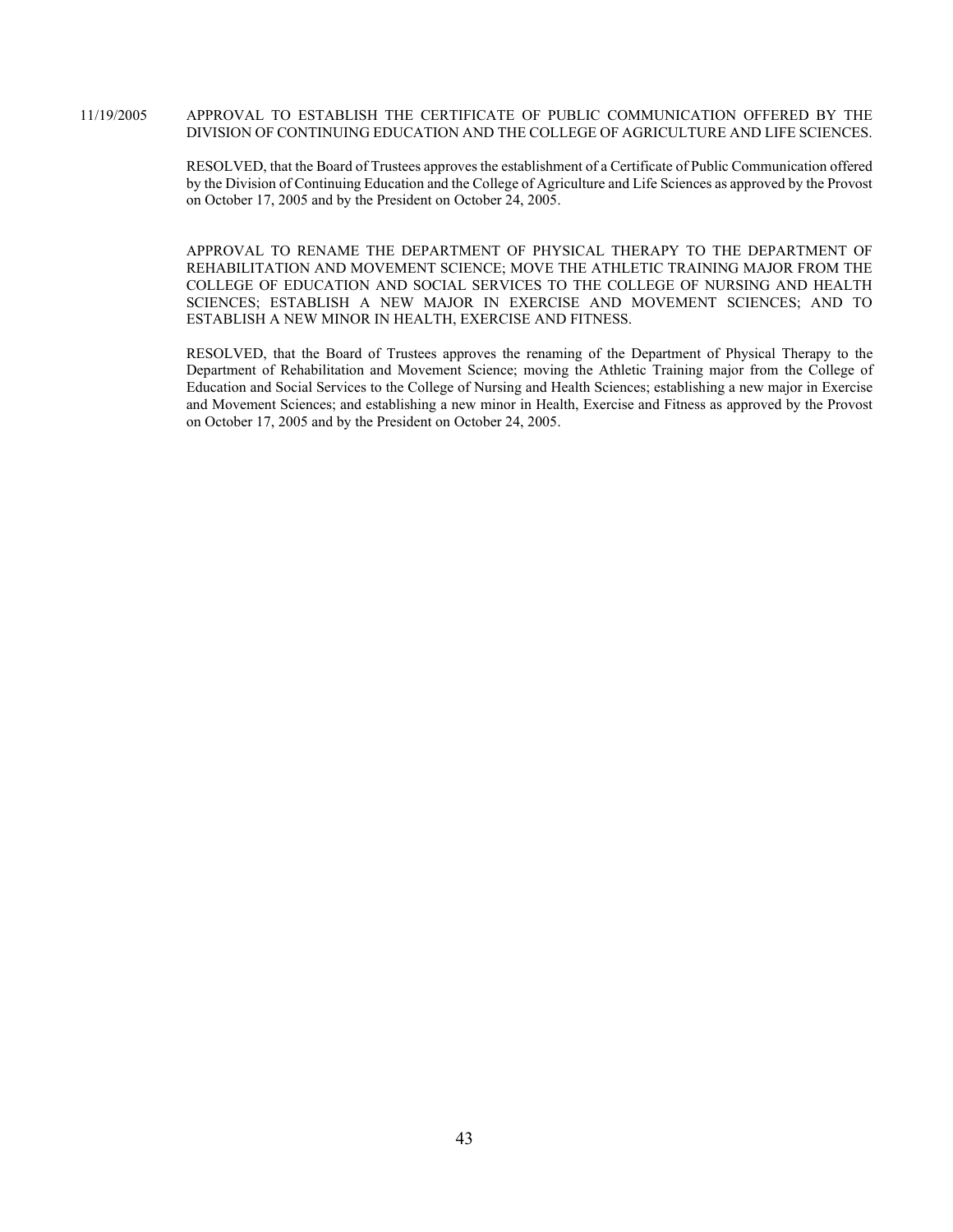11/19/2005 APPROVAL TO ESTABLISH THE CERTIFICATE OF PUBLIC COMMUNICATION OFFERED BY THE DIVISION OF CONTINUING EDUCATION AND THE COLLEGE OF AGRICULTURE AND LIFE SCIENCES.

RESOLVED, that the Board of Trustees approves the establishment of a Certificate of Public Communication offered by the Division of Continuing Education and the College of Agriculture and Life Sciences as approved by the Provost on October 17, 2005 and by the President on October 24, 2005.

APPROVAL TO RENAME THE DEPARTMENT OF PHYSICAL THERAPY TO THE DEPARTMENT OF REHABILITATION AND MOVEMENT SCIENCE; MOVE THE ATHLETIC TRAINING MAJOR FROM THE COLLEGE OF EDUCATION AND SOCIAL SERVICES TO THE COLLEGE OF NURSING AND HEALTH SCIENCES; ESTABLISH A NEW MAJOR IN EXERCISE AND MOVEMENT SCIENCES; AND TO ESTABLISH A NEW MINOR IN HEALTH, EXERCISE AND FITNESS.

RESOLVED, that the Board of Trustees approves the renaming of the Department of Physical Therapy to the Department of Rehabilitation and Movement Science; moving the Athletic Training major from the College of Education and Social Services to the College of Nursing and Health Sciences; establishing a new major in Exercise and Movement Sciences; and establishing a new minor in Health, Exercise and Fitness as approved by the Provost on October 17, 2005 and by the President on October 24, 2005.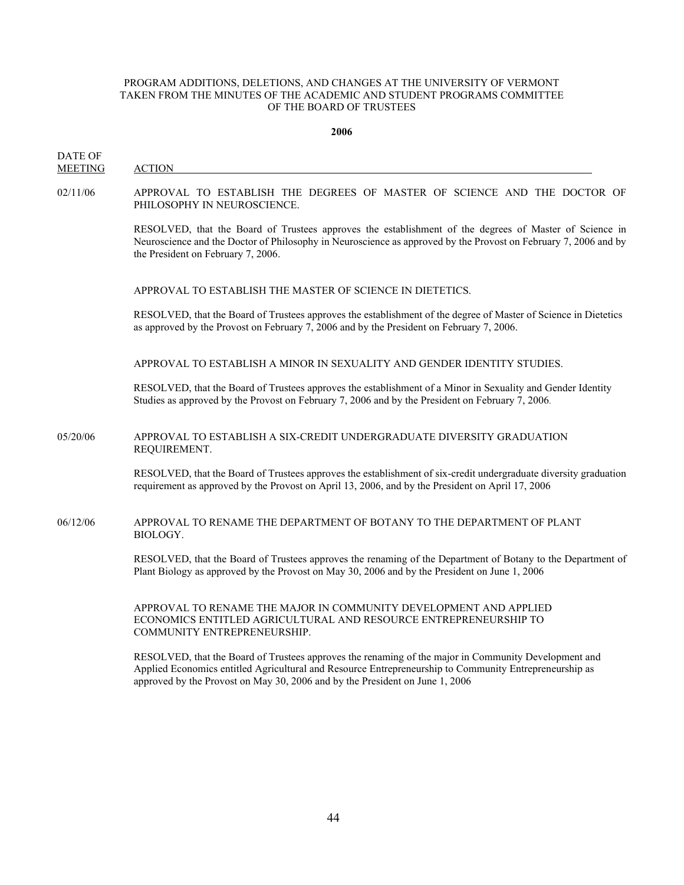PROGRAM ADDITIONS, DELETIONS, AND CHANGES AT THE UNIVERSITY OF VERMONT
TAKEN FROM THE MINUTES OF THE ACADEMIC AND STUDENT PROGRAMS COMMITTEE
OF THE BOARD OF TRUSTEES

**2006**

| DATE OF MEETING | ACTION |
|---|---|
| 02/11/06 | APPROVAL TO ESTABLISH THE DEGREES OF MASTER OF SCIENCE AND THE DOCTOR OF PHILOSOPHY IN NEUROSCIENCE. |
| | RESOLVED, that the Board of Trustees approves the establishment of the degrees of Master of Science in Neuroscience and the Doctor of Philosophy in Neuroscience as approved by the Provost on February 7, 2006 and by the President on February 7, 2006. |
| | APPROVAL TO ESTABLISH THE MASTER OF SCIENCE IN DIETETICS. |
| | RESOLVED, that the Board of Trustees approves the establishment of the degree of Master of Science in Dietetics as approved by the Provost on February 7, 2006 and by the President on February 7, 2006. |
| | APPROVAL TO ESTABLISH A MINOR IN SEXUALITY AND GENDER IDENTITY STUDIES. |
| | RESOLVED, that the Board of Trustees approves the establishment of a Minor in Sexuality and Gender Identity Studies as approved by the Provost on February 7, 2006 and by the President on February 7, 2006. |
| 05/20/06 | APPROVAL TO ESTABLISH A SIX-CREDIT UNDERGRADUATE DIVERSITY GRADUATION REQUIREMENT. |
| | RESOLVED, that the Board of Trustees approves the establishment of six-credit undergraduate diversity graduation requirement as approved by the Provost on April 13, 2006, and by the President on April 17, 2006 |
| 06/12/06 | APPROVAL TO RENAME THE DEPARTMENT OF BOTANY TO THE DEPARTMENT OF PLANT BIOLOGY. |
| | RESOLVED, that the Board of Trustees approves the renaming of the Department of Botany to the Department of Plant Biology as approved by the Provost on May 30, 2006 and by the President on June 1, 2006 |
| | APPROVAL TO RENAME THE MAJOR IN COMMUNITY DEVELOPMENT AND APPLIED ECONOMICS ENTITLED AGRICULTURAL AND RESOURCE ENTREPRENEURSHIP TO COMMUNITY ENTREPRENEURSHIP. |
| | RESOLVED, that the Board of Trustees approves the renaming of the major in Community Development and Applied Economics entitled Agricultural and Resource Entrepreneurship to Community Entrepreneurship as approved by the Provost on May 30, 2006 and by the President on June 1, 2006 |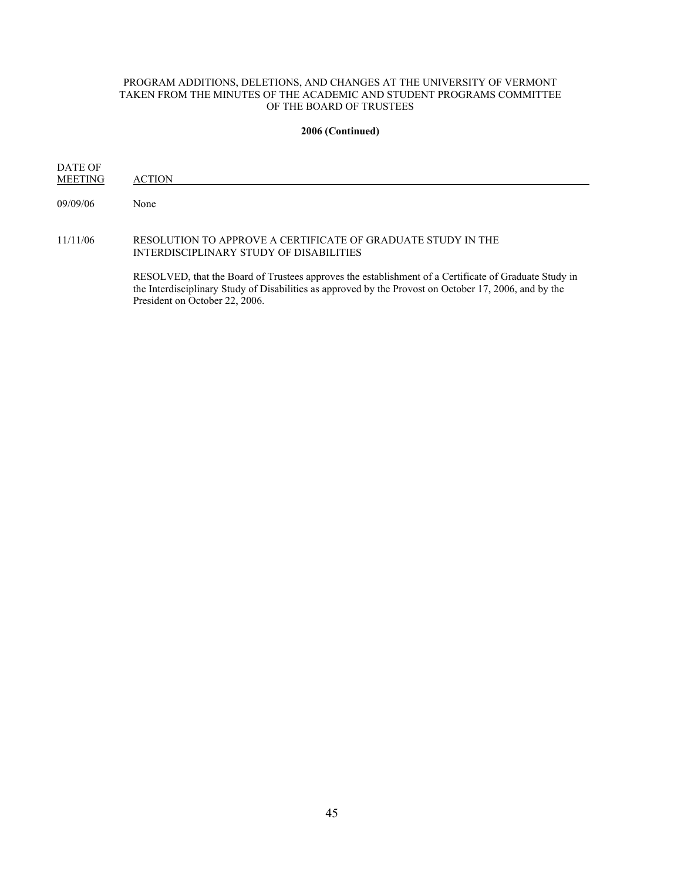PROGRAM ADDITIONS, DELETIONS, AND CHANGES AT THE UNIVERSITY OF VERMONT
TAKEN FROM THE MINUTES OF THE ACADEMIC AND STUDENT PROGRAMS COMMITTEE
OF THE BOARD OF TRUSTEES

**2006 (Continued)**

| DATE OF MEETING | ACTION |
|---|---|
| 09/09/06 | None |
| 11/11/06 | RESOLUTION TO APPROVE A CERTIFICATE OF GRADUATE STUDY IN THE INTERDISCIPLINARY STUDY OF DISABILITIES<br><br>RESOLVED, that the Board of Trustees approves the establishment of a Certificate of Graduate Study in the Interdisciplinary Study of Disabilities as approved by the Provost on October 17, 2006, and by the President on October 22, 2006. |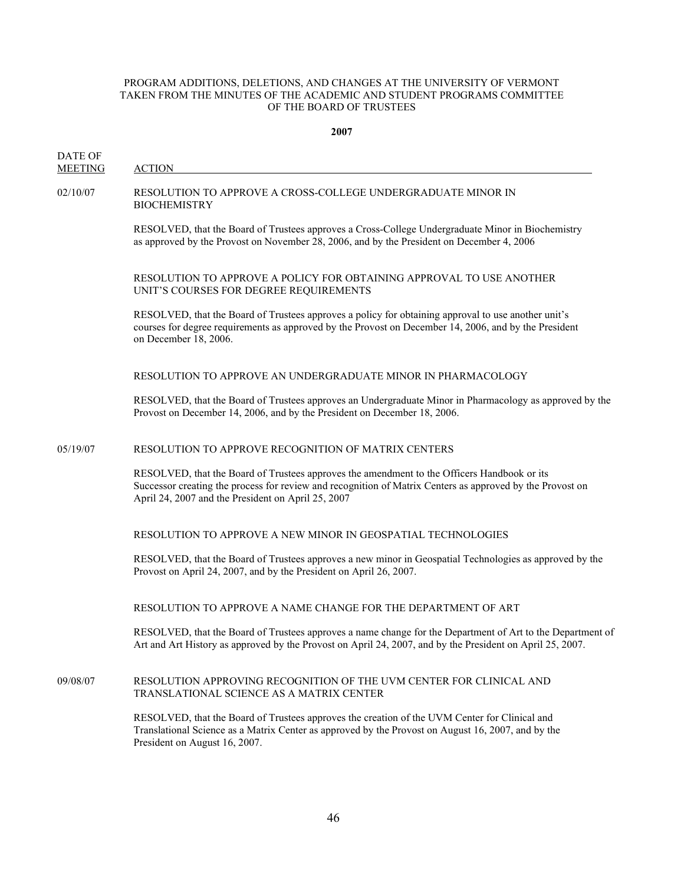PROGRAM ADDITIONS, DELETIONS, AND CHANGES AT THE UNIVERSITY OF VERMONT
TAKEN FROM THE MINUTES OF THE ACADEMIC AND STUDENT PROGRAMS COMMITTEE
OF THE BOARD OF TRUSTEES

**2007**

| DATE OF MEETING | ACTION |
|---|---|
| 02/10/07 | RESOLUTION TO APPROVE A CROSS-COLLEGE UNDERGRADUATE MINOR IN BIOCHEMISTRY<br><br>RESOLVED, that the Board of Trustees approves a Cross-College Undergraduate Minor in Biochemistry as approved by the Provost on November 28, 2006, and by the President on December 4, 2006 |
| | RESOLUTION TO APPROVE A POLICY FOR OBTAINING APPROVAL TO USE ANOTHER UNIT'S COURSES FOR DEGREE REQUIREMENTS<br><br>RESOLVED, that the Board of Trustees approves a policy for obtaining approval to use another unit's courses for degree requirements as approved by the Provost on December 14, 2006, and by the President on December 18, 2006. |
| | RESOLUTION TO APPROVE AN UNDERGRADUATE MINOR IN PHARMACOLOGY<br><br>RESOLVED, that the Board of Trustees approves an Undergraduate Minor in Pharmacology as approved by the Provost on December 14, 2006, and by the President on December 18, 2006. |
| 05/19/07 | RESOLUTION TO APPROVE RECOGNITION OF MATRIX CENTERS<br><br>RESOLVED, that the Board of Trustees approves the amendment to the Officers Handbook or its Successor creating the process for review and recognition of Matrix Centers as approved by the Provost on April 24, 2007 and the President on April 25, 2007 |
| | RESOLUTION TO APPROVE A NEW MINOR IN GEOSPATIAL TECHNOLOGIES<br><br>RESOLVED, that the Board of Trustees approves a new minor in Geospatial Technologies as approved by the Provost on April 24, 2007, and by the President on April 26, 2007. |
| | RESOLUTION TO APPROVE A NAME CHANGE FOR THE DEPARTMENT OF ART<br><br>RESOLVED, that the Board of Trustees approves a name change for the Department of Art to the Department of Art and Art History as approved by the Provost on April 24, 2007, and by the President on April 25, 2007. |
| 09/08/07 | RESOLUTION APPROVING RECOGNITION OF THE UVM CENTER FOR CLINICAL AND TRANSLATIONAL SCIENCE AS A MATRIX CENTER<br><br>RESOLVED, that the Board of Trustees approves the creation of the UVM Center for Clinical and Translational Science as a Matrix Center as approved by the Provost on August 16, 2007, and by the President on August 16, 2007. |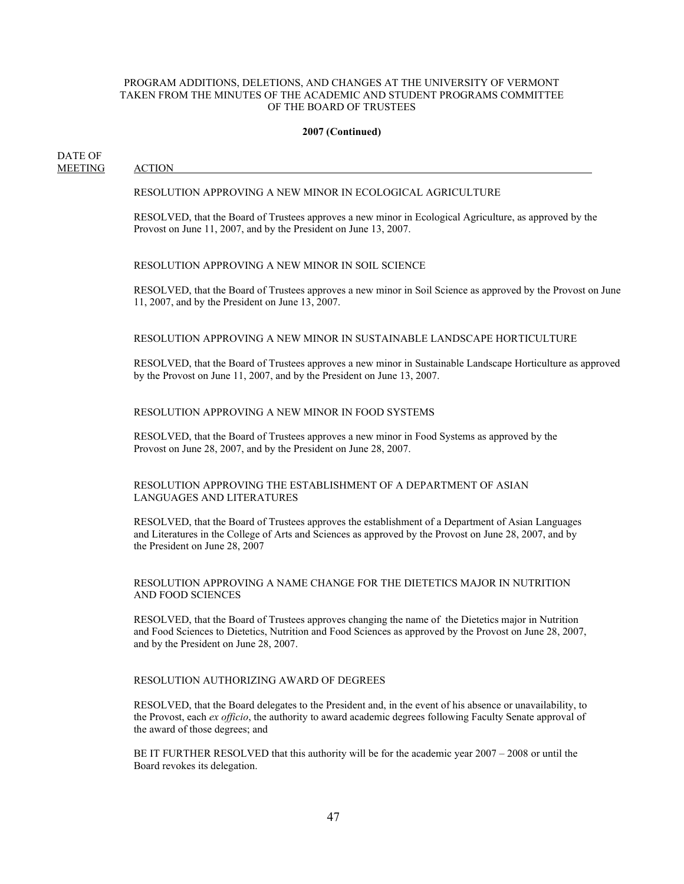PROGRAM ADDITIONS, DELETIONS, AND CHANGES AT THE UNIVERSITY OF VERMONT
TAKEN FROM THE MINUTES OF THE ACADEMIC AND STUDENT PROGRAMS COMMITTEE
OF THE BOARD OF TRUSTEES

**2007 (Continued)**

DATE OF
MEETING ACTION

RESOLUTION APPROVING A NEW MINOR IN ECOLOGICAL AGRICULTURE

RESOLVED, that the Board of Trustees approves a new minor in Ecological Agriculture, as approved by the Provost on June 11, 2007, and by the President on June 13, 2007.

RESOLUTION APPROVING A NEW MINOR IN SOIL SCIENCE

RESOLVED, that the Board of Trustees approves a new minor in Soil Science as approved by the Provost on June 11, 2007, and by the President on June 13, 2007.

RESOLUTION APPROVING A NEW MINOR IN SUSTAINABLE LANDSCAPE HORTICULTURE

RESOLVED, that the Board of Trustees approves a new minor in Sustainable Landscape Horticulture as approved by the Provost on June 11, 2007, and by the President on June 13, 2007.

RESOLUTION APPROVING A NEW MINOR IN FOOD SYSTEMS

RESOLVED, that the Board of Trustees approves a new minor in Food Systems as approved by the Provost on June 28, 2007, and by the President on June 28, 2007.

RESOLUTION APPROVING THE ESTABLISHMENT OF A DEPARTMENT OF ASIAN LANGUAGES AND LITERATURES

RESOLVED, that the Board of Trustees approves the establishment of a Department of Asian Languages and Literatures in the College of Arts and Sciences as approved by the Provost on June 28, 2007, and by the President on June 28, 2007

RESOLUTION APPROVING A NAME CHANGE FOR THE DIETETICS MAJOR IN NUTRITION AND FOOD SCIENCES

RESOLVED, that the Board of Trustees approves changing the name of the Dietetics major in Nutrition and Food Sciences to Dietetics, Nutrition and Food Sciences as approved by the Provost on June 28, 2007, and by the President on June 28, 2007.

RESOLUTION AUTHORIZING AWARD OF DEGREES

RESOLVED, that the Board delegates to the President and, in the event of his absence or unavailability, to the Provost, each *ex officio*, the authority to award academic degrees following Faculty Senate approval of the award of those degrees; and

BE IT FURTHER RESOLVED that this authority will be for the academic year 2007 – 2008 or until the Board revokes its delegation.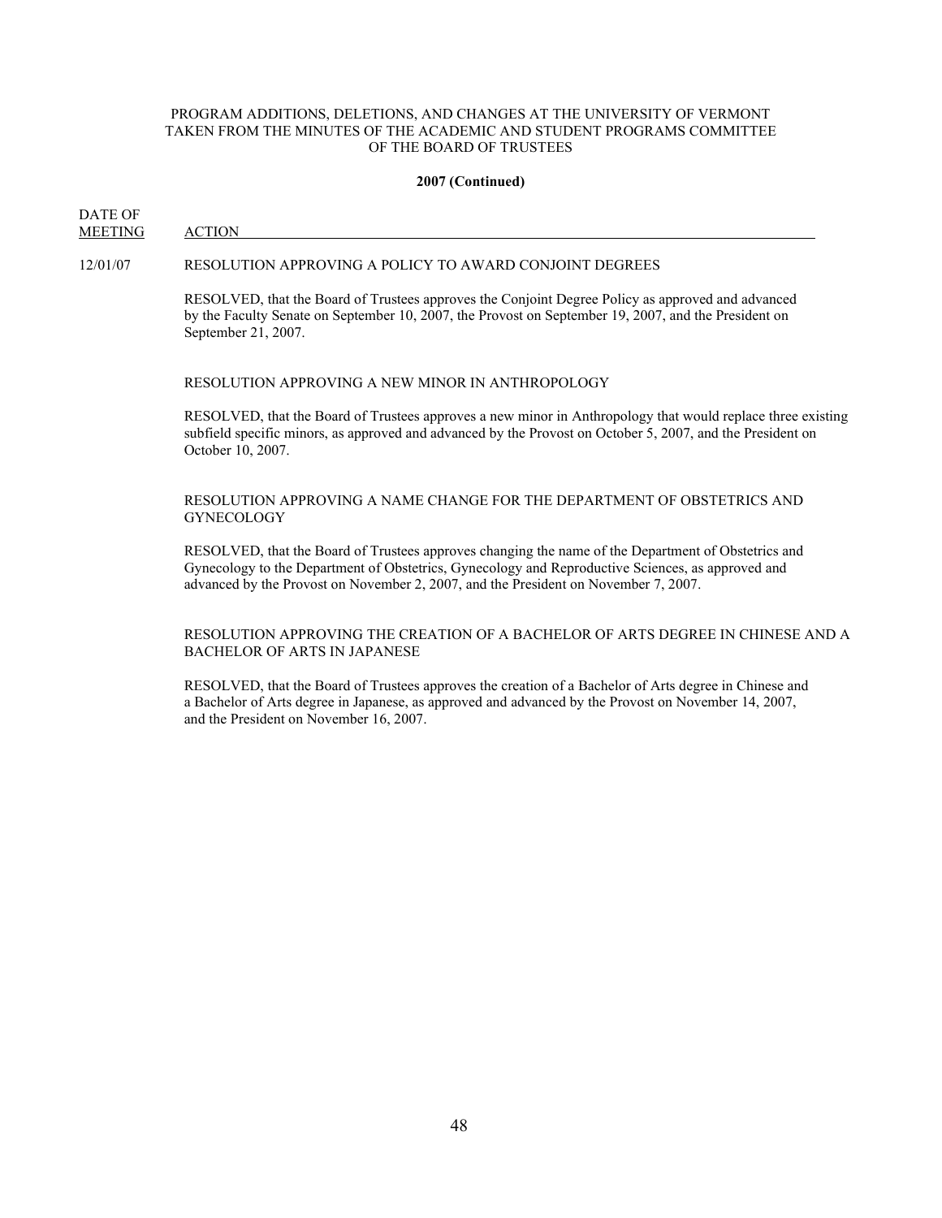PROGRAM ADDITIONS, DELETIONS, AND CHANGES AT THE UNIVERSITY OF VERMONT
TAKEN FROM THE MINUTES OF THE ACADEMIC AND STUDENT PROGRAMS COMMITTEE
OF THE BOARD OF TRUSTEES

**2007 (Continued)**

| DATE OF MEETING | ACTION |
|---|---|
| 12/01/07 | RESOLUTION APPROVING A POLICY TO AWARD CONJOINT DEGREES |
| | RESOLVED, that the Board of Trustees approves the Conjoint Degree Policy as approved and advanced by the Faculty Senate on September 10, 2007, the Provost on September 19, 2007, and the President on September 21, 2007. |
| | RESOLUTION APPROVING A NEW MINOR IN ANTHROPOLOGY |
| | RESOLVED, that the Board of Trustees approves a new minor in Anthropology that would replace three existing subfield specific minors, as approved and advanced by the Provost on October 5, 2007, and the President on October 10, 2007. |
| | RESOLUTION APPROVING A NAME CHANGE FOR THE DEPARTMENT OF OBSTETRICS AND GYNECOLOGY |
| | RESOLVED, that the Board of Trustees approves changing the name of the Department of Obstetrics and Gynecology to the Department of Obstetrics, Gynecology and Reproductive Sciences, as approved and advanced by the Provost on November 2, 2007, and the President on November 7, 2007. |
| | RESOLUTION APPROVING THE CREATION OF A BACHELOR OF ARTS DEGREE IN CHINESE AND A BACHELOR OF ARTS IN JAPANESE |
| | RESOLVED, that the Board of Trustees approves the creation of a Bachelor of Arts degree in Chinese and a Bachelor of Arts degree in Japanese, as approved and advanced by the Provost on November 14, 2007, and the President on November 16, 2007. |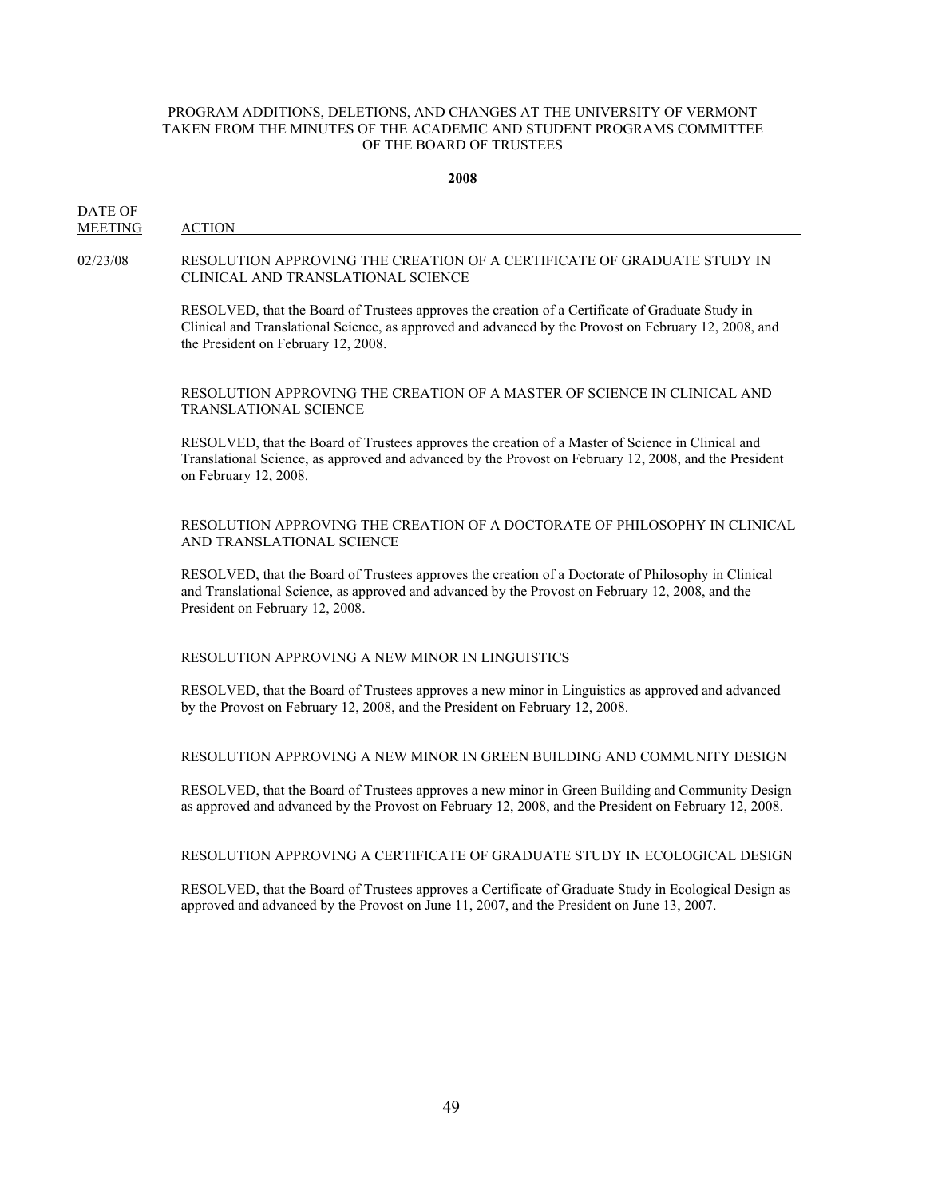PROGRAM ADDITIONS, DELETIONS, AND CHANGES AT THE UNIVERSITY OF VERMONT
TAKEN FROM THE MINUTES OF THE ACADEMIC AND STUDENT PROGRAMS COMMITTEE
OF THE BOARD OF TRUSTEES

**2008**

| DATE OF MEETING | ACTION |
|---|---|
| 02/23/08 | RESOLUTION APPROVING THE CREATION OF A CERTIFICATE OF GRADUATE STUDY IN CLINICAL AND TRANSLATIONAL SCIENCE |

RESOLVED, that the Board of Trustees approves the creation of a Certificate of Graduate Study in Clinical and Translational Science, as approved and advanced by the Provost on February 12, 2008, and the President on February 12, 2008.

RESOLUTION APPROVING THE CREATION OF A MASTER OF SCIENCE IN CLINICAL AND TRANSLATIONAL SCIENCE

RESOLVED, that the Board of Trustees approves the creation of a Master of Science in Clinical and Translational Science, as approved and advanced by the Provost on February 12, 2008, and the President on February 12, 2008.

RESOLUTION APPROVING THE CREATION OF A DOCTORATE OF PHILOSOPHY IN CLINICAL AND TRANSLATIONAL SCIENCE

RESOLVED, that the Board of Trustees approves the creation of a Doctorate of Philosophy in Clinical and Translational Science, as approved and advanced by the Provost on February 12, 2008, and the President on February 12, 2008.

RESOLUTION APPROVING A NEW MINOR IN LINGUISTICS

RESOLVED, that the Board of Trustees approves a new minor in Linguistics as approved and advanced by the Provost on February 12, 2008, and the President on February 12, 2008.

RESOLUTION APPROVING A NEW MINOR IN GREEN BUILDING AND COMMUNITY DESIGN

RESOLVED, that the Board of Trustees approves a new minor in Green Building and Community Design as approved and advanced by the Provost on February 12, 2008, and the President on February 12, 2008.

RESOLUTION APPROVING A CERTIFICATE OF GRADUATE STUDY IN ECOLOGICAL DESIGN

RESOLVED, that the Board of Trustees approves a Certificate of Graduate Study in Ecological Design as approved and advanced by the Provost on June 11, 2007, and the President on June 13, 2007.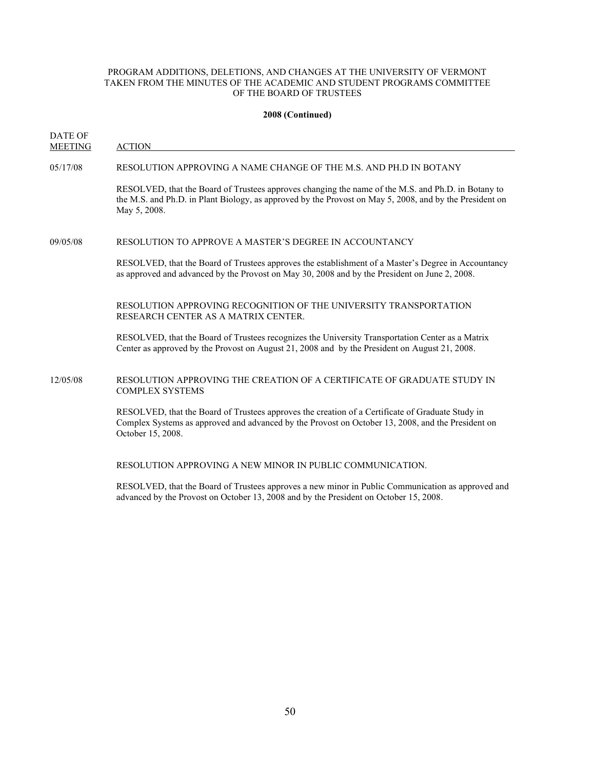PROGRAM ADDITIONS, DELETIONS, AND CHANGES AT THE UNIVERSITY OF VERMONT
TAKEN FROM THE MINUTES OF THE ACADEMIC AND STUDENT PROGRAMS COMMITTEE
OF THE BOARD OF TRUSTEES

**2008 (Continued)**

| DATE OF MEETING | ACTION |
|---|---|
| 05/17/08 | RESOLUTION APPROVING A NAME CHANGE OF THE M.S. AND PH.D IN BOTANY<br><br>RESOLVED, that the Board of Trustees approves changing the name of the M.S. and Ph.D. in Botany to the M.S. and Ph.D. in Plant Biology, as approved by the Provost on May 5, 2008, and by the President on May 5, 2008. |
| 09/05/08 | RESOLUTION TO APPROVE A MASTER'S DEGREE IN ACCOUNTANCY<br><br>RESOLVED, that the Board of Trustees approves the establishment of a Master's Degree in Accountancy as approved and advanced by the Provost on May 30, 2008 and by the President on June 2, 2008. |
| | RESOLUTION APPROVING RECOGNITION OF THE UNIVERSITY TRANSPORTATION RESEARCH CENTER AS A MATRIX CENTER.<br><br>RESOLVED, that the Board of Trustees recognizes the University Transportation Center as a Matrix Center as approved by the Provost on August 21, 2008 and by the President on August 21, 2008. |
| 12/05/08 | RESOLUTION APPROVING THE CREATION OF A CERTIFICATE OF GRADUATE STUDY IN COMPLEX SYSTEMS<br><br>RESOLVED, that the Board of Trustees approves the creation of a Certificate of Graduate Study in Complex Systems as approved and advanced by the Provost on October 13, 2008, and the President on October 15, 2008. |
| | RESOLUTION APPROVING A NEW MINOR IN PUBLIC COMMUNICATION.<br><br>RESOLVED, that the Board of Trustees approves a new minor in Public Communication as approved and advanced by the Provost on October 13, 2008 and by the President on October 15, 2008. |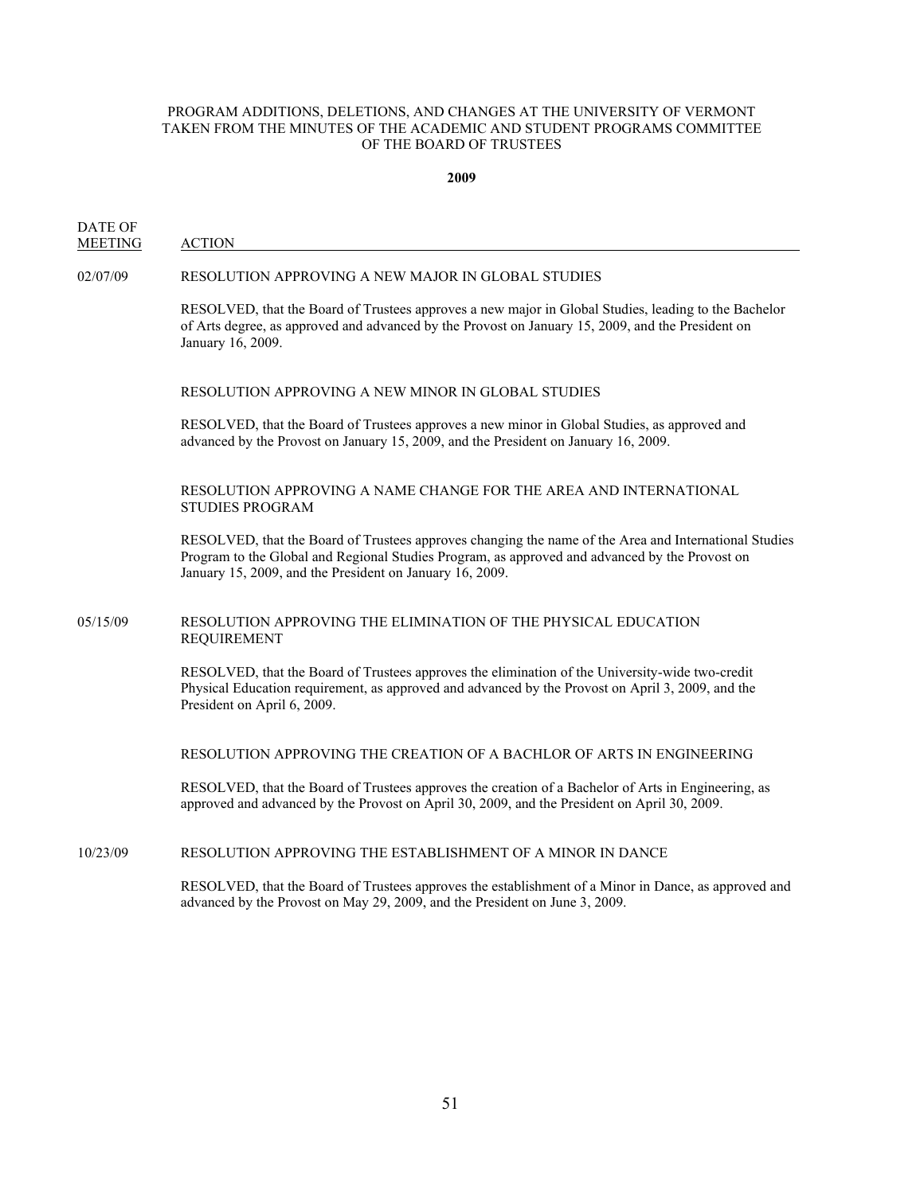PROGRAM ADDITIONS, DELETIONS, AND CHANGES AT THE UNIVERSITY OF VERMONT TAKEN FROM THE MINUTES OF THE ACADEMIC AND STUDENT PROGRAMS COMMITTEE OF THE BOARD OF TRUSTEES

**2009**

| DATE OF MEETING | ACTION |
|---|---|
| 02/07/09 | RESOLUTION APPROVING A NEW MAJOR IN GLOBAL STUDIES<br><br>RESOLVED, that the Board of Trustees approves a new major in Global Studies, leading to the Bachelor of Arts degree, as approved and advanced by the Provost on January 15, 2009, and the President on January 16, 2009.<br><br>RESOLUTION APPROVING A NEW MINOR IN GLOBAL STUDIES<br><br>RESOLVED, that the Board of Trustees approves a new minor in Global Studies, as approved and advanced by the Provost on January 15, 2009, and the President on January 16, 2009.<br><br>RESOLUTION APPROVING A NAME CHANGE FOR THE AREA AND INTERNATIONAL STUDIES PROGRAM<br><br>RESOLVED, that the Board of Trustees approves changing the name of the Area and International Studies Program to the Global and Regional Studies Program, as approved and advanced by the Provost on January 15, 2009, and the President on January 16, 2009. |
| 05/15/09 | RESOLUTION APPROVING THE ELIMINATION OF THE PHYSICAL EDUCATION REQUIREMENT<br><br>RESOLVED, that the Board of Trustees approves the elimination of the University-wide two-credit Physical Education requirement, as approved and advanced by the Provost on April 3, 2009, and the President on April 6, 2009.<br><br>RESOLUTION APPROVING THE CREATION OF A BACHLOR OF ARTS IN ENGINEERING<br><br>RESOLVED, that the Board of Trustees approves the creation of a Bachelor of Arts in Engineering, as approved and advanced by the Provost on April 30, 2009, and the President on April 30, 2009. |
| 10/23/09 | RESOLUTION APPROVING THE ESTABLISHMENT OF A MINOR IN DANCE<br><br>RESOLVED, that the Board of Trustees approves the establishment of a Minor in Dance, as approved and advanced by the Provost on May 29, 2009, and the President on June 3, 2009. |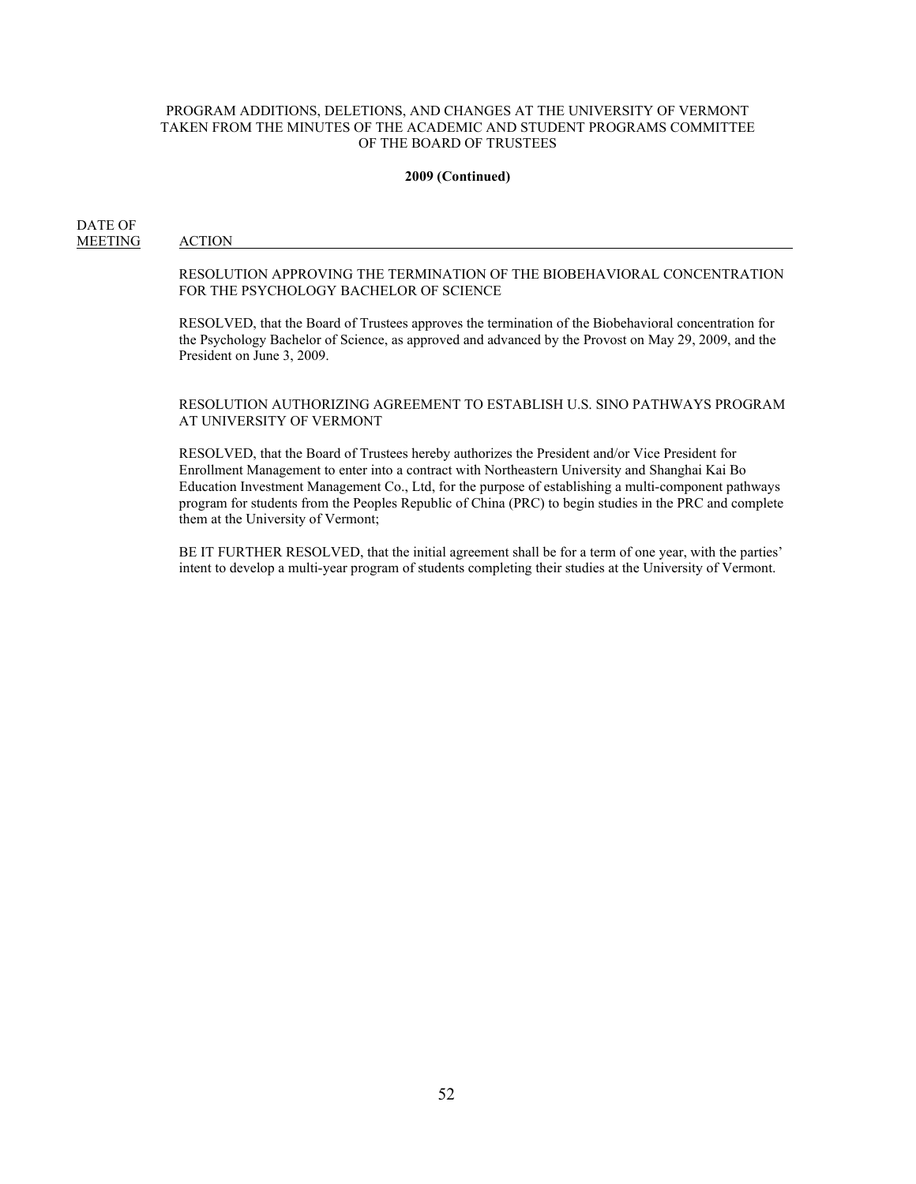PROGRAM ADDITIONS, DELETIONS, AND CHANGES AT THE UNIVERSITY OF VERMONT
TAKEN FROM THE MINUTES OF THE ACADEMIC AND STUDENT PROGRAMS COMMITTEE
OF THE BOARD OF TRUSTEES

**2009 (Continued)**

| DATE OF MEETING | ACTION |
|---|---|

RESOLUTION APPROVING THE TERMINATION OF THE BIOBEHAVIORAL CONCENTRATION FOR THE PSYCHOLOGY BACHELOR OF SCIENCE

RESOLVED, that the Board of Trustees approves the termination of the Biobehavioral concentration for the Psychology Bachelor of Science, as approved and advanced by the Provost on May 29, 2009, and the President on June 3, 2009.

RESOLUTION AUTHORIZING AGREEMENT TO ESTABLISH U.S. SINO PATHWAYS PROGRAM AT UNIVERSITY OF VERMONT

RESOLVED, that the Board of Trustees hereby authorizes the President and/or Vice President for Enrollment Management to enter into a contract with Northeastern University and Shanghai Kai Bo Education Investment Management Co., Ltd, for the purpose of establishing a multi-component pathways program for students from the Peoples Republic of China (PRC) to begin studies in the PRC and complete them at the University of Vermont;

BE IT FURTHER RESOLVED, that the initial agreement shall be for a term of one year, with the parties' intent to develop a multi-year program of students completing their studies at the University of Vermont.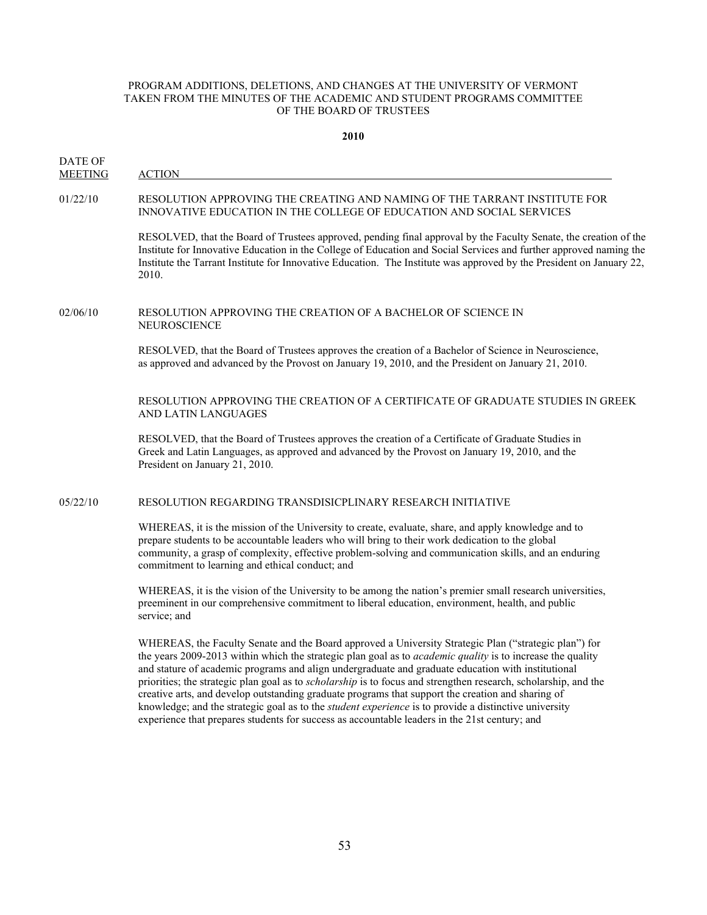PROGRAM ADDITIONS, DELETIONS, AND CHANGES AT THE UNIVERSITY OF VERMONT
TAKEN FROM THE MINUTES OF THE ACADEMIC AND STUDENT PROGRAMS COMMITTEE
OF THE BOARD OF TRUSTEES

**2010**

| DATE OF MEETING | ACTION |
|---|---|
| 01/22/10 | RESOLUTION APPROVING THE CREATING AND NAMING OF THE TARRANT INSTITUTE FOR INNOVATIVE EDUCATION IN THE COLLEGE OF EDUCATION AND SOCIAL SERVICES<br><br>RESOLVED, that the Board of Trustees approved, pending final approval by the Faculty Senate, the creation of the Institute for Innovative Education in the College of Education and Social Services and further approved naming the Institute the Tarrant Institute for Innovative Education. The Institute was approved by the President on January 22, 2010. |
| 02/06/10 | RESOLUTION APPROVING THE CREATION OF A BACHELOR OF SCIENCE IN NEUROSCIENCE<br><br>RESOLVED, that the Board of Trustees approves the creation of a Bachelor of Science in Neuroscience, as approved and advanced by the Provost on January 19, 2010, and the President on January 21, 2010.<br><br>RESOLUTION APPROVING THE CREATION OF A CERTIFICATE OF GRADUATE STUDIES IN GREEK AND LATIN LANGUAGES<br><br>RESOLVED, that the Board of Trustees approves the creation of a Certificate of Graduate Studies in Greek and Latin Languages, as approved and advanced by the Provost on January 19, 2010, and the President on January 21, 2010. |
| 05/22/10 | RESOLUTION REGARDING TRANSDISICPLINARY RESEARCH INITIATIVE<br><br>WHEREAS, it is the mission of the University to create, evaluate, share, and apply knowledge and to prepare students to be accountable leaders who will bring to their work dedication to the global community, a grasp of complexity, effective problem-solving and communication skills, and an enduring commitment to learning and ethical conduct; and<br><br>WHEREAS, it is the vision of the University to be among the nation's premier small research universities, preeminent in our comprehensive commitment to liberal education, environment, health, and public service; and<br><br>WHEREAS, the Faculty Senate and the Board approved a University Strategic Plan ("strategic plan") for the years 2009-2013 within which the strategic plan goal as to *academic quality* is to increase the quality and stature of academic programs and align undergraduate and graduate education with institutional priorities; the strategic plan goal as to *scholarship* is to focus and strengthen research, scholarship, and the creative arts, and develop outstanding graduate programs that support the creation and sharing of knowledge; and the strategic goal as to the *student experience* is to provide a distinctive university experience that prepares students for success as accountable leaders in the 21st century; and |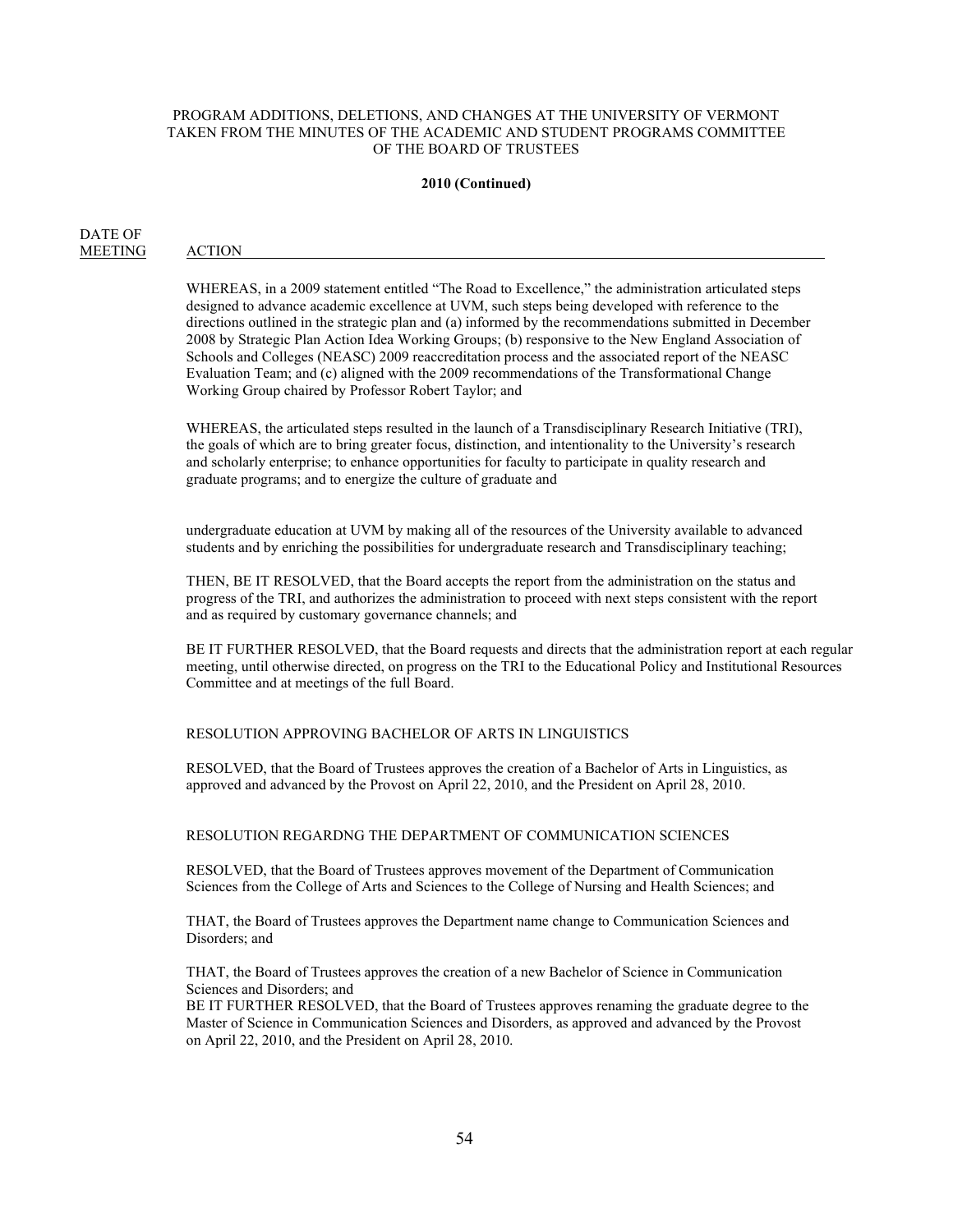PROGRAM ADDITIONS, DELETIONS, AND CHANGES AT THE UNIVERSITY OF VERMONT
TAKEN FROM THE MINUTES OF THE ACADEMIC AND STUDENT PROGRAMS COMMITTEE
OF THE BOARD OF TRUSTEES

**2010 (Continued)**

| DATE OF MEETING | ACTION |
| --- | --- |

WHEREAS, in a 2009 statement entitled "The Road to Excellence," the administration articulated steps designed to advance academic excellence at UVM, such steps being developed with reference to the directions outlined in the strategic plan and (a) informed by the recommendations submitted in December 2008 by Strategic Plan Action Idea Working Groups; (b) responsive to the New England Association of Schools and Colleges (NEASC) 2009 reaccreditation process and the associated report of the NEASC Evaluation Team; and (c) aligned with the 2009 recommendations of the Transformational Change Working Group chaired by Professor Robert Taylor; and

WHEREAS, the articulated steps resulted in the launch of a Transdisciplinary Research Initiative (TRI), the goals of which are to bring greater focus, distinction, and intentionality to the University's research and scholarly enterprise; to enhance opportunities for faculty to participate in quality research and graduate programs; and to energize the culture of graduate and undergraduate education at UVM by making all of the resources of the University available to advanced students and by enriching the possibilities for undergraduate research and Transdisciplinary teaching;

THEN, BE IT RESOLVED, that the Board accepts the report from the administration on the status and progress of the TRI, and authorizes the administration to proceed with next steps consistent with the report and as required by customary governance channels; and

BE IT FURTHER RESOLVED, that the Board requests and directs that the administration report at each regular meeting, until otherwise directed, on progress on the TRI to the Educational Policy and Institutional Resources Committee and at meetings of the full Board.

RESOLUTION APPROVING BACHELOR OF ARTS IN LINGUISTICS

RESOLVED, that the Board of Trustees approves the creation of a Bachelor of Arts in Linguistics, as approved and advanced by the Provost on April 22, 2010, and the President on April 28, 2010.

RESOLUTION REGARDNG THE DEPARTMENT OF COMMUNICATION SCIENCES

RESOLVED, that the Board of Trustees approves movement of the Department of Communication Sciences from the College of Arts and Sciences to the College of Nursing and Health Sciences; and

THAT, the Board of Trustees approves the Department name change to Communication Sciences and Disorders; and

THAT, the Board of Trustees approves the creation of a new Bachelor of Science in Communication Sciences and Disorders; and

BE IT FURTHER RESOLVED, that the Board of Trustees approves renaming the graduate degree to the Master of Science in Communication Sciences and Disorders, as approved and advanced by the Provost on April 22, 2010, and the President on April 28, 2010.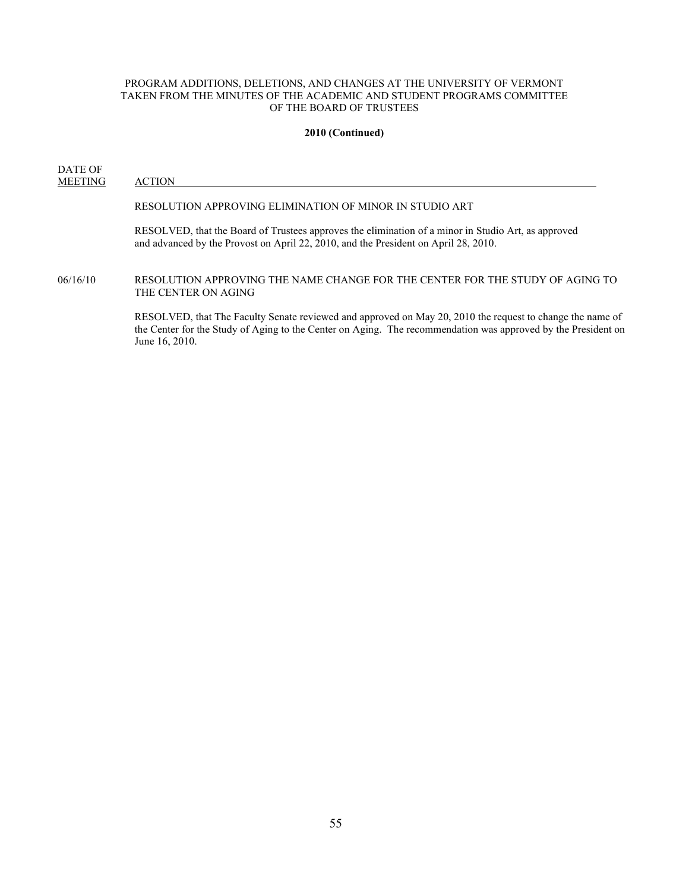PROGRAM ADDITIONS, DELETIONS, AND CHANGES AT THE UNIVERSITY OF VERMONT
TAKEN FROM THE MINUTES OF THE ACADEMIC AND STUDENT PROGRAMS COMMITTEE
OF THE BOARD OF TRUSTEES

**2010 (Continued)**

| DATE OF MEETING | ACTION |
|---|---|
| | RESOLUTION APPROVING ELIMINATION OF MINOR IN STUDIO ART<br><br>RESOLVED, that the Board of Trustees approves the elimination of a minor in Studio Art, as approved and advanced by the Provost on April 22, 2010, and the President on April 28, 2010. |
| 06/16/10 | RESOLUTION APPROVING THE NAME CHANGE FOR THE CENTER FOR THE STUDY OF AGING TO THE CENTER ON AGING<br><br>RESOLVED, that The Faculty Senate reviewed and approved on May 20, 2010 the request to change the name of the Center for the Study of Aging to the Center on Aging. The recommendation was approved by the President on June 16, 2010. |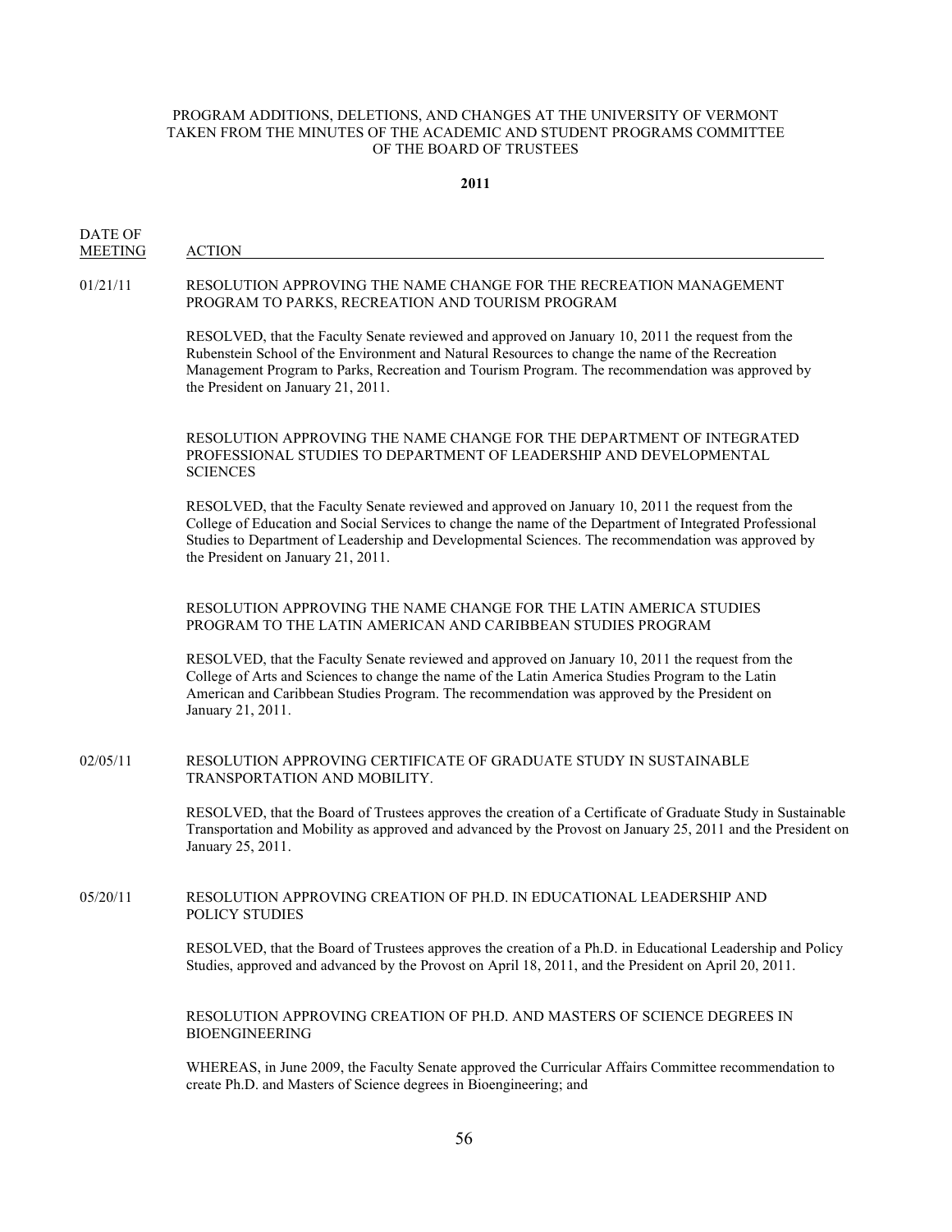PROGRAM ADDITIONS, DELETIONS, AND CHANGES AT THE UNIVERSITY OF VERMONT
TAKEN FROM THE MINUTES OF THE ACADEMIC AND STUDENT PROGRAMS COMMITTEE
OF THE BOARD OF TRUSTEES

**2011**

| DATE OF MEETING | ACTION |
|---|---|
| 01/21/11 | RESOLUTION APPROVING THE NAME CHANGE FOR THE RECREATION MANAGEMENT PROGRAM TO PARKS, RECREATION AND TOURISM PROGRAM<br><br>RESOLVED, that the Faculty Senate reviewed and approved on January 10, 2011 the request from the Rubenstein School of the Environment and Natural Resources to change the name of the Recreation Management Program to Parks, Recreation and Tourism Program. The recommendation was approved by the President on January 21, 2011.<br><br>RESOLUTION APPROVING THE NAME CHANGE FOR THE DEPARTMENT OF INTEGRATED PROFESSIONAL STUDIES TO DEPARTMENT OF LEADERSHIP AND DEVELOPMENTAL SCIENCES<br><br>RESOLVED, that the Faculty Senate reviewed and approved on January 10, 2011 the request from the College of Education and Social Services to change the name of the Department of Integrated Professional Studies to Department of Leadership and Developmental Sciences. The recommendation was approved by the President on January 21, 2011.<br><br>RESOLUTION APPROVING THE NAME CHANGE FOR THE LATIN AMERICA STUDIES PROGRAM TO THE LATIN AMERICAN AND CARIBBEAN STUDIES PROGRAM<br><br>RESOLVED, that the Faculty Senate reviewed and approved on January 10, 2011 the request from the College of Arts and Sciences to change the name of the Latin America Studies Program to the Latin American and Caribbean Studies Program. The recommendation was approved by the President on January 21, 2011. |
| 02/05/11 | RESOLUTION APPROVING CERTIFICATE OF GRADUATE STUDY IN SUSTAINABLE TRANSPORTATION AND MOBILITY.<br><br>RESOLVED, that the Board of Trustees approves the creation of a Certificate of Graduate Study in Sustainable Transportation and Mobility as approved and advanced by the Provost on January 25, 2011 and the President on January 25, 2011. |
| 05/20/11 | RESOLUTION APPROVING CREATION OF PH.D. IN EDUCATIONAL LEADERSHIP AND POLICY STUDIES<br><br>RESOLVED, that the Board of Trustees approves the creation of a Ph.D. in Educational Leadership and Policy Studies, approved and advanced by the Provost on April 18, 2011, and the President on April 20, 2011.<br><br>RESOLUTION APPROVING CREATION OF PH.D. AND MASTERS OF SCIENCE DEGREES IN BIOENGINEERING<br><br>WHEREAS, in June 2009, the Faculty Senate approved the Curricular Affairs Committee recommendation to create Ph.D. and Masters of Science degrees in Bioengineering; and |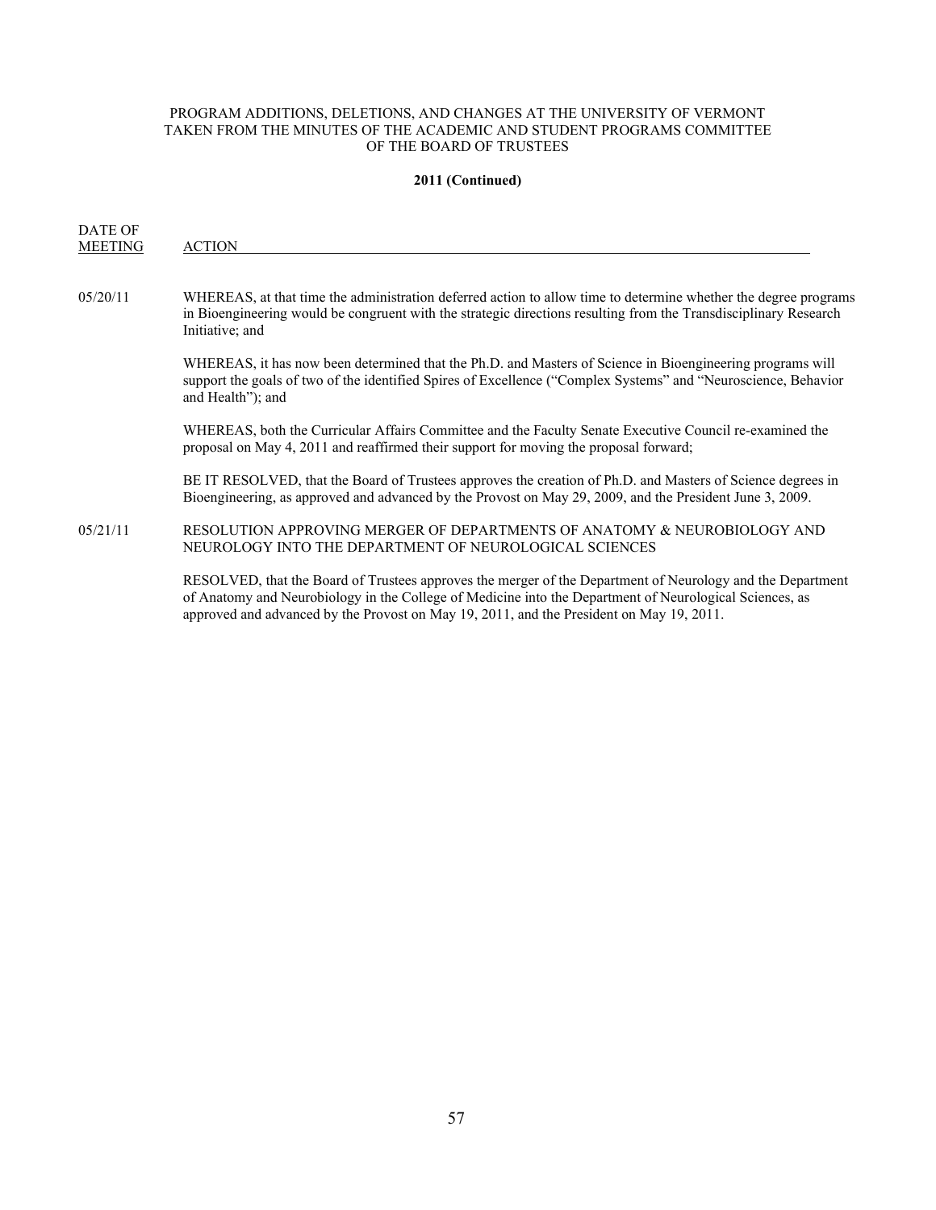PROGRAM ADDITIONS, DELETIONS, AND CHANGES AT THE UNIVERSITY OF VERMONT
TAKEN FROM THE MINUTES OF THE ACADEMIC AND STUDENT PROGRAMS COMMITTEE
OF THE BOARD OF TRUSTEES

**2011 (Continued)**

| DATE OF MEETING | ACTION |
| --- | --- |
| 05/20/11 | WHEREAS, at that time the administration deferred action to allow time to determine whether the degree programs in Bioengineering would be congruent with the strategic directions resulting from the Transdisciplinary Research Initiative; and<br><br>WHEREAS, it has now been determined that the Ph.D. and Masters of Science in Bioengineering programs will support the goals of two of the identified Spires of Excellence ("Complex Systems" and "Neuroscience, Behavior and Health"); and<br><br>WHEREAS, both the Curricular Affairs Committee and the Faculty Senate Executive Council re-examined the proposal on May 4, 2011 and reaffirmed their support for moving the proposal forward;<br><br>BE IT RESOLVED, that the Board of Trustees approves the creation of Ph.D. and Masters of Science degrees in Bioengineering, as approved and advanced by the Provost on May 29, 2009, and the President June 3, 2009. |
| 05/21/11 | RESOLUTION APPROVING MERGER OF DEPARTMENTS OF ANATOMY & NEUROBIOLOGY AND NEUROLOGY INTO THE DEPARTMENT OF NEUROLOGICAL SCIENCES<br><br>RESOLVED, that the Board of Trustees approves the merger of the Department of Neurology and the Department of Anatomy and Neurobiology in the College of Medicine into the Department of Neurological Sciences, as approved and advanced by the Provost on May 19, 2011, and the President on May 19, 2011. |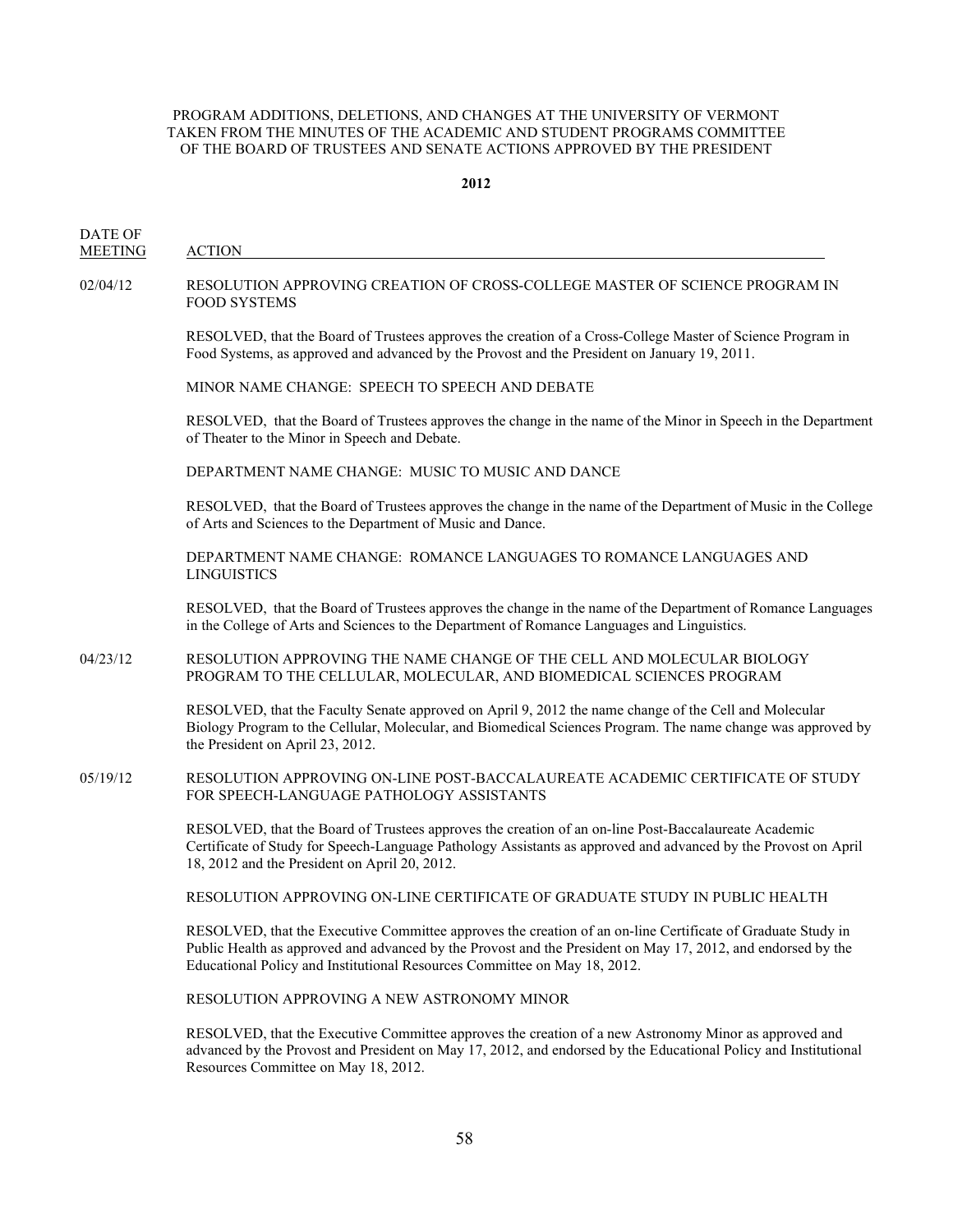PROGRAM ADDITIONS, DELETIONS, AND CHANGES AT THE UNIVERSITY OF VERMONT
TAKEN FROM THE MINUTES OF THE ACADEMIC AND STUDENT PROGRAMS COMMITTEE
OF THE BOARD OF TRUSTEES AND SENATE ACTIONS APPROVED BY THE PRESIDENT

**2012**

| DATE OF MEETING | ACTION |
|---|---|
| 02/04/12 | RESOLUTION APPROVING CREATION OF CROSS-COLLEGE MASTER OF SCIENCE PROGRAM IN FOOD SYSTEMS |
| | RESOLVED, that the Board of Trustees approves the creation of a Cross-College Master of Science Program in Food Systems, as approved and advanced by the Provost and the President on January 19, 2011. |
| | MINOR NAME CHANGE: SPEECH TO SPEECH AND DEBATE |
| | RESOLVED, that the Board of Trustees approves the change in the name of the Minor in Speech in the Department of Theater to the Minor in Speech and Debate. |
| | DEPARTMENT NAME CHANGE: MUSIC TO MUSIC AND DANCE |
| | RESOLVED, that the Board of Trustees approves the change in the name of the Department of Music in the College of Arts and Sciences to the Department of Music and Dance. |
| | DEPARTMENT NAME CHANGE: ROMANCE LANGUAGES TO ROMANCE LANGUAGES AND LINGUISTICS |
| | RESOLVED, that the Board of Trustees approves the change in the name of the Department of Romance Languages in the College of Arts and Sciences to the Department of Romance Languages and Linguistics. |
| 04/23/12 | RESOLUTION APPROVING THE NAME CHANGE OF THE CELL AND MOLECULAR BIOLOGY PROGRAM TO THE CELLULAR, MOLECULAR, AND BIOMEDICAL SCIENCES PROGRAM |
| | RESOLVED, that the Faculty Senate approved on April 9, 2012 the name change of the Cell and Molecular Biology Program to the Cellular, Molecular, and Biomedical Sciences Program. The name change was approved by the President on April 23, 2012. |
| 05/19/12 | RESOLUTION APPROVING ON-LINE POST-BACCALAUREATE ACADEMIC CERTIFICATE OF STUDY FOR SPEECH-LANGUAGE PATHOLOGY ASSISTANTS |
| | RESOLVED, that the Board of Trustees approves the creation of an on-line Post-Baccalaureate Academic Certificate of Study for Speech-Language Pathology Assistants as approved and advanced by the Provost on April 18, 2012 and the President on April 20, 2012. |
| | RESOLUTION APPROVING ON-LINE CERTIFICATE OF GRADUATE STUDY IN PUBLIC HEALTH |
| | RESOLVED, that the Executive Committee approves the creation of an on-line Certificate of Graduate Study in Public Health as approved and advanced by the Provost and the President on May 17, 2012, and endorsed by the Educational Policy and Institutional Resources Committee on May 18, 2012. |
| | RESOLUTION APPROVING A NEW ASTRONOMY MINOR |
| | RESOLVED, that the Executive Committee approves the creation of a new Astronomy Minor as approved and advanced by the Provost and President on May 17, 2012, and endorsed by the Educational Policy and Institutional Resources Committee on May 18, 2012. |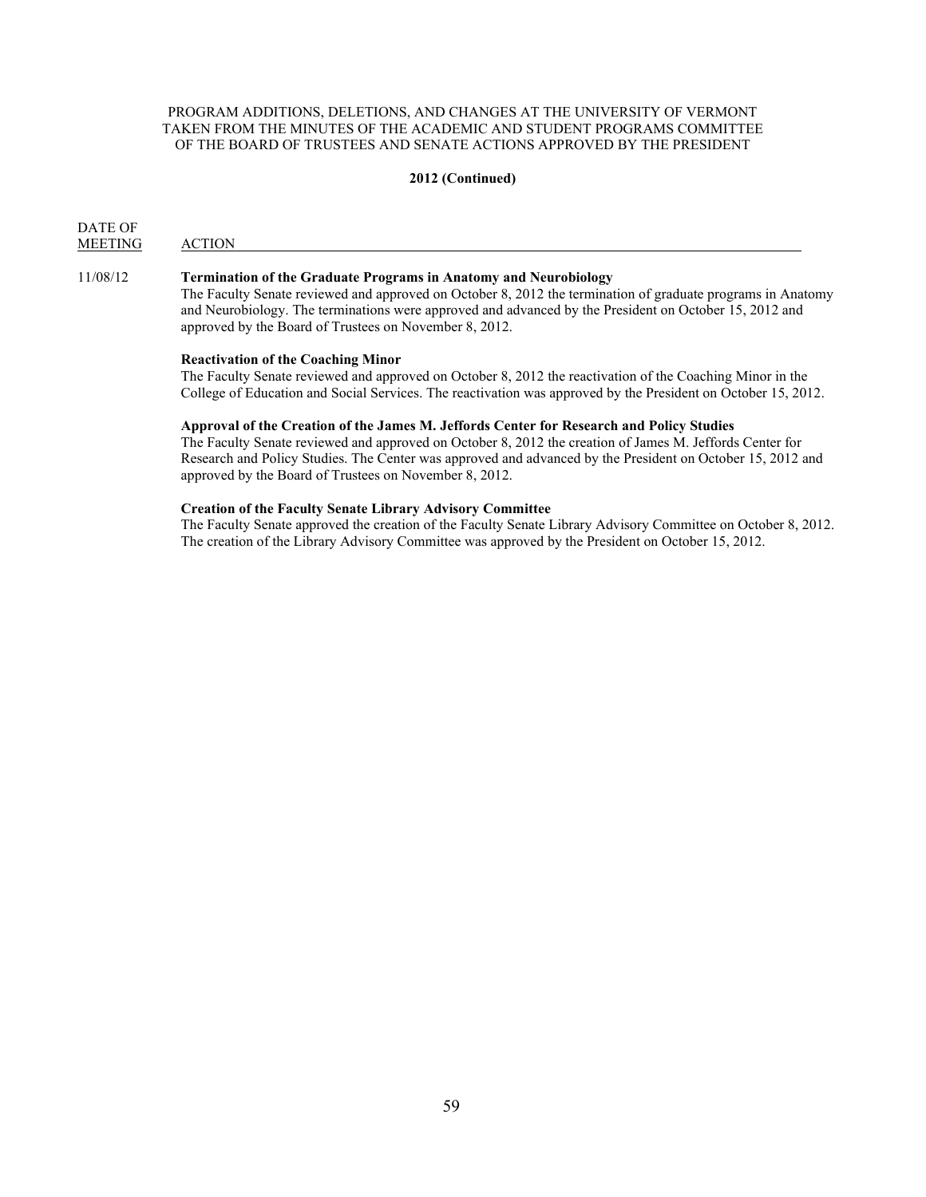PROGRAM ADDITIONS, DELETIONS, AND CHANGES AT THE UNIVERSITY OF VERMONT
TAKEN FROM THE MINUTES OF THE ACADEMIC AND STUDENT PROGRAMS COMMITTEE
OF THE BOARD OF TRUSTEES AND SENATE ACTIONS APPROVED BY THE PRESIDENT

**2012 (Continued)**

| DATE OF MEETING | ACTION |
|---|---|
| 11/08/12 | **Termination of the Graduate Programs in Anatomy and Neurobiology**<br>The Faculty Senate reviewed and approved on October 8, 2012 the termination of graduate programs in Anatomy and Neurobiology. The terminations were approved and advanced by the President on October 15, 2012 and approved by the Board of Trustees on November 8, 2012.<br><br>**Reactivation of the Coaching Minor**<br>The Faculty Senate reviewed and approved on October 8, 2012 the reactivation of the Coaching Minor in the College of Education and Social Services. The reactivation was approved by the President on October 15, 2012.<br><br>**Approval of the Creation of the James M. Jeffords Center for Research and Policy Studies**<br>The Faculty Senate reviewed and approved on October 8, 2012 the creation of James M. Jeffords Center for Research and Policy Studies. The Center was approved and advanced by the President on October 15, 2012 and approved by the Board of Trustees on November 8, 2012.<br><br>**Creation of the Faculty Senate Library Advisory Committee**<br>The Faculty Senate approved the creation of the Faculty Senate Library Advisory Committee on October 8, 2012. The creation of the Library Advisory Committee was approved by the President on October 15, 2012. |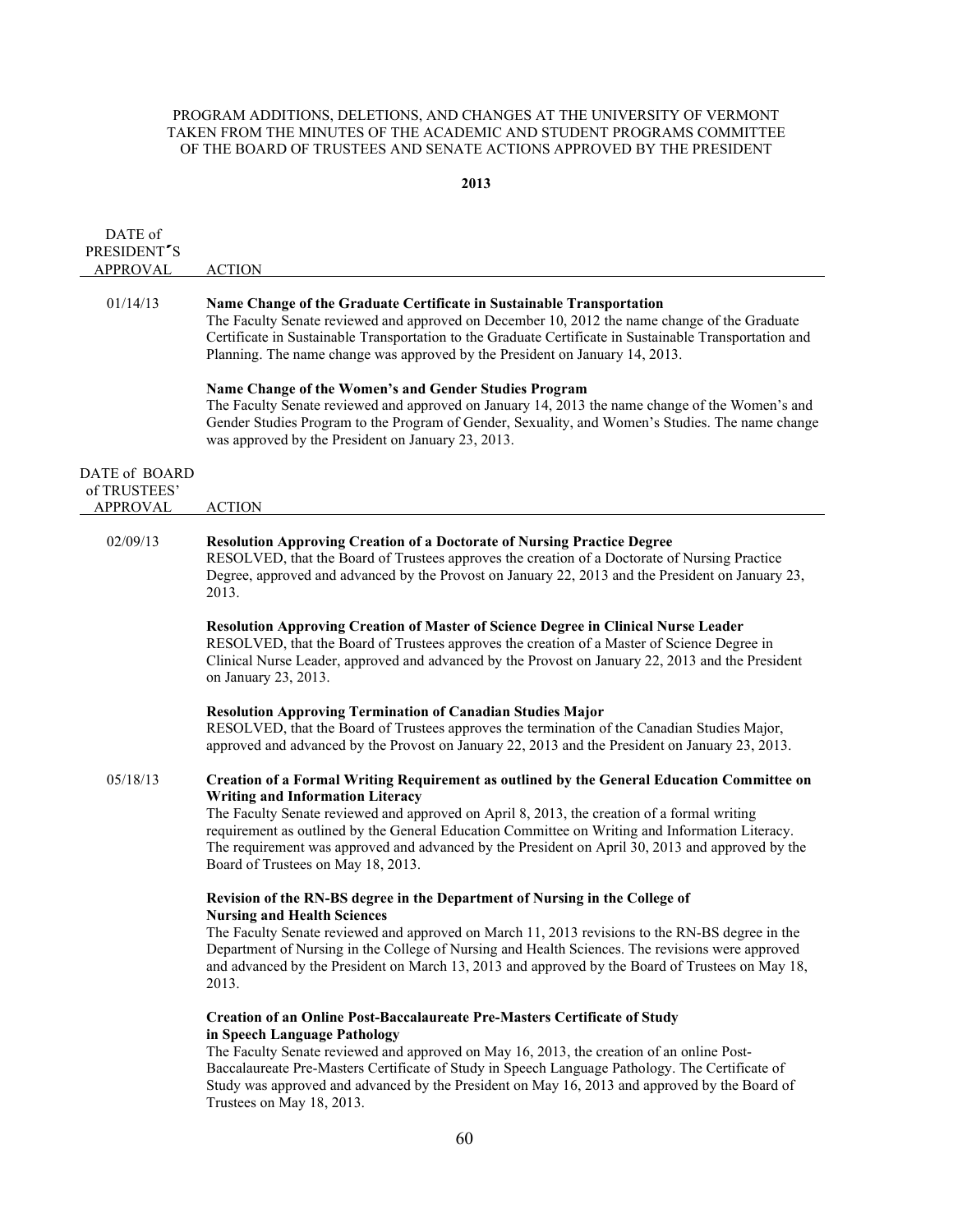PROGRAM ADDITIONS, DELETIONS, AND CHANGES AT THE UNIVERSITY OF VERMONT
TAKEN FROM THE MINUTES OF THE ACADEMIC AND STUDENT PROGRAMS COMMITTEE
OF THE BOARD OF TRUSTEES AND SENATE ACTIONS APPROVED BY THE PRESIDENT

**2013**

| DATE of PRESIDENT'S APPROVAL | ACTION |
|---|---|
| 01/14/13 | **Name Change of the Graduate Certificate in Sustainable Transportation**<br>The Faculty Senate reviewed and approved on December 10, 2012 the name change of the Graduate Certificate in Sustainable Transportation to the Graduate Certificate in Sustainable Transportation and Planning. The name change was approved by the President on January 14, 2013. |
| | **Name Change of the Women's and Gender Studies Program**<br>The Faculty Senate reviewed and approved on January 14, 2013 the name change of the Women's and Gender Studies Program to the Program of Gender, Sexuality, and Women's Studies. The name change was approved by the President on January 23, 2013. |

| DATE of BOARD of TRUSTEES' APPROVAL | ACTION |
|---|---|
| 02/09/13 | **Resolution Approving Creation of a Doctorate of Nursing Practice Degree**<br>RESOLVED, that the Board of Trustees approves the creation of a Doctorate of Nursing Practice Degree, approved and advanced by the Provost on January 22, 2013 and the President on January 23, 2013. |
| | **Resolution Approving Creation of Master of Science Degree in Clinical Nurse Leader**<br>RESOLVED, that the Board of Trustees approves the creation of a Master of Science Degree in Clinical Nurse Leader, approved and advanced by the Provost on January 22, 2013 and the President on January 23, 2013. |
| | **Resolution Approving Termination of Canadian Studies Major**<br>RESOLVED, that the Board of Trustees approves the termination of the Canadian Studies Major, approved and advanced by the Provost on January 22, 2013 and the President on January 23, 2013. |
| 05/18/13 | **Creation of a Formal Writing Requirement as outlined by the General Education Committee on Writing and Information Literacy**<br>The Faculty Senate reviewed and approved on April 8, 2013, the creation of a formal writing requirement as outlined by the General Education Committee on Writing and Information Literacy. The requirement was approved and advanced by the President on April 30, 2013 and approved by the Board of Trustees on May 18, 2013. |
| | **Revision of the RN-BS degree in the Department of Nursing in the College of Nursing and Health Sciences**<br>The Faculty Senate reviewed and approved on March 11, 2013 revisions to the RN-BS degree in the Department of Nursing in the College of Nursing and Health Sciences. The revisions were approved and advanced by the President on March 13, 2013 and approved by the Board of Trustees on May 18, 2013. |
| | **Creation of an Online Post-Baccalaureate Pre-Masters Certificate of Study in Speech Language Pathology**<br>The Faculty Senate reviewed and approved on May 16, 2013, the creation of an online Post-Baccalaureate Pre-Masters Certificate of Study in Speech Language Pathology. The Certificate of Study was approved and advanced by the President on May 16, 2013 and approved by the Board of Trustees on May 18, 2013. |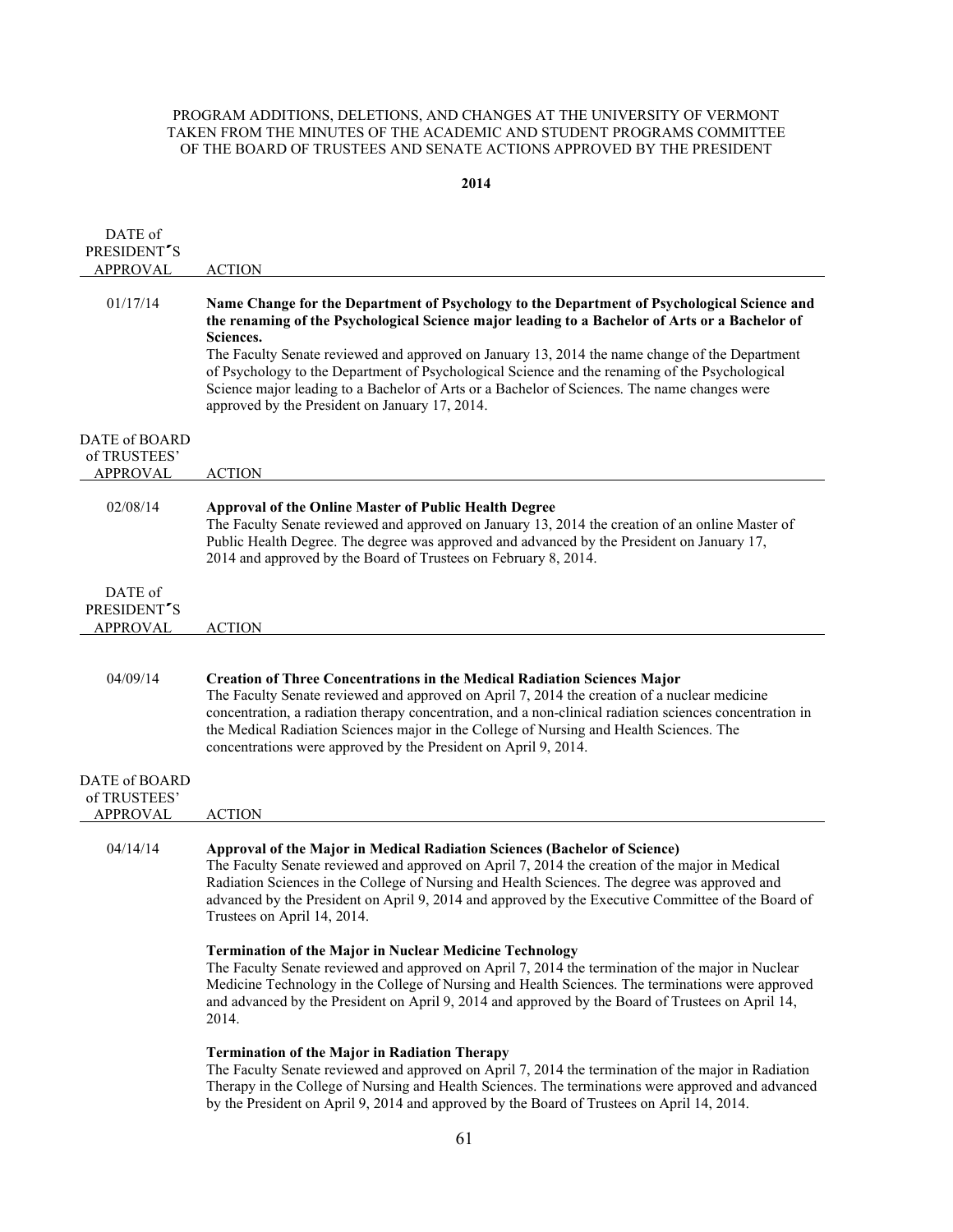PROGRAM ADDITIONS, DELETIONS, AND CHANGES AT THE UNIVERSITY OF VERMONT
TAKEN FROM THE MINUTES OF THE ACADEMIC AND STUDENT PROGRAMS COMMITTEE
OF THE BOARD OF TRUSTEES AND SENATE ACTIONS APPROVED BY THE PRESIDENT

**2014**

| DATE of PRESIDENT'S APPROVAL | ACTION |
|---|---|
| 01/17/14 | **Name Change for the Department of Psychology to the Department of Psychological Science and the renaming of the Psychological Science major leading to a Bachelor of Arts or a Bachelor of Sciences.**<br>The Faculty Senate reviewed and approved on January 13, 2014 the name change of the Department of Psychology to the Department of Psychological Science and the renaming of the Psychological Science major leading to a Bachelor of Arts or a Bachelor of Sciences. The name changes were approved by the President on January 17, 2014. |

| DATE of BOARD of TRUSTEES' APPROVAL | ACTION |
|---|---|
| 02/08/14 | **Approval of the Online Master of Public Health Degree**<br>The Faculty Senate reviewed and approved on January 13, 2014 the creation of an online Master of Public Health Degree. The degree was approved and advanced by the President on January 17, 2014 and approved by the Board of Trustees on February 8, 2014. |

| DATE of PRESIDENT'S APPROVAL | ACTION |
|---|---|
| 04/09/14 | **Creation of Three Concentrations in the Medical Radiation Sciences Major**<br>The Faculty Senate reviewed and approved on April 7, 2014 the creation of a nuclear medicine concentration, a radiation therapy concentration, and a non-clinical radiation sciences concentration in the Medical Radiation Sciences major in the College of Nursing and Health Sciences. The concentrations were approved by the President on April 9, 2014. |

| DATE of BOARD of TRUSTEES' APPROVAL | ACTION |
|---|---|
| 04/14/14 | **Approval of the Major in Medical Radiation Sciences (Bachelor of Science)**<br>The Faculty Senate reviewed and approved on April 7, 2014 the creation of the major in Medical Radiation Sciences in the College of Nursing and Health Sciences. The degree was approved and advanced by the President on April 9, 2014 and approved by the Executive Committee of the Board of Trustees on April 14, 2014.<br><br>**Termination of the Major in Nuclear Medicine Technology**<br>The Faculty Senate reviewed and approved on April 7, 2014 the termination of the major in Nuclear Medicine Technology in the College of Nursing and Health Sciences. The terminations were approved and advanced by the President on April 9, 2014 and approved by the Board of Trustees on April 14, 2014.<br><br>**Termination of the Major in Radiation Therapy**<br>The Faculty Senate reviewed and approved on April 7, 2014 the termination of the major in Radiation Therapy in the College of Nursing and Health Sciences. The terminations were approved and advanced by the President on April 9, 2014 and approved by the Board of Trustees on April 14, 2014. |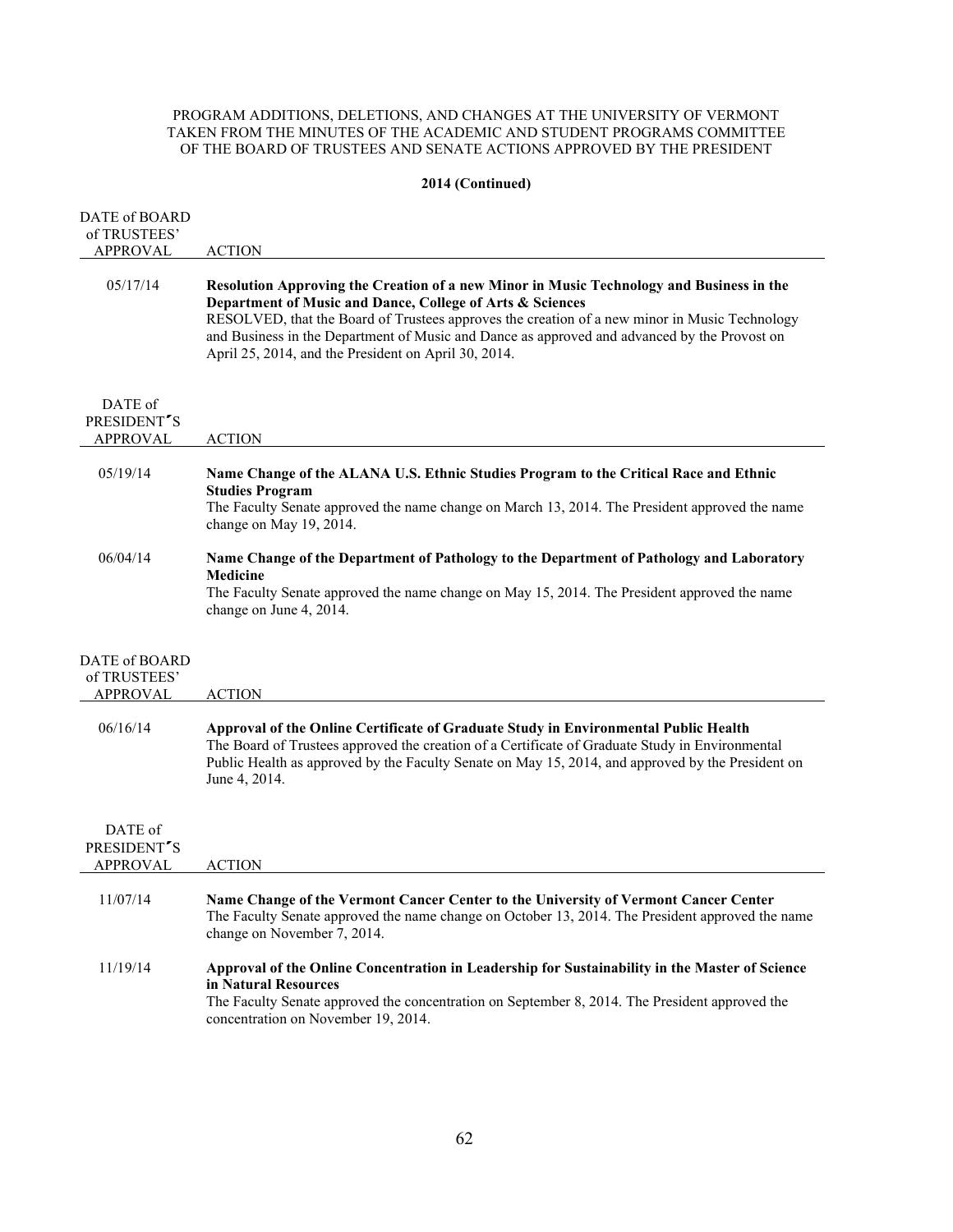PROGRAM ADDITIONS, DELETIONS, AND CHANGES AT THE UNIVERSITY OF VERMONT
TAKEN FROM THE MINUTES OF THE ACADEMIC AND STUDENT PROGRAMS COMMITTEE
OF THE BOARD OF TRUSTEES AND SENATE ACTIONS APPROVED BY THE PRESIDENT

**2014 (Continued)**

| DATE of BOARD of TRUSTEES' APPROVAL | ACTION |
|---|---|
| 05/17/14 | **Resolution Approving the Creation of a new Minor in Music Technology and Business in the Department of Music and Dance, College of Arts & Sciences**<br>RESOLVED, that the Board of Trustees approves the creation of a new minor in Music Technology and Business in the Department of Music and Dance as approved and advanced by the Provost on April 25, 2014, and the President on April 30, 2014. |

| DATE of PRESIDENT'S APPROVAL | ACTION |
|---|---|
| 05/19/14 | **Name Change of the ALANA U.S. Ethnic Studies Program to the Critical Race and Ethnic Studies Program**<br>The Faculty Senate approved the name change on March 13, 2014. The President approved the name change on May 19, 2014. |
| 06/04/14 | **Name Change of the Department of Pathology to the Department of Pathology and Laboratory Medicine**<br>The Faculty Senate approved the name change on May 15, 2014. The President approved the name change on June 4, 2014. |

| DATE of BOARD of TRUSTEES' APPROVAL | ACTION |
|---|---|
| 06/16/14 | **Approval of the Online Certificate of Graduate Study in Environmental Public Health**<br>The Board of Trustees approved the creation of a Certificate of Graduate Study in Environmental Public Health as approved by the Faculty Senate on May 15, 2014, and approved by the President on June 4, 2014. |

| DATE of PRESIDENT'S APPROVAL | ACTION |
|---|---|
| 11/07/14 | **Name Change of the Vermont Cancer Center to the University of Vermont Cancer Center**<br>The Faculty Senate approved the name change on October 13, 2014. The President approved the name change on November 7, 2014. |
| 11/19/14 | **Approval of the Online Concentration in Leadership for Sustainability in the Master of Science in Natural Resources**<br>The Faculty Senate approved the concentration on September 8, 2014. The President approved the concentration on November 19, 2014. |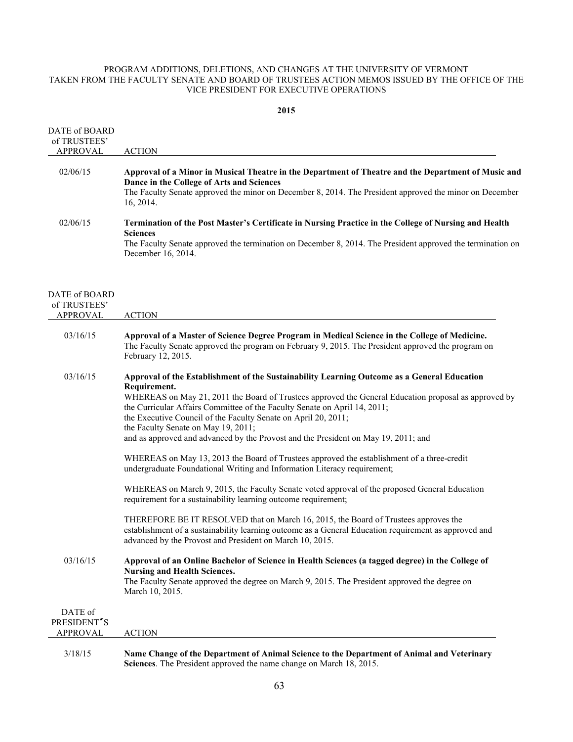PROGRAM ADDITIONS, DELETIONS, AND CHANGES AT THE UNIVERSITY OF VERMONT
TAKEN FROM THE FACULTY SENATE AND BOARD OF TRUSTEES ACTION MEMOS ISSUED BY THE OFFICE OF THE VICE PRESIDENT FOR EXECUTIVE OPERATIONS

**2015**

| DATE of BOARD of TRUSTEES' APPROVAL | ACTION |
|---|---|
| 02/06/15 | **Approval of a Minor in Musical Theatre in the Department of Theatre and the Department of Music and Dance in the College of Arts and Sciences** The Faculty Senate approved the minor on December 8, 2014. The President approved the minor on December 16, 2014. |
| 02/06/15 | **Termination of the Post Master's Certificate in Nursing Practice in the College of Nursing and Health Sciences** The Faculty Senate approved the termination on December 8, 2014. The President approved the termination on December 16, 2014. |

| DATE of BOARD of TRUSTEES' APPROVAL | ACTION |
|---|---|
| 03/16/15 | **Approval of a Master of Science Degree Program in Medical Science in the College of Medicine.** The Faculty Senate approved the program on February 9, 2015. The President approved the program on February 12, 2015. |
| 03/16/15 | **Approval of the Establishment of the Sustainability Learning Outcome as a General Education Requirement.** WHEREAS on May 21, 2011 the Board of Trustees approved the General Education proposal as approved by the Curricular Affairs Committee of the Faculty Senate on April 14, 2011; the Executive Council of the Faculty Senate on April 20, 2011; the Faculty Senate on May 19, 2011; and as approved and advanced by the Provost and the President on May 19, 2011; and<br><br>WHEREAS on May 13, 2013 the Board of Trustees approved the establishment of a three-credit undergraduate Foundational Writing and Information Literacy requirement;<br><br>WHEREAS on March 9, 2015, the Faculty Senate voted approval of the proposed General Education requirement for a sustainability learning outcome requirement;<br><br>THEREFORE BE IT RESOLVED that on March 16, 2015, the Board of Trustees approves the establishment of a sustainability learning outcome as a General Education requirement as approved and advanced by the Provost and President on March 10, 2015. |
| 03/16/15 | **Approval of an Online Bachelor of Science in Health Sciences (a tagged degree) in the College of Nursing and Health Sciences.** The Faculty Senate approved the degree on March 9, 2015. The President approved the degree on March 10, 2015. |

| DATE of PRESIDENT'S APPROVAL | ACTION |
|---|---|
| 3/18/15 | **Name Change of the Department of Animal Science to the Department of Animal and Veterinary Sciences**. The President approved the name change on March 18, 2015. |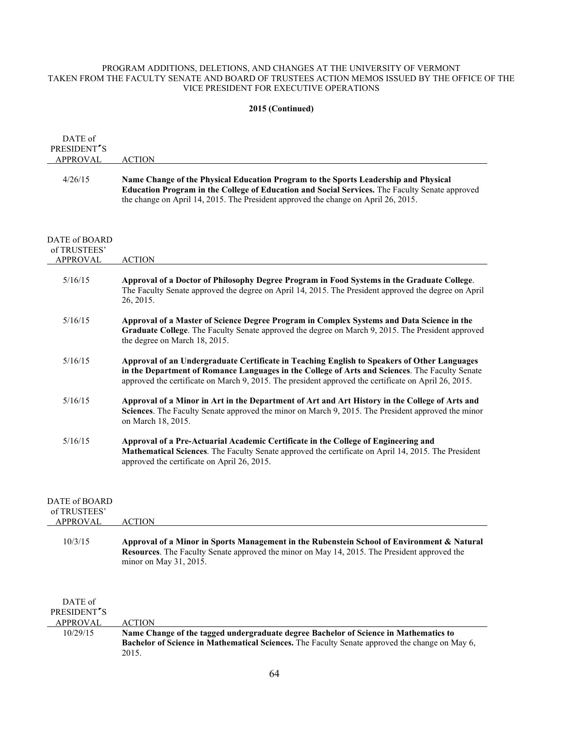PROGRAM ADDITIONS, DELETIONS, AND CHANGES AT THE UNIVERSITY OF VERMONT
TAKEN FROM THE FACULTY SENATE AND BOARD OF TRUSTEES ACTION MEMOS ISSUED BY THE OFFICE OF THE VICE PRESIDENT FOR EXECUTIVE OPERATIONS

**2015 (Continued)**

| DATE of PRESIDENT'S APPROVAL | ACTION |
|---|---|
| 4/26/15 | **Name Change of the Physical Education Program to the Sports Leadership and Physical Education Program in the College of Education and Social Services.** The Faculty Senate approved the change on April 14, 2015. The President approved the change on April 26, 2015. |

| DATE of BOARD of TRUSTEES' APPROVAL | ACTION |
|---|---|
| 5/16/15 | **Approval of a Doctor of Philosophy Degree Program in Food Systems in the Graduate College**. The Faculty Senate approved the degree on April 14, 2015. The President approved the degree on April 26, 2015. |
| 5/16/15 | **Approval of a Master of Science Degree Program in Complex Systems and Data Science in the Graduate College**. The Faculty Senate approved the degree on March 9, 2015. The President approved the degree on March 18, 2015. |
| 5/16/15 | **Approval of an Undergraduate Certificate in Teaching English to Speakers of Other Languages in the Department of Romance Languages in the College of Arts and Sciences**. The Faculty Senate approved the certificate on March 9, 2015. The president approved the certificate on April 26, 2015. |
| 5/16/15 | **Approval of a Minor in Art in the Department of Art and Art History in the College of Arts and Sciences**. The Faculty Senate approved the minor on March 9, 2015. The President approved the minor on March 18, 2015. |
| 5/16/15 | **Approval of a Pre-Actuarial Academic Certificate in the College of Engineering and Mathematical Sciences**. The Faculty Senate approved the certificate on April 14, 2015. The President approved the certificate on April 26, 2015. |

| DATE of BOARD of TRUSTEES' APPROVAL | ACTION |
|---|---|
| 10/3/15 | **Approval of a Minor in Sports Management in the Rubenstein School of Environment & Natural Resources**. The Faculty Senate approved the minor on May 14, 2015. The President approved the minor on May 31, 2015. |

| DATE of PRESIDENT'S APPROVAL | ACTION |
|---|---|
| 10/29/15 | **Name Change of the tagged undergraduate degree Bachelor of Science in Mathematics to Bachelor of Science in Mathematical Sciences.** The Faculty Senate approved the change on May 6, 2015. |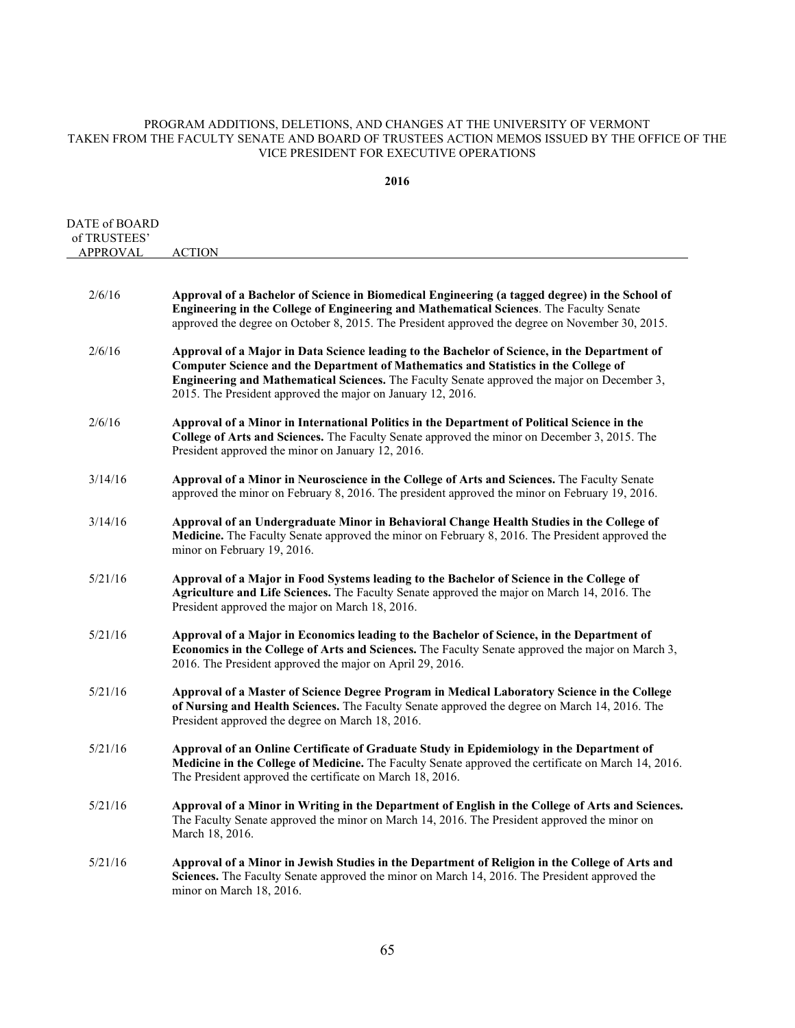PROGRAM ADDITIONS, DELETIONS, AND CHANGES AT THE UNIVERSITY OF VERMONT
TAKEN FROM THE FACULTY SENATE AND BOARD OF TRUSTEES ACTION MEMOS ISSUED BY THE OFFICE OF THE VICE PRESIDENT FOR EXECUTIVE OPERATIONS

**2016**

| DATE of BOARD of TRUSTEES' APPROVAL | ACTION |
|---|---|
| 2/6/16 | **Approval of a Bachelor of Science in Biomedical Engineering (a tagged degree) in the School of Engineering in the College of Engineering and Mathematical Sciences**. The Faculty Senate approved the degree on October 8, 2015. The President approved the degree on November 30, 2015. |
| 2/6/16 | **Approval of a Major in Data Science leading to the Bachelor of Science, in the Department of Computer Science and the Department of Mathematics and Statistics in the College of Engineering and Mathematical Sciences.** The Faculty Senate approved the major on December 3, 2015. The President approved the major on January 12, 2016. |
| 2/6/16 | **Approval of a Minor in International Politics in the Department of Political Science in the College of Arts and Sciences.** The Faculty Senate approved the minor on December 3, 2015. The President approved the minor on January 12, 2016. |
| 3/14/16 | **Approval of a Minor in Neuroscience in the College of Arts and Sciences.** The Faculty Senate approved the minor on February 8, 2016. The president approved the minor on February 19, 2016. |
| 3/14/16 | **Approval of an Undergraduate Minor in Behavioral Change Health Studies in the College of Medicine.** The Faculty Senate approved the minor on February 8, 2016. The President approved the minor on February 19, 2016. |
| 5/21/16 | **Approval of a Major in Food Systems leading to the Bachelor of Science in the College of Agriculture and Life Sciences.** The Faculty Senate approved the major on March 14, 2016. The President approved the major on March 18, 2016. |
| 5/21/16 | **Approval of a Major in Economics leading to the Bachelor of Science, in the Department of Economics in the College of Arts and Sciences.** The Faculty Senate approved the major on March 3, 2016. The President approved the major on April 29, 2016. |
| 5/21/16 | **Approval of a Master of Science Degree Program in Medical Laboratory Science in the College of Nursing and Health Sciences.** The Faculty Senate approved the degree on March 14, 2016. The President approved the degree on March 18, 2016. |
| 5/21/16 | **Approval of an Online Certificate of Graduate Study in Epidemiology in the Department of Medicine in the College of Medicine.** The Faculty Senate approved the certificate on March 14, 2016. The President approved the certificate on March 18, 2016. |
| 5/21/16 | **Approval of a Minor in Writing in the Department of English in the College of Arts and Sciences.** The Faculty Senate approved the minor on March 14, 2016. The President approved the minor on March 18, 2016. |
| 5/21/16 | **Approval of a Minor in Jewish Studies in the Department of Religion in the College of Arts and Sciences.** The Faculty Senate approved the minor on March 14, 2016. The President approved the minor on March 18, 2016. |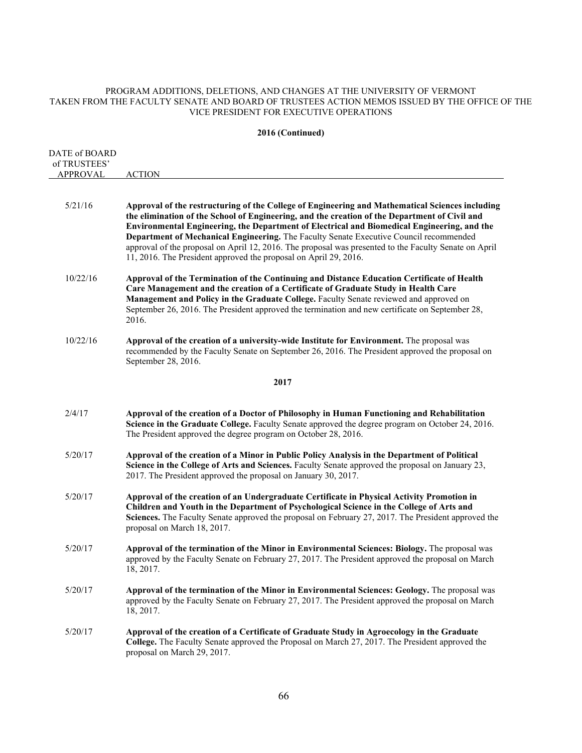PROGRAM ADDITIONS, DELETIONS, AND CHANGES AT THE UNIVERSITY OF VERMONT
TAKEN FROM THE FACULTY SENATE AND BOARD OF TRUSTEES ACTION MEMOS ISSUED BY THE OFFICE OF THE VICE PRESIDENT FOR EXECUTIVE OPERATIONS

**2016 (Continued)**

| DATE of BOARD of TRUSTEES' APPROVAL | ACTION |
|---|---|
| 5/21/16 | **Approval of the restructuring of the College of Engineering and Mathematical Sciences including the elimination of the School of Engineering, and the creation of the Department of Civil and Environmental Engineering, the Department of Electrical and Biomedical Engineering, and the Department of Mechanical Engineering.** The Faculty Senate Executive Council recommended approval of the proposal on April 12, 2016. The proposal was presented to the Faculty Senate on April 11, 2016. The President approved the proposal on April 29, 2016. |
| 10/22/16 | **Approval of the Termination of the Continuing and Distance Education Certificate of Health Care Management and the creation of a Certificate of Graduate Study in Health Care Management and Policy in the Graduate College.** Faculty Senate reviewed and approved on September 26, 2016. The President approved the termination and new certificate on September 28, 2016. |
| 10/22/16 | **Approval of the creation of a university-wide Institute for Environment.** The proposal was recommended by the Faculty Senate on September 26, 2016. The President approved the proposal on September 28, 2016. |

**2017**

| DATE of BOARD of TRUSTEES' APPROVAL | ACTION |
|---|---|
| 2/4/17 | **Approval of the creation of a Doctor of Philosophy in Human Functioning and Rehabilitation Science in the Graduate College.** Faculty Senate approved the degree program on October 24, 2016. The President approved the degree program on October 28, 2016. |
| 5/20/17 | **Approval of the creation of a Minor in Public Policy Analysis in the Department of Political Science in the College of Arts and Sciences.** Faculty Senate approved the proposal on January 23, 2017. The President approved the proposal on January 30, 2017. |
| 5/20/17 | **Approval of the creation of an Undergraduate Certificate in Physical Activity Promotion in Children and Youth in the Department of Psychological Science in the College of Arts and Sciences.** The Faculty Senate approved the proposal on February 27, 2017. The President approved the proposal on March 18, 2017. |
| 5/20/17 | **Approval of the termination of the Minor in Environmental Sciences: Biology.** The proposal was approved by the Faculty Senate on February 27, 2017. The President approved the proposal on March 18, 2017. |
| 5/20/17 | **Approval of the termination of the Minor in Environmental Sciences: Geology.** The proposal was approved by the Faculty Senate on February 27, 2017. The President approved the proposal on March 18, 2017. |
| 5/20/17 | **Approval of the creation of a Certificate of Graduate Study in Agroecology in the Graduate College.** The Faculty Senate approved the Proposal on March 27, 2017. The President approved the proposal on March 29, 2017. |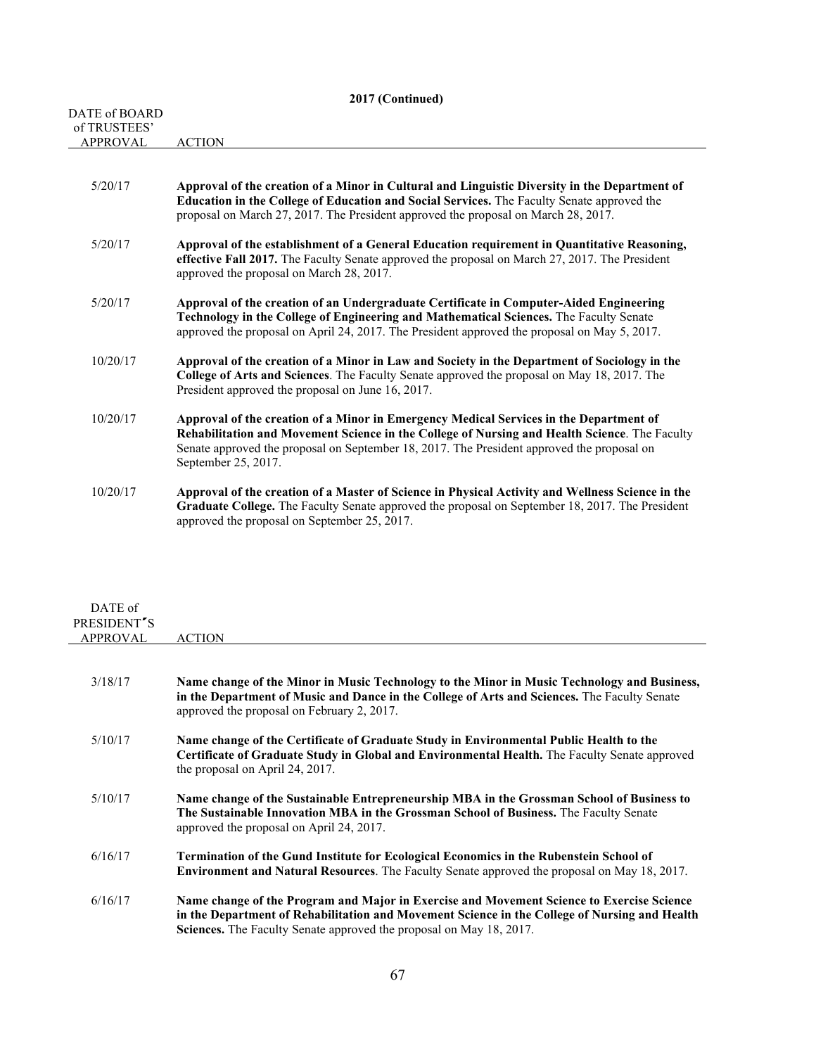## 2017 (Continued)

| DATE of BOARD of TRUSTEES' APPROVAL | ACTION |
|---|---|
| 5/20/17 | **Approval of the creation of a Minor in Cultural and Linguistic Diversity in the Department of Education in the College of Education and Social Services.** The Faculty Senate approved the proposal on March 27, 2017. The President approved the proposal on March 28, 2017. |
| 5/20/17 | **Approval of the establishment of a General Education requirement in Quantitative Reasoning, effective Fall 2017.** The Faculty Senate approved the proposal on March 27, 2017. The President approved the proposal on March 28, 2017. |
| 5/20/17 | **Approval of the creation of an Undergraduate Certificate in Computer-Aided Engineering Technology in the College of Engineering and Mathematical Sciences.** The Faculty Senate approved the proposal on April 24, 2017. The President approved the proposal on May 5, 2017. |
| 10/20/17 | **Approval of the creation of a Minor in Law and Society in the Department of Sociology in the College of Arts and Sciences**. The Faculty Senate approved the proposal on May 18, 2017. The President approved the proposal on June 16, 2017. |
| 10/20/17 | **Approval of the creation of a Minor in Emergency Medical Services in the Department of Rehabilitation and Movement Science in the College of Nursing and Health Science**. The Faculty Senate approved the proposal on September 18, 2017. The President approved the proposal on September 25, 2017. |
| 10/20/17 | **Approval of the creation of a Master of Science in Physical Activity and Wellness Science in the Graduate College.** The Faculty Senate approved the proposal on September 18, 2017. The President approved the proposal on September 25, 2017. |

| DATE of PRESIDENT'S APPROVAL | ACTION |
|---|---|
| 3/18/17 | **Name change of the Minor in Music Technology to the Minor in Music Technology and Business, in the Department of Music and Dance in the College of Arts and Sciences.** The Faculty Senate approved the proposal on February 2, 2017. |
| 5/10/17 | **Name change of the Certificate of Graduate Study in Environmental Public Health to the Certificate of Graduate Study in Global and Environmental Health.** The Faculty Senate approved the proposal on April 24, 2017. |
| 5/10/17 | **Name change of the Sustainable Entrepreneurship MBA in the Grossman School of Business to The Sustainable Innovation MBA in the Grossman School of Business.** The Faculty Senate approved the proposal on April 24, 2017. |
| 6/16/17 | **Termination of the Gund Institute for Ecological Economics in the Rubenstein School of Environment and Natural Resources**. The Faculty Senate approved the proposal on May 18, 2017. |
| 6/16/17 | **Name change of the Program and Major in Exercise and Movement Science to Exercise Science in the Department of Rehabilitation and Movement Science in the College of Nursing and Health Sciences.** The Faculty Senate approved the proposal on May 18, 2017. |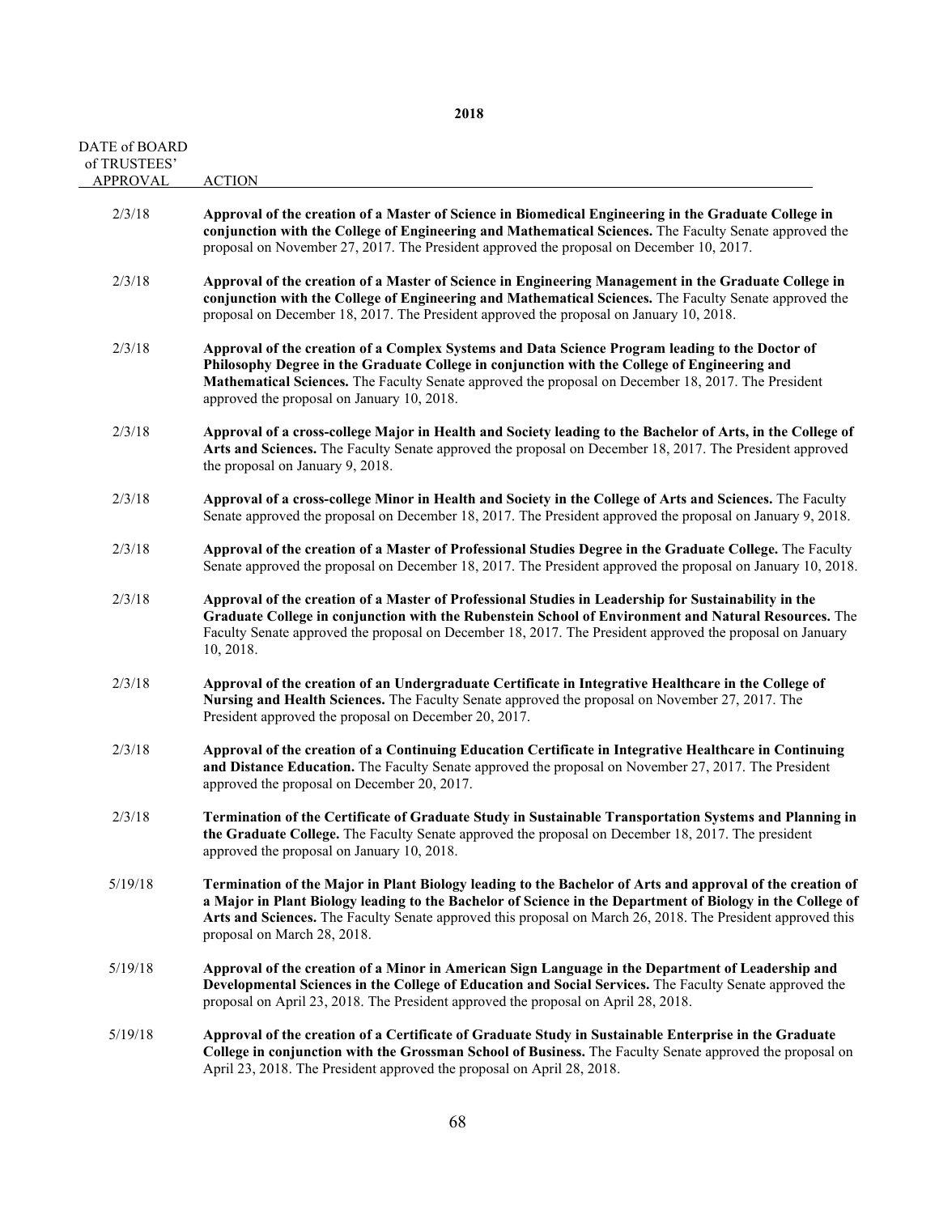## 2018

| DATE of BOARD of TRUSTEES' APPROVAL | ACTION |
|---|---|
| 2/3/18 | **Approval of the creation of a Master of Science in Biomedical Engineering in the Graduate College in conjunction with the College of Engineering and Mathematical Sciences.** The Faculty Senate approved the proposal on November 27, 2017. The President approved the proposal on December 10, 2017. |
| 2/3/18 | **Approval of the creation of a Master of Science in Engineering Management in the Graduate College in conjunction with the College of Engineering and Mathematical Sciences.** The Faculty Senate approved the proposal on December 18, 2017. The President approved the proposal on January 10, 2018. |
| 2/3/18 | **Approval of the creation of a Complex Systems and Data Science Program leading to the Doctor of Philosophy Degree in the Graduate College in conjunction with the College of Engineering and Mathematical Sciences.** The Faculty Senate approved the proposal on December 18, 2017. The President approved the proposal on January 10, 2018. |
| 2/3/18 | **Approval of a cross-college Major in Health and Society leading to the Bachelor of Arts, in the College of Arts and Sciences.** The Faculty Senate approved the proposal on December 18, 2017. The President approved the proposal on January 9, 2018. |
| 2/3/18 | **Approval of a cross-college Minor in Health and Society in the College of Arts and Sciences.** The Faculty Senate approved the proposal on December 18, 2017. The President approved the proposal on January 9, 2018. |
| 2/3/18 | **Approval of the creation of a Master of Professional Studies Degree in the Graduate College.** The Faculty Senate approved the proposal on December 18, 2017. The President approved the proposal on January 10, 2018. |
| 2/3/18 | **Approval of the creation of a Master of Professional Studies in Leadership for Sustainability in the Graduate College in conjunction with the Rubenstein School of Environment and Natural Resources.** The Faculty Senate approved the proposal on December 18, 2017. The President approved the proposal on January 10, 2018. |
| 2/3/18 | **Approval of the creation of an Undergraduate Certificate in Integrative Healthcare in the College of Nursing and Health Sciences.** The Faculty Senate approved the proposal on November 27, 2017. The President approved the proposal on December 20, 2017. |
| 2/3/18 | **Approval of the creation of a Continuing Education Certificate in Integrative Healthcare in Continuing and Distance Education.** The Faculty Senate approved the proposal on November 27, 2017. The President approved the proposal on December 20, 2017. |
| 2/3/18 | **Termination of the Certificate of Graduate Study in Sustainable Transportation Systems and Planning in the Graduate College.** The Faculty Senate approved the proposal on December 18, 2017. The president approved the proposal on January 10, 2018. |
| 5/19/18 | **Termination of the Major in Plant Biology leading to the Bachelor of Arts and approval of the creation of a Major in Plant Biology leading to the Bachelor of Science in the Department of Biology in the College of Arts and Sciences.** The Faculty Senate approved this proposal on March 26, 2018. The President approved this proposal on March 28, 2018. |
| 5/19/18 | **Approval of the creation of a Minor in American Sign Language in the Department of Leadership and Developmental Sciences in the College of Education and Social Services.** The Faculty Senate approved the proposal on April 23, 2018. The President approved the proposal on April 28, 2018. |
| 5/19/18 | **Approval of the creation of a Certificate of Graduate Study in Sustainable Enterprise in the Graduate College in conjunction with the Grossman School of Business.** The Faculty Senate approved the proposal on April 23, 2018. The President approved the proposal on April 28, 2018. |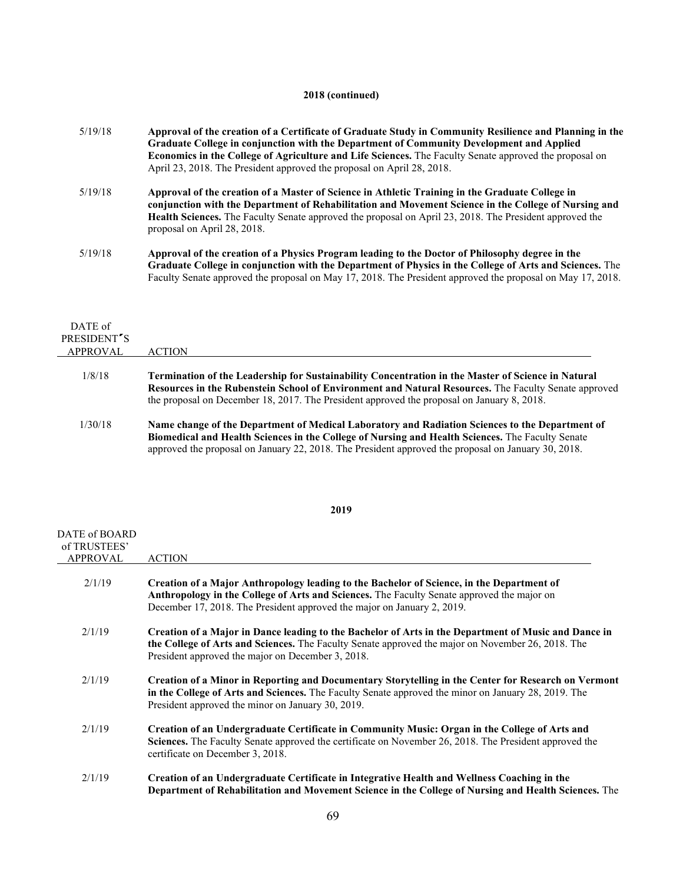**2018 (continued)**

| | |
|---|---|
| 5/19/18 | **Approval of the creation of a Certificate of Graduate Study in Community Resilience and Planning in the Graduate College in conjunction with the Department of Community Development and Applied Economics in the College of Agriculture and Life Sciences.** The Faculty Senate approved the proposal on April 23, 2018. The President approved the proposal on April 28, 2018. |
| 5/19/18 | **Approval of the creation of a Master of Science in Athletic Training in the Graduate College in conjunction with the Department of Rehabilitation and Movement Science in the College of Nursing and Health Sciences.** The Faculty Senate approved the proposal on April 23, 2018. The President approved the proposal on April 28, 2018. |
| 5/19/18 | **Approval of the creation of a Physics Program leading to the Doctor of Philosophy degree in the Graduate College in conjunction with the Department of Physics in the College of Arts and Sciences.** The Faculty Senate approved the proposal on May 17, 2018. The President approved the proposal on May 17, 2018. |

| DATE of PRESIDENT´S APPROVAL | ACTION |
|---|---|
| 1/8/18 | **Termination of the Leadership for Sustainability Concentration in the Master of Science in Natural Resources in the Rubenstein School of Environment and Natural Resources.** The Faculty Senate approved the proposal on December 18, 2017. The President approved the proposal on January 8, 2018. |
| 1/30/18 | **Name change of the Department of Medical Laboratory and Radiation Sciences to the Department of Biomedical and Health Sciences in the College of Nursing and Health Sciences.** The Faculty Senate approved the proposal on January 22, 2018. The President approved the proposal on January 30, 2018. |

**2019**

| DATE of BOARD of TRUSTEES' APPROVAL | ACTION |
|---|---|
| 2/1/19 | **Creation of a Major Anthropology leading to the Bachelor of Science, in the Department of Anthropology in the College of Arts and Sciences.** The Faculty Senate approved the major on December 17, 2018. The President approved the major on January 2, 2019. |
| 2/1/19 | **Creation of a Major in Dance leading to the Bachelor of Arts in the Department of Music and Dance in the College of Arts and Sciences.** The Faculty Senate approved the major on November 26, 2018. The President approved the major on December 3, 2018. |
| 2/1/19 | **Creation of a Minor in Reporting and Documentary Storytelling in the Center for Research on Vermont in the College of Arts and Sciences.** The Faculty Senate approved the minor on January 28, 2019. The President approved the minor on January 30, 2019. |
| 2/1/19 | **Creation of an Undergraduate Certificate in Community Music: Organ in the College of Arts and Sciences.** The Faculty Senate approved the certificate on November 26, 2018. The President approved the certificate on December 3, 2018. |
| 2/1/19 | **Creation of an Undergraduate Certificate in Integrative Health and Wellness Coaching in the Department of Rehabilitation and Movement Science in the College of Nursing and Health Sciences.** The |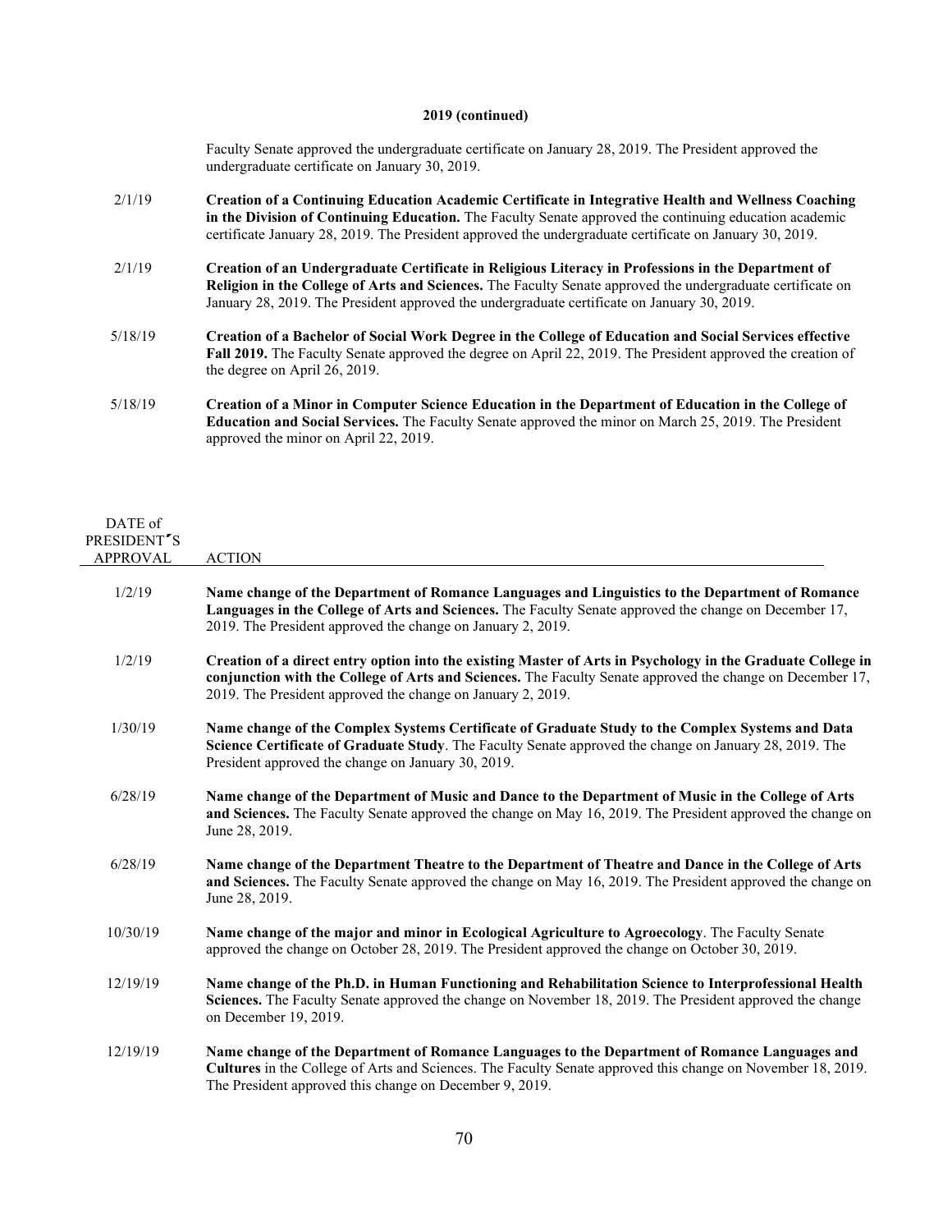**2019 (continued)**

| | |
|---|---|
| | Faculty Senate approved the undergraduate certificate on January 28, 2019. The President approved the undergraduate certificate on January 30, 2019. |
| 2/1/19 | **Creation of a Continuing Education Academic Certificate in Integrative Health and Wellness Coaching in the Division of Continuing Education.** The Faculty Senate approved the continuing education academic certificate January 28, 2019. The President approved the undergraduate certificate on January 30, 2019. |
| 2/1/19 | **Creation of an Undergraduate Certificate in Religious Literacy in Professions in the Department of Religion in the College of Arts and Sciences.** The Faculty Senate approved the undergraduate certificate on January 28, 2019. The President approved the undergraduate certificate on January 30, 2019. |
| 5/18/19 | **Creation of a Bachelor of Social Work Degree in the College of Education and Social Services effective Fall 2019.** The Faculty Senate approved the degree on April 22, 2019. The President approved the creation of the degree on April 26, 2019. |
| 5/18/19 | **Creation of a Minor in Computer Science Education in the Department of Education in the College of Education and Social Services.** The Faculty Senate approved the minor on March 25, 2019. The President approved the minor on April 22, 2019. |

| DATE of PRESIDENT´S APPROVAL | ACTION |
|---|---|
| 1/2/19 | **Name change of the Department of Romance Languages and Linguistics to the Department of Romance Languages in the College of Arts and Sciences.** The Faculty Senate approved the change on December 17, 2019. The President approved the change on January 2, 2019. |
| 1/2/19 | **Creation of a direct entry option into the existing Master of Arts in Psychology in the Graduate College in conjunction with the College of Arts and Sciences.** The Faculty Senate approved the change on December 17, 2019. The President approved the change on January 2, 2019. |
| 1/30/19 | **Name change of the Complex Systems Certificate of Graduate Study to the Complex Systems and Data Science Certificate of Graduate Study**. The Faculty Senate approved the change on January 28, 2019. The President approved the change on January 30, 2019. |
| 6/28/19 | **Name change of the Department of Music and Dance to the Department of Music in the College of Arts and Sciences.** The Faculty Senate approved the change on May 16, 2019. The President approved the change on June 28, 2019. |
| 6/28/19 | **Name change of the Department Theatre to the Department of Theatre and Dance in the College of Arts and Sciences.** The Faculty Senate approved the change on May 16, 2019. The President approved the change on June 28, 2019. |
| 10/30/19 | **Name change of the major and minor in Ecological Agriculture to Agroecology**. The Faculty Senate approved the change on October 28, 2019. The President approved the change on October 30, 2019. |
| 12/19/19 | **Name change of the Ph.D. in Human Functioning and Rehabilitation Science to Interprofessional Health Sciences.** The Faculty Senate approved the change on November 18, 2019. The President approved the change on December 19, 2019. |
| 12/19/19 | **Name change of the Department of Romance Languages to the Department of Romance Languages and Cultures** in the College of Arts and Sciences. The Faculty Senate approved this change on November 18, 2019. The President approved this change on December 9, 2019. |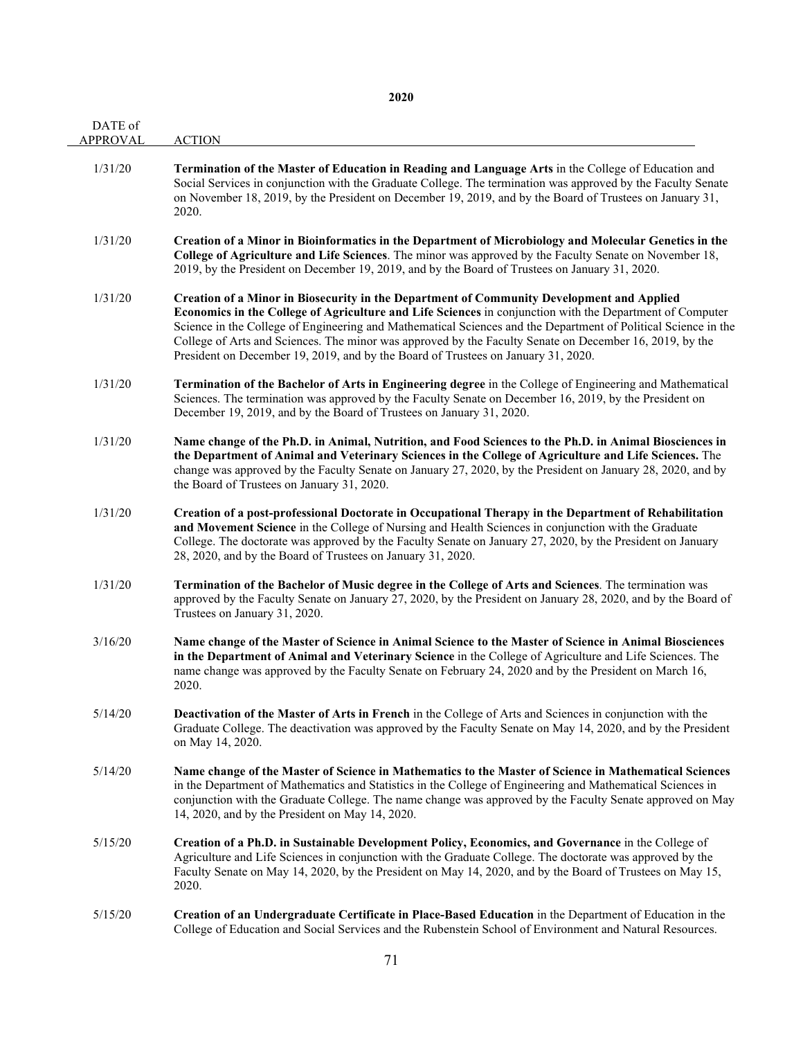## 2020

| DATE of APPROVAL | ACTION |
|---|---|
| 1/31/20 | **Termination of the Master of Education in Reading and Language Arts** in the College of Education and Social Services in conjunction with the Graduate College. The termination was approved by the Faculty Senate on November 18, 2019, by the President on December 19, 2019, and by the Board of Trustees on January 31, 2020. |
| 1/31/20 | **Creation of a Minor in Bioinformatics in the Department of Microbiology and Molecular Genetics in the College of Agriculture and Life Sciences**. The minor was approved by the Faculty Senate on November 18, 2019, by the President on December 19, 2019, and by the Board of Trustees on January 31, 2020. |
| 1/31/20 | **Creation of a Minor in Biosecurity in the Department of Community Development and Applied Economics in the College of Agriculture and Life Sciences** in conjunction with the Department of Computer Science in the College of Engineering and Mathematical Sciences and the Department of Political Science in the College of Arts and Sciences. The minor was approved by the Faculty Senate on December 16, 2019, by the President on December 19, 2019, and by the Board of Trustees on January 31, 2020. |
| 1/31/20 | **Termination of the Bachelor of Arts in Engineering degree** in the College of Engineering and Mathematical Sciences. The termination was approved by the Faculty Senate on December 16, 2019, by the President on December 19, 2019, and by the Board of Trustees on January 31, 2020. |
| 1/31/20 | **Name change of the Ph.D. in Animal, Nutrition, and Food Sciences to the Ph.D. in Animal Biosciences in the Department of Animal and Veterinary Sciences in the College of Agriculture and Life Sciences.** The change was approved by the Faculty Senate on January 27, 2020, by the President on January 28, 2020, and by the Board of Trustees on January 31, 2020. |
| 1/31/20 | **Creation of a post-professional Doctorate in Occupational Therapy in the Department of Rehabilitation and Movement Science** in the College of Nursing and Health Sciences in conjunction with the Graduate College. The doctorate was approved by the Faculty Senate on January 27, 2020, by the President on January 28, 2020, and by the Board of Trustees on January 31, 2020. |
| 1/31/20 | **Termination of the Bachelor of Music degree in the College of Arts and Sciences**. The termination was approved by the Faculty Senate on January 27, 2020, by the President on January 28, 2020, and by the Board of Trustees on January 31, 2020. |
| 3/16/20 | **Name change of the Master of Science in Animal Science to the Master of Science in Animal Biosciences in the Department of Animal and Veterinary Science** in the College of Agriculture and Life Sciences. The name change was approved by the Faculty Senate on February 24, 2020 and by the President on March 16, 2020. |
| 5/14/20 | **Deactivation of the Master of Arts in French** in the College of Arts and Sciences in conjunction with the Graduate College. The deactivation was approved by the Faculty Senate on May 14, 2020, and by the President on May 14, 2020. |
| 5/14/20 | **Name change of the Master of Science in Mathematics to the Master of Science in Mathematical Sciences** in the Department of Mathematics and Statistics in the College of Engineering and Mathematical Sciences in conjunction with the Graduate College. The name change was approved by the Faculty Senate approved on May 14, 2020, and by the President on May 14, 2020. |
| 5/15/20 | **Creation of a Ph.D. in Sustainable Development Policy, Economics, and Governance** in the College of Agriculture and Life Sciences in conjunction with the Graduate College. The doctorate was approved by the Faculty Senate on May 14, 2020, by the President on May 14, 2020, and by the Board of Trustees on May 15, 2020. |
| 5/15/20 | **Creation of an Undergraduate Certificate in Place-Based Education** in the Department of Education in the College of Education and Social Services and the Rubenstein School of Environment and Natural Resources. |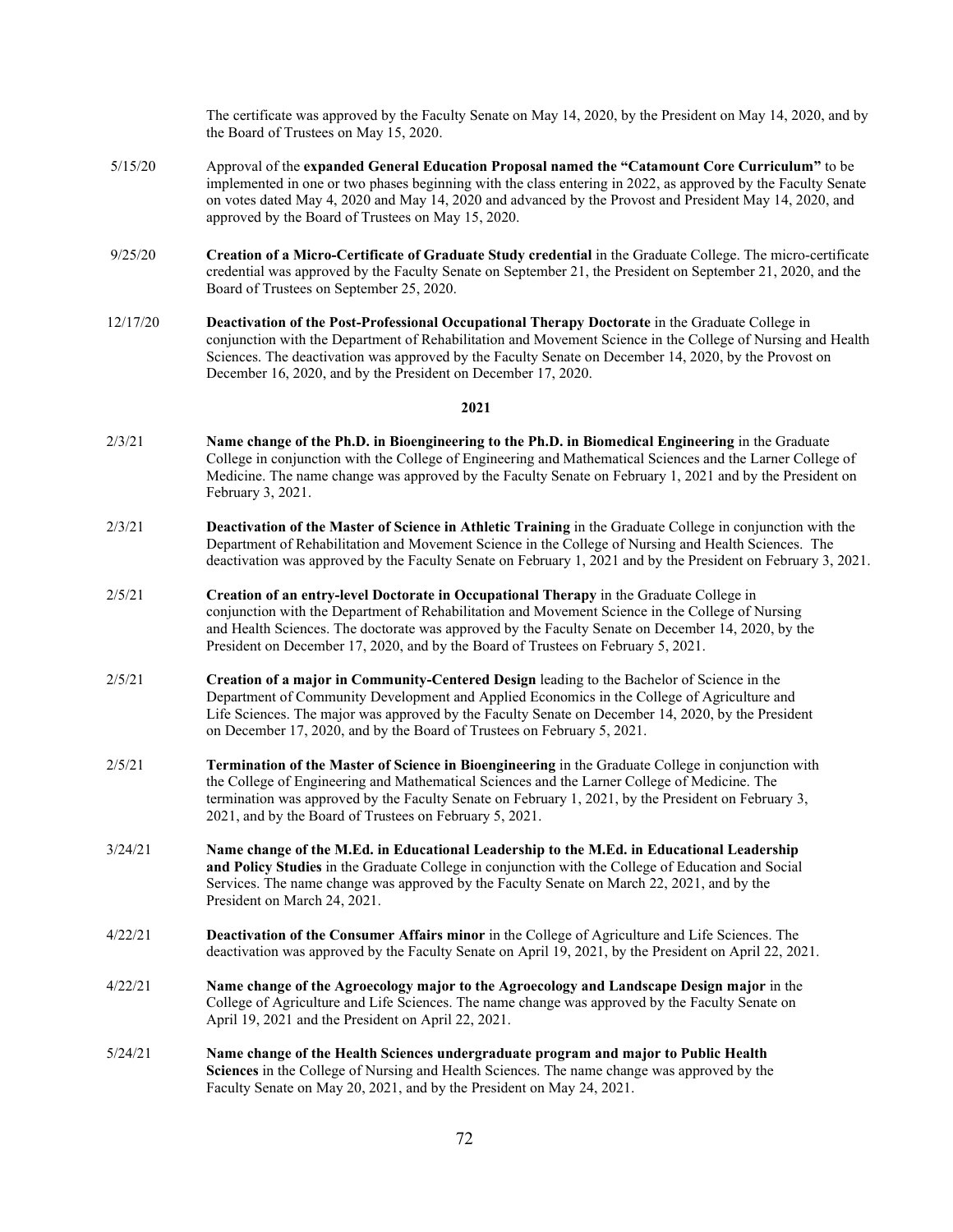The certificate was approved by the Faculty Senate on May 14, 2020, by the President on May 14, 2020, and by the Board of Trustees on May 15, 2020.

5/15/20 Approval of the **expanded General Education Proposal named the "Catamount Core Curriculum"** to be implemented in one or two phases beginning with the class entering in 2022, as approved by the Faculty Senate on votes dated May 4, 2020 and May 14, 2020 and advanced by the Provost and President May 14, 2020, and approved by the Board of Trustees on May 15, 2020.

9/25/20 **Creation of a Micro-Certificate of Graduate Study credential** in the Graduate College. The micro-certificate credential was approved by the Faculty Senate on September 21, the President on September 21, 2020, and the Board of Trustees on September 25, 2020.

12/17/20 **Deactivation of the Post-Professional Occupational Therapy Doctorate** in the Graduate College in conjunction with the Department of Rehabilitation and Movement Science in the College of Nursing and Health Sciences. The deactivation was approved by the Faculty Senate on December 14, 2020, by the Provost on December 16, 2020, and by the President on December 17, 2020.

**2021**

2/3/21 **Name change of the Ph.D. in Bioengineering to the Ph.D. in Biomedical Engineering** in the Graduate College in conjunction with the College of Engineering and Mathematical Sciences and the Larner College of Medicine. The name change was approved by the Faculty Senate on February 1, 2021 and by the President on February 3, 2021.

2/3/21 **Deactivation of the Master of Science in Athletic Training** in the Graduate College in conjunction with the Department of Rehabilitation and Movement Science in the College of Nursing and Health Sciences. The deactivation was approved by the Faculty Senate on February 1, 2021 and by the President on February 3, 2021.

2/5/21 **Creation of an entry-level Doctorate in Occupational Therapy** in the Graduate College in conjunction with the Department of Rehabilitation and Movement Science in the College of Nursing and Health Sciences. The doctorate was approved by the Faculty Senate on December 14, 2020, by the President on December 17, 2020, and by the Board of Trustees on February 5, 2021.

2/5/21 **Creation of a major in Community-Centered Design** leading to the Bachelor of Science in the Department of Community Development and Applied Economics in the College of Agriculture and Life Sciences. The major was approved by the Faculty Senate on December 14, 2020, by the President on December 17, 2020, and by the Board of Trustees on February 5, 2021.

2/5/21 **Termination of the Master of Science in Bioengineering** in the Graduate College in conjunction with the College of Engineering and Mathematical Sciences and the Larner College of Medicine. The termination was approved by the Faculty Senate on February 1, 2021, by the President on February 3, 2021, and by the Board of Trustees on February 5, 2021.

3/24/21 **Name change of the M.Ed. in Educational Leadership to the M.Ed. in Educational Leadership and Policy Studies** in the Graduate College in conjunction with the College of Education and Social Services. The name change was approved by the Faculty Senate on March 22, 2021, and by the President on March 24, 2021.

4/22/21 **Deactivation of the Consumer Affairs minor** in the College of Agriculture and Life Sciences. The deactivation was approved by the Faculty Senate on April 19, 2021, by the President on April 22, 2021.

4/22/21 **Name change of the Agroecology major to the Agroecology and Landscape Design major** in the College of Agriculture and Life Sciences. The name change was approved by the Faculty Senate on April 19, 2021 and the President on April 22, 2021.

5/24/21 **Name change of the Health Sciences undergraduate program and major to Public Health Sciences** in the College of Nursing and Health Sciences. The name change was approved by the Faculty Senate on May 20, 2021, and by the President on May 24, 2021.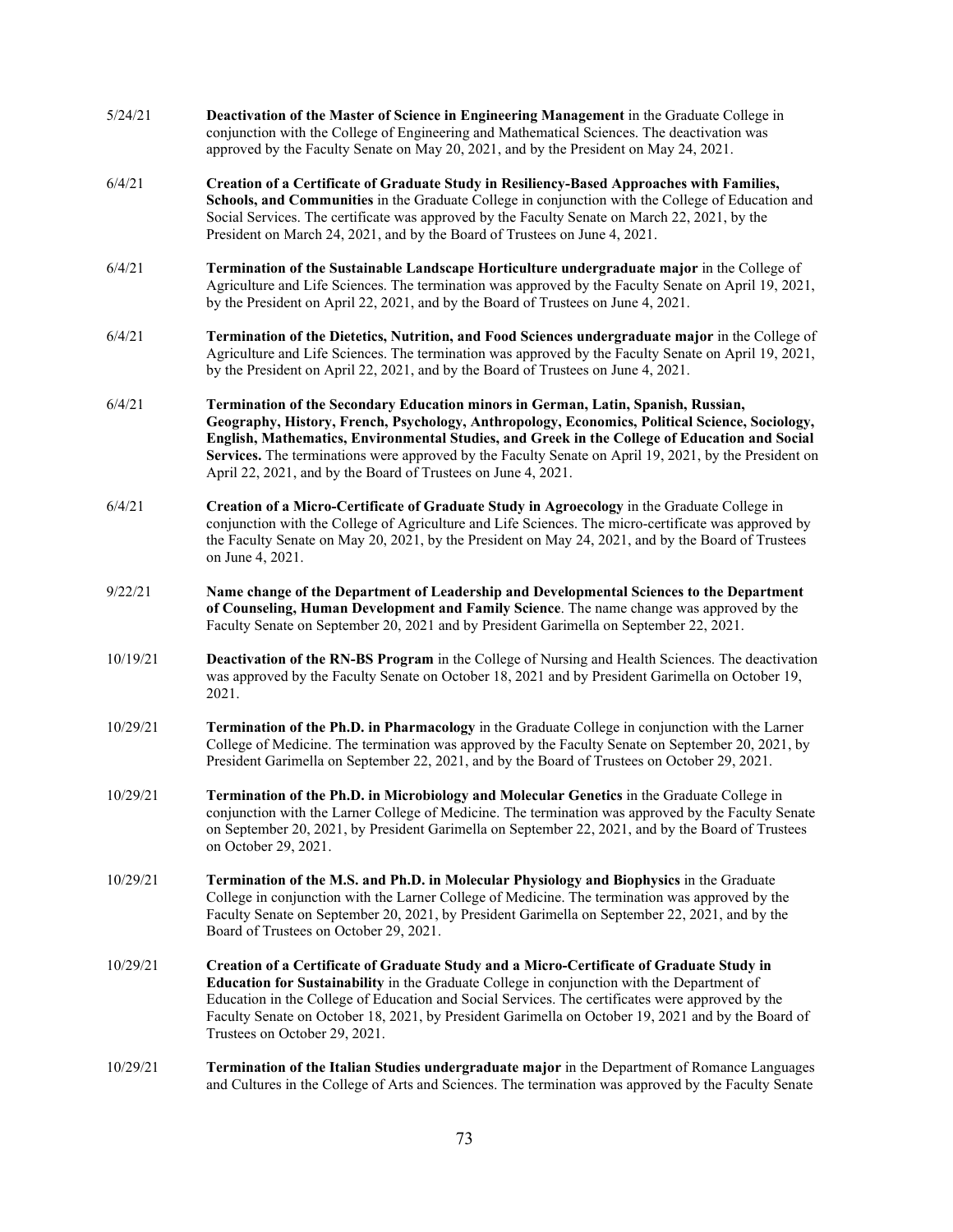| | |
|---|---|
| 5/24/21 | **Deactivation of the Master of Science in Engineering Management** in the Graduate College in conjunction with the College of Engineering and Mathematical Sciences. The deactivation was approved by the Faculty Senate on May 20, 2021, and by the President on May 24, 2021. |
| 6/4/21 | **Creation of a Certificate of Graduate Study in Resiliency-Based Approaches with Families, Schools, and Communities** in the Graduate College in conjunction with the College of Education and Social Services. The certificate was approved by the Faculty Senate on March 22, 2021, by the President on March 24, 2021, and by the Board of Trustees on June 4, 2021. |
| 6/4/21 | **Termination of the Sustainable Landscape Horticulture undergraduate major** in the College of Agriculture and Life Sciences. The termination was approved by the Faculty Senate on April 19, 2021, by the President on April 22, 2021, and by the Board of Trustees on June 4, 2021. |
| 6/4/21 | **Termination of the Dietetics, Nutrition, and Food Sciences undergraduate major** in the College of Agriculture and Life Sciences. The termination was approved by the Faculty Senate on April 19, 2021, by the President on April 22, 2021, and by the Board of Trustees on June 4, 2021. |
| 6/4/21 | **Termination of the Secondary Education minors in German, Latin, Spanish, Russian, Geography, History, French, Psychology, Anthropology, Economics, Political Science, Sociology, English, Mathematics, Environmental Studies, and Greek in the College of Education and Social Services.** The terminations were approved by the Faculty Senate on April 19, 2021, by the President on April 22, 2021, and by the Board of Trustees on June 4, 2021. |
| 6/4/21 | **Creation of a Micro-Certificate of Graduate Study in Agroecology** in the Graduate College in conjunction with the College of Agriculture and Life Sciences. The micro-certificate was approved by the Faculty Senate on May 20, 2021, by the President on May 24, 2021, and by the Board of Trustees on June 4, 2021. |
| 9/22/21 | **Name change of the Department of Leadership and Developmental Sciences to the Department of Counseling, Human Development and Family Science**. The name change was approved by the Faculty Senate on September 20, 2021 and by President Garimella on September 22, 2021. |
| 10/19/21 | **Deactivation of the RN-BS Program** in the College of Nursing and Health Sciences. The deactivation was approved by the Faculty Senate on October 18, 2021 and by President Garimella on October 19, 2021. |
| 10/29/21 | **Termination of the Ph.D. in Pharmacology** in the Graduate College in conjunction with the Larner College of Medicine. The termination was approved by the Faculty Senate on September 20, 2021, by President Garimella on September 22, 2021, and by the Board of Trustees on October 29, 2021. |
| 10/29/21 | **Termination of the Ph.D. in Microbiology and Molecular Genetics** in the Graduate College in conjunction with the Larner College of Medicine. The termination was approved by the Faculty Senate on September 20, 2021, by President Garimella on September 22, 2021, and by the Board of Trustees on October 29, 2021. |
| 10/29/21 | **Termination of the M.S. and Ph.D. in Molecular Physiology and Biophysics** in the Graduate College in conjunction with the Larner College of Medicine. The termination was approved by the Faculty Senate on September 20, 2021, by President Garimella on September 22, 2021, and by the Board of Trustees on October 29, 2021. |
| 10/29/21 | **Creation of a Certificate of Graduate Study and a Micro-Certificate of Graduate Study in Education for Sustainability** in the Graduate College in conjunction with the Department of Education in the College of Education and Social Services. The certificates were approved by the Faculty Senate on October 18, 2021, by President Garimella on October 19, 2021 and by the Board of Trustees on October 29, 2021. |
| 10/29/21 | **Termination of the Italian Studies undergraduate major** in the Department of Romance Languages and Cultures in the College of Arts and Sciences. The termination was approved by the Faculty Senate |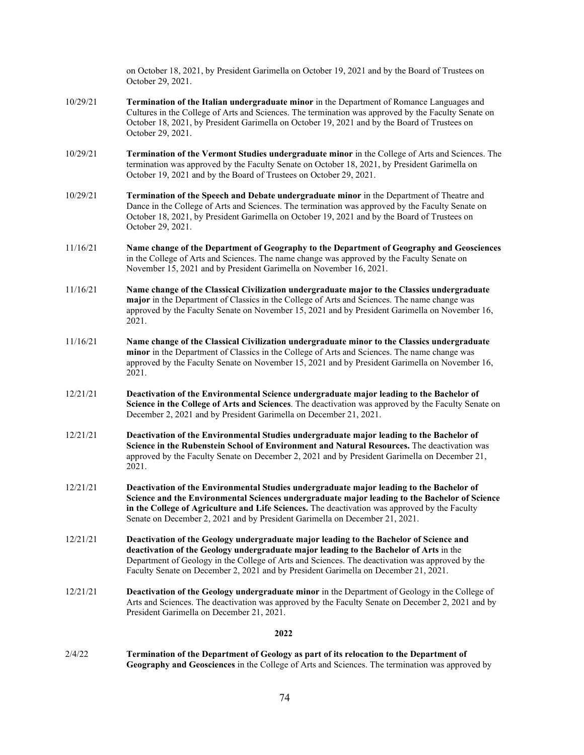on October 18, 2021, by President Garimella on October 19, 2021 and by the Board of Trustees on October 29, 2021.

10/29/21 **Termination of the Italian undergraduate minor** in the Department of Romance Languages and Cultures in the College of Arts and Sciences. The termination was approved by the Faculty Senate on October 18, 2021, by President Garimella on October 19, 2021 and by the Board of Trustees on October 29, 2021.

10/29/21 **Termination of the Vermont Studies undergraduate minor** in the College of Arts and Sciences. The termination was approved by the Faculty Senate on October 18, 2021, by President Garimella on October 19, 2021 and by the Board of Trustees on October 29, 2021.

10/29/21 **Termination of the Speech and Debate undergraduate minor** in the Department of Theatre and Dance in the College of Arts and Sciences. The termination was approved by the Faculty Senate on October 18, 2021, by President Garimella on October 19, 2021 and by the Board of Trustees on October 29, 2021.

11/16/21 **Name change of the Department of Geography to the Department of Geography and Geosciences** in the College of Arts and Sciences. The name change was approved by the Faculty Senate on November 15, 2021 and by President Garimella on November 16, 2021.

11/16/21 **Name change of the Classical Civilization undergraduate major to the Classics undergraduate major** in the Department of Classics in the College of Arts and Sciences. The name change was approved by the Faculty Senate on November 15, 2021 and by President Garimella on November 16, 2021.

11/16/21 **Name change of the Classical Civilization undergraduate minor to the Classics undergraduate minor** in the Department of Classics in the College of Arts and Sciences. The name change was approved by the Faculty Senate on November 15, 2021 and by President Garimella on November 16, 2021.

12/21/21 **Deactivation of the Environmental Science undergraduate major leading to the Bachelor of Science in the College of Arts and Sciences**. The deactivation was approved by the Faculty Senate on December 2, 2021 and by President Garimella on December 21, 2021.

12/21/21 **Deactivation of the Environmental Studies undergraduate major leading to the Bachelor of Science in the Rubenstein School of Environment and Natural Resources.** The deactivation was approved by the Faculty Senate on December 2, 2021 and by President Garimella on December 21, 2021.

12/21/21 **Deactivation of the Environmental Studies undergraduate major leading to the Bachelor of Science and the Environmental Sciences undergraduate major leading to the Bachelor of Science in the College of Agriculture and Life Sciences.** The deactivation was approved by the Faculty Senate on December 2, 2021 and by President Garimella on December 21, 2021.

12/21/21 **Deactivation of the Geology undergraduate major leading to the Bachelor of Science and deactivation of the Geology undergraduate major leading to the Bachelor of Arts** in the Department of Geology in the College of Arts and Sciences. The deactivation was approved by the Faculty Senate on December 2, 2021 and by President Garimella on December 21, 2021.

12/21/21 **Deactivation of the Geology undergraduate minor** in the Department of Geology in the College of Arts and Sciences. The deactivation was approved by the Faculty Senate on December 2, 2021 and by President Garimella on December 21, 2021.

## 2022

2/4/22 **Termination of the Department of Geology as part of its relocation to the Department of Geography and Geosciences** in the College of Arts and Sciences. The termination was approved by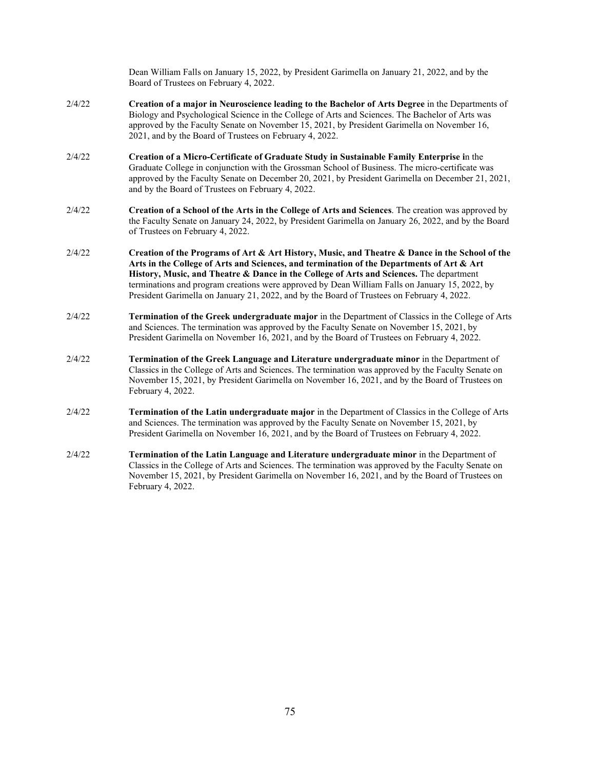Dean William Falls on January 15, 2022, by President Garimella on January 21, 2022, and by the Board of Trustees on February 4, 2022.

2/4/22 **Creation of a major in Neuroscience leading to the Bachelor of Arts Degree** in the Departments of Biology and Psychological Science in the College of Arts and Sciences. The Bachelor of Arts was approved by the Faculty Senate on November 15, 2021, by President Garimella on November 16, 2021, and by the Board of Trustees on February 4, 2022.

2/4/22 **Creation of a Micro-Certificate of Graduate Study in Sustainable Family Enterprise i**n the Graduate College in conjunction with the Grossman School of Business. The micro-certificate was approved by the Faculty Senate on December 20, 2021, by President Garimella on December 21, 2021, and by the Board of Trustees on February 4, 2022.

2/4/22 **Creation of a School of the Arts in the College of Arts and Sciences**. The creation was approved by the Faculty Senate on January 24, 2022, by President Garimella on January 26, 2022, and by the Board of Trustees on February 4, 2022.

2/4/22 **Creation of the Programs of Art & Art History, Music, and Theatre & Dance in the School of the Arts in the College of Arts and Sciences, and termination of the Departments of Art & Art History, Music, and Theatre & Dance in the College of Arts and Sciences.** The department terminations and program creations were approved by Dean William Falls on January 15, 2022, by President Garimella on January 21, 2022, and by the Board of Trustees on February 4, 2022.

2/4/22 **Termination of the Greek undergraduate major** in the Department of Classics in the College of Arts and Sciences. The termination was approved by the Faculty Senate on November 15, 2021, by President Garimella on November 16, 2021, and by the Board of Trustees on February 4, 2022.

2/4/22 **Termination of the Greek Language and Literature undergraduate minor** in the Department of Classics in the College of Arts and Sciences. The termination was approved by the Faculty Senate on November 15, 2021, by President Garimella on November 16, 2021, and by the Board of Trustees on February 4, 2022.

2/4/22 **Termination of the Latin undergraduate major** in the Department of Classics in the College of Arts and Sciences. The termination was approved by the Faculty Senate on November 15, 2021, by President Garimella on November 16, 2021, and by the Board of Trustees on February 4, 2022.

2/4/22 **Termination of the Latin Language and Literature undergraduate minor** in the Department of Classics in the College of Arts and Sciences. The termination was approved by the Faculty Senate on November 15, 2021, by President Garimella on November 16, 2021, and by the Board of Trustees on February 4, 2022.